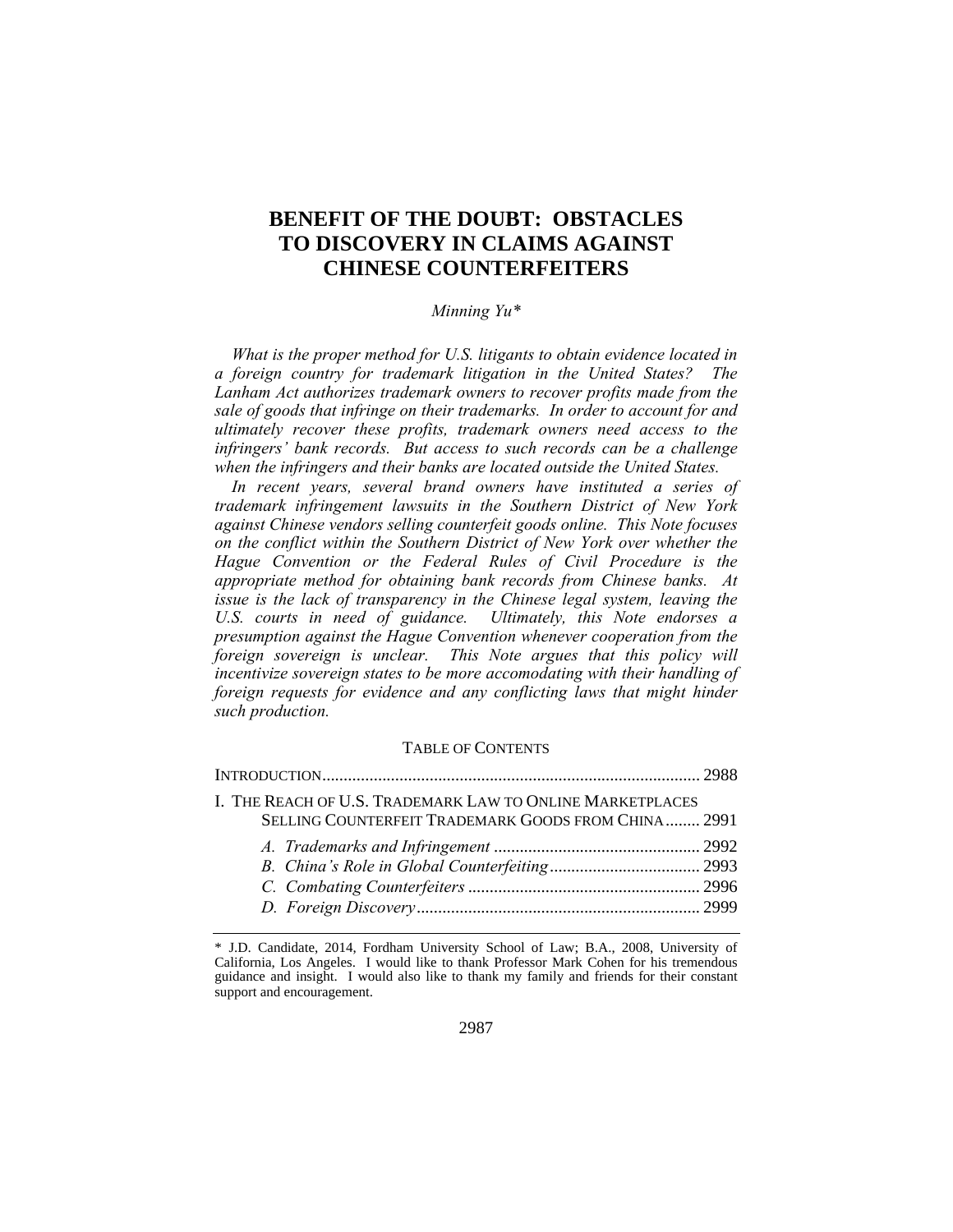# BENEFIT OF THE DOUBT: OBSTACLES TO DISCOVERY IN CLAIMS AGAINST CHINESE COUNTERFEITERS

*Minning Yu\**

*What is the proper method for U.S. litigants to obtain evidence located in a foreign country for trademark litigation in the United States? The Lanham Act authorizes trademark owners to recover profits made from the sale of goods that infringe on their trademarks. In order to account for and ultimately recover these profits, trademark owners need access to the infringers' bank records. But access to such records can be a challenge when the infringers and their banks are located outside the United States.*

*In recent years, several brand owners have instituted a series of trademark infringement lawsuits in the Southern District of New York against Chinese vendors selling counterfeit goods online. This Note focuses on the conflict within the Southern District of New York over whether the Hague Convention or the Federal Rules of Civil Procedure is the appropriate method for obtaining bank records from Chinese banks. At issue is the lack of transparency in the Chinese legal system, leaving the U.S. courts in need of guidance. Ultimately, this Note endorses a presumption against the Hague Convention whenever cooperation from the foreign sovereign is unclear. This Note argues that this policy will incentivize sovereign states to be more accomodating with their handling of foreign requests for evidence and any conflicting laws that might hinder such production.*

TABLE OF CONTENTS

INTRODUCTION ........ 2988

I. THE REACH OF U.S. TRADEMARK LAW TO ONLINE MARKETPLACES SELLING COUNTERFEIT TRADEMARK GOODS FROM CHINA ........ 2991

- *A. Trademarks and Infringement* ........ 2992
- *B. China's Role in Global Counterfeiting* ........ 2993
- *C. Combating Counterfeiters* ........ 2996
- *D. Foreign Discovery* ........ 2999

\* J.D. Candidate, 2014, Fordham University School of Law; B.A., 2008, University of California, Los Angeles. I would like to thank Professor Mark Cohen for his tremendous guidance and insight. I would also like to thank my family and friends for their constant support and encouragement.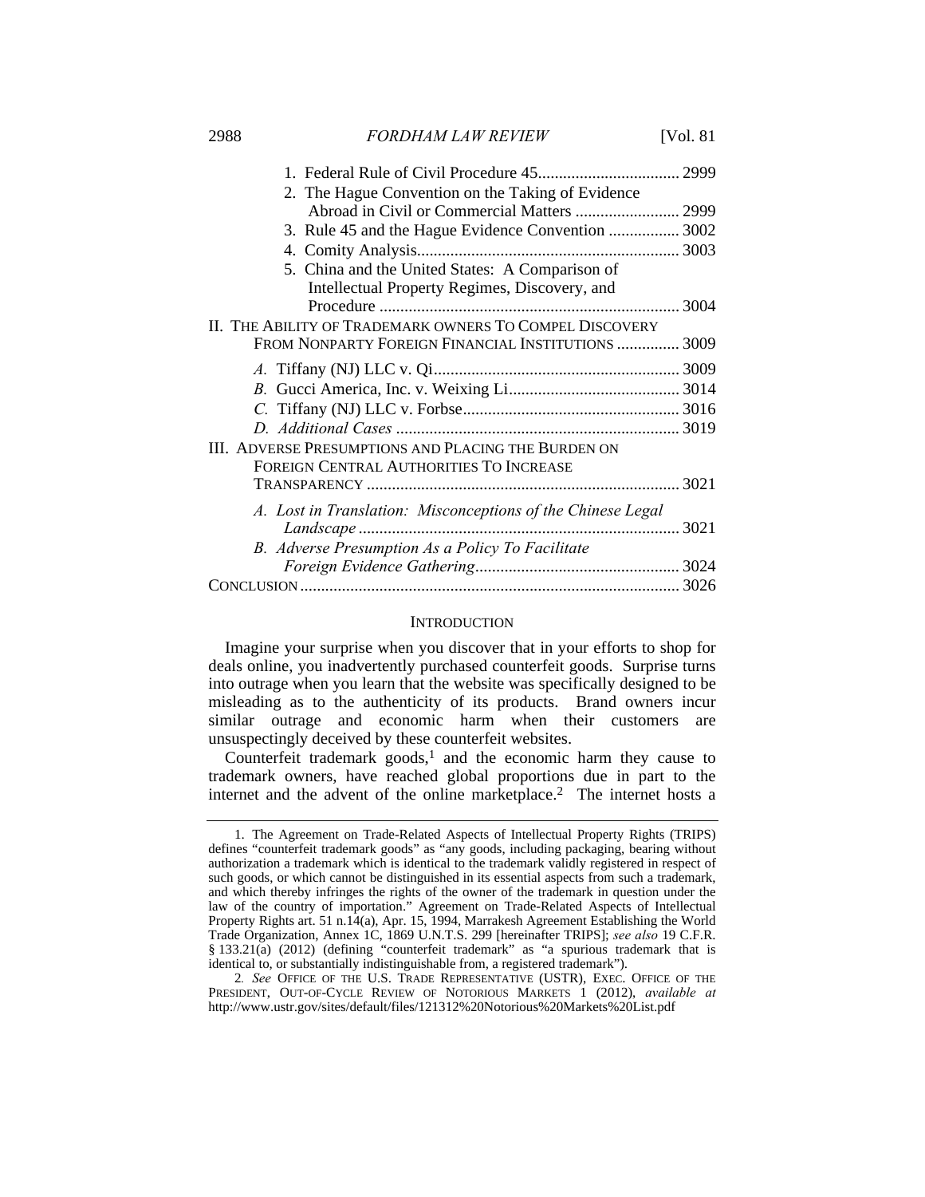1. Federal Rule of Civil Procedure 45 .................................. 2999
2. The Hague Convention on the Taking of Evidence Abroad in Civil or Commercial Matters ......................... 2999
3. Rule 45 and the Hague Evidence Convention ................ 3002
4. Comity Analysis .............................................................. 3003
5. China and the United States: A Comparison of Intellectual Property Regimes, Discovery, and Procedure ....................................................................... 3004

II. THE ABILITY OF TRADEMARK OWNERS TO COMPEL DISCOVERY FROM NONPARTY FOREIGN FINANCIAL INSTITUTIONS ............... 3009

*A.* Tiffany (NJ) LLC v. Qi ........................................................... 3009
*B.* Gucci America, Inc. v. Weixing Li ......................................... 3014
*C.* Tiffany (NJ) LLC v. Forbse .................................................... 3016
*D. Additional Cases* ..................................................................... 3019

III. ADVERSE PRESUMPTIONS AND PLACING THE BURDEN ON FOREIGN CENTRAL AUTHORITIES TO INCREASE TRANSPARENCY ........................................................................... 3021

*A. Lost in Translation: Misconceptions of the Chinese Legal Landscape* ............................................................................ 3021
*B. Adverse Presumption As a Policy To Facilitate Foreign Evidence Gathering* ................................................. 3024

CONCLUSION ........................................................................................ 3026

## INTRODUCTION

Imagine your surprise when you discover that in your efforts to shop for deals online, you inadvertently purchased counterfeit goods. Surprise turns into outrage when you learn that the website was specifically designed to be misleading as to the authenticity of its products. Brand owners incur similar outrage and economic harm when their customers are unsuspectingly deceived by these counterfeit websites.

Counterfeit trademark goods,[1] and the economic harm they cause to trademark owners, have reached global proportions due in part to the internet and the advent of the online marketplace.[2] The internet hosts a

---

1. The Agreement on Trade-Related Aspects of Intellectual Property Rights (TRIPS) defines "counterfeit trademark goods" as "any goods, including packaging, bearing without authorization a trademark which is identical to the trademark validly registered in respect of such goods, or which cannot be distinguished in its essential aspects from such a trademark, and which thereby infringes the rights of the owner of the trademark in question under the law of the country of importation." Agreement on Trade-Related Aspects of Intellectual Property Rights art. 51 n.14(a), Apr. 15, 1994, Marrakesh Agreement Establishing the World Trade Organization, Annex 1C, 1869 U.N.T.S. 299 [hereinafter TRIPS]; *see also* 19 C.F.R. § 133.21(a) (2012) (defining "counterfeit trademark" as "a spurious trademark that is identical to, or substantially indistinguishable from, a registered trademark").

2. *See* OFFICE OF THE U.S. TRADE REPRESENTATIVE (USTR), EXEC. OFFICE OF THE PRESIDENT, OUT-OF-CYCLE REVIEW OF NOTORIOUS MARKETS 1 (2012), *available at* http://www.ustr.gov/sites/default/files/121312%20Notorious%20Markets%20List.pdf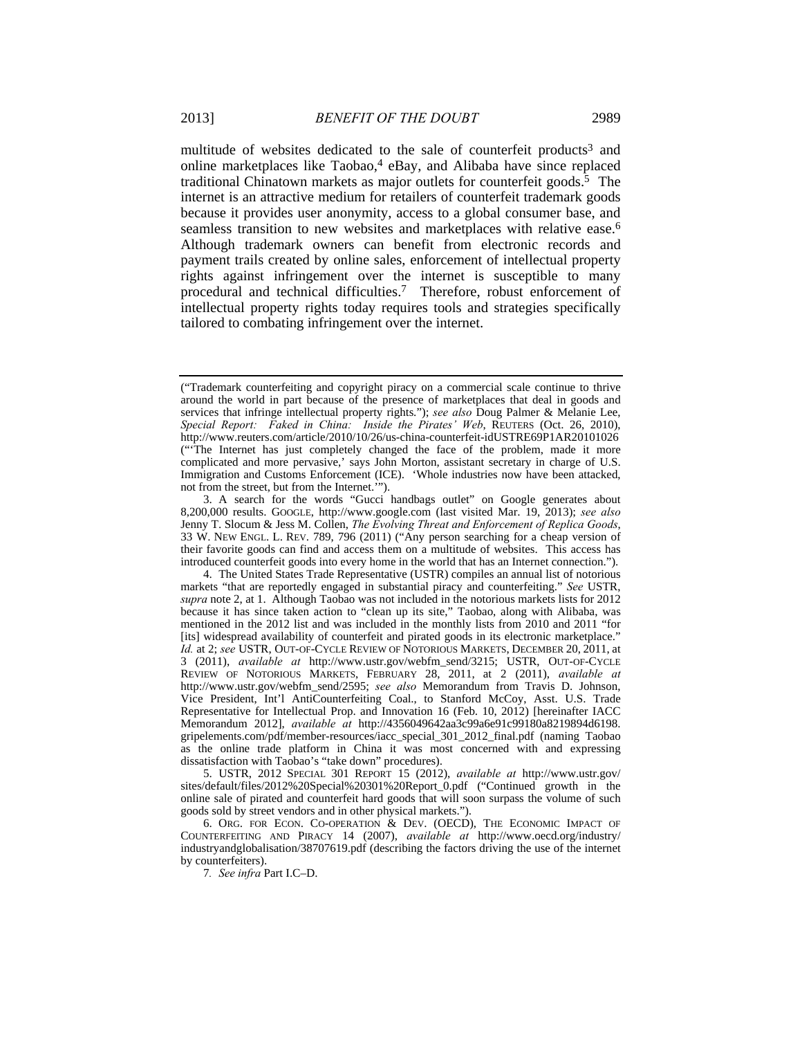multitude of websites dedicated to the sale of counterfeit products[3] and online marketplaces like Taobao,[4] eBay, and Alibaba have since replaced traditional Chinatown markets as major outlets for counterfeit goods.[5] The internet is an attractive medium for retailers of counterfeit trademark goods because it provides user anonymity, access to a global consumer base, and seamless transition to new websites and marketplaces with relative ease.[6] Although trademark owners can benefit from electronic records and payment trails created by online sales, enforcement of intellectual property rights against infringement over the internet is susceptible to many procedural and technical difficulties.[7] Therefore, robust enforcement of intellectual property rights today requires tools and strategies specifically tailored to combating infringement over the internet.

---

("Trademark counterfeiting and copyright piracy on a commercial scale continue to thrive around the world in part because of the presence of marketplaces that deal in goods and services that infringe intellectual property rights."); *see also* Doug Palmer & Melanie Lee, *Special Report: Faked in China: Inside the Pirates' Web*, REUTERS (Oct. 26, 2010), http://www.reuters.com/article/2010/10/26/us-china-counterfeit-idUSTRE69P1AR20101026 ("'The Internet has just completely changed the face of the problem, made it more complicated and more pervasive,' says John Morton, assistant secretary in charge of U.S. Immigration and Customs Enforcement (ICE). 'Whole industries now have been attacked, not from the street, but from the Internet.'").

3. A search for the words "Gucci handbags outlet" on Google generates about 8,200,000 results. GOOGLE, http://www.google.com (last visited Mar. 19, 2013); *see also* Jenny T. Slocum & Jess M. Collen, *The Evolving Threat and Enforcement of Replica Goods*, 33 W. NEW ENGL. L. REV. 789, 796 (2011) ("Any person searching for a cheap version of their favorite goods can find and access them on a multitude of websites. This access has introduced counterfeit goods into every home in the world that has an Internet connection.").

4. The United States Trade Representative (USTR) compiles an annual list of notorious markets "that are reportedly engaged in substantial piracy and counterfeiting." *See* USTR, *supra* note 2, at 1. Although Taobao was not included in the notorious markets lists for 2012 because it has since taken action to "clean up its site," Taobao, along with Alibaba, was mentioned in the 2012 list and was included in the monthly lists from 2010 and 2011 "for [its] widespread availability of counterfeit and pirated goods in its electronic marketplace." *Id.* at 2; *see* USTR, OUT-OF-CYCLE REVIEW OF NOTORIOUS MARKETS, DECEMBER 20, 2011, at 3 (2011), *available at* http://www.ustr.gov/webfm_send/3215; USTR, OUT-OF-CYCLE REVIEW OF NOTORIOUS MARKETS, FEBRUARY 28, 2011, at 2 (2011), *available at* http://www.ustr.gov/webfm_send/2595; *see also* Memorandum from Travis D. Johnson, Vice President, Int'l AntiCounterfeiting Coal., to Stanford McCoy, Asst. U.S. Trade Representative for Intellectual Prop. and Innovation 16 (Feb. 10, 2012) [hereinafter IACC Memorandum 2012], *available at* http://4356049642aa3c99a6e91c99180a8219894d6198.gripelements.com/pdf/member-resources/iacc_special_301_2012_final.pdf (naming Taobao as the online trade platform in China it was most concerned with and expressing dissatisfaction with Taobao's "take down" procedures).

5. USTR, 2012 SPECIAL 301 REPORT 15 (2012), *available at* http://www.ustr.gov/sites/default/files/2012%20Special%20301%20Report_0.pdf ("Continued growth in the online sale of pirated and counterfeit hard goods that will soon surpass the volume of such goods sold by street vendors and in other physical markets.").

6. ORG. FOR ECON. CO-OPERATION & DEV. (OECD), THE ECONOMIC IMPACT OF COUNTERFEITING AND PIRACY 14 (2007), *available at* http://www.oecd.org/industry/industryandglobalisation/38707619.pdf (describing the factors driving the use of the internet by counterfeiters).

7. *See infra* Part I.C–D.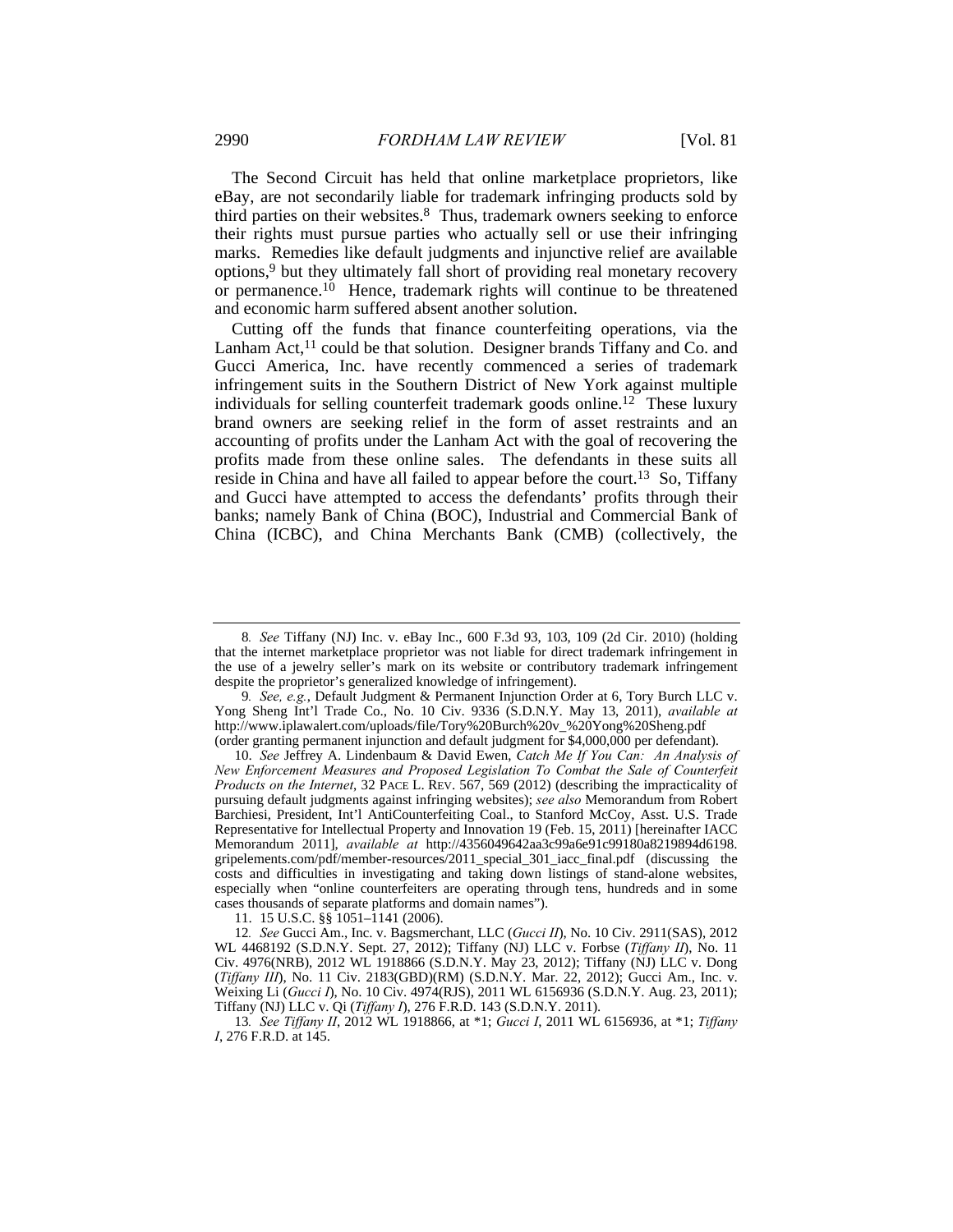The Second Circuit has held that online marketplace proprietors, like eBay, are not secondarily liable for trademark infringing products sold by third parties on their websites.[8] Thus, trademark owners seeking to enforce their rights must pursue parties who actually sell or use their infringing marks. Remedies like default judgments and injunctive relief are available options,[9] but they ultimately fall short of providing real monetary recovery or permanence.[10] Hence, trademark rights will continue to be threatened and economic harm suffered absent another solution.

Cutting off the funds that finance counterfeiting operations, via the Lanham Act,[11] could be that solution. Designer brands Tiffany and Co. and Gucci America, Inc. have recently commenced a series of trademark infringement suits in the Southern District of New York against multiple individuals for selling counterfeit trademark goods online.[12] These luxury brand owners are seeking relief in the form of asset restraints and an accounting of profits under the Lanham Act with the goal of recovering the profits made from these online sales. The defendants in these suits all reside in China and have all failed to appear before the court.[13] So, Tiffany and Gucci have attempted to access the defendants' profits through their banks; namely Bank of China (BOC), Industrial and Commercial Bank of China (ICBC), and China Merchants Bank (CMB) (collectively, the

---

8. *See* Tiffany (NJ) Inc. v. eBay Inc., 600 F.3d 93, 103, 109 (2d Cir. 2010) (holding that the internet marketplace proprietor was not liable for direct trademark infringement in the use of a jewelry seller's mark on its website or contributory trademark infringement despite the proprietor's generalized knowledge of infringement).

9. *See, e.g.*, Default Judgment & Permanent Injunction Order at 6, Tory Burch LLC v. Yong Sheng Int'l Trade Co., No. 10 Civ. 9336 (S.D.N.Y. May 13, 2011), *available at* http://www.iplawalert.com/uploads/file/Tory%20Burch%20v_%20Yong%20Sheng.pdf (order granting permanent injunction and default judgment for $4,000,000 per defendant).

10. *See* Jeffrey A. Lindenbaum & David Ewen, *Catch Me If You Can: An Analysis of New Enforcement Measures and Proposed Legislation To Combat the Sale of Counterfeit Products on the Internet*, 32 PACE L. REV. 567, 569 (2012) (describing the impracticality of pursuing default judgments against infringing websites); *see also* Memorandum from Robert Barchiesi, President, Int'l AntiCounterfeiting Coal., to Stanford McCoy, Asst. U.S. Trade Representative for Intellectual Property and Innovation 19 (Feb. 15, 2011) [hereinafter IACC Memorandum 2011], *available at* http://4356049642aa3c99a6e91c99180a8219894d6198.gripelements.com/pdf/member-resources/2011_special_301_iacc_final.pdf (discussing the costs and difficulties in investigating and taking down listings of stand-alone websites, especially when "online counterfeiters are operating through tens, hundreds and in some cases thousands of separate platforms and domain names").

11. 15 U.S.C. §§ 1051–1141 (2006).

12. *See* Gucci Am., Inc. v. Bagsmerchant, LLC (*Gucci II*), No. 10 Civ. 2911(SAS), 2012 WL 4468192 (S.D.N.Y. Sept. 27, 2012); Tiffany (NJ) LLC v. Forbse (*Tiffany II*), No. 11 Civ. 4976(NRB), 2012 WL 1918866 (S.D.N.Y. May 23, 2012); Tiffany (NJ) LLC v. Dong (*Tiffany III*), No. 11 Civ. 2183(GBD)(RM) (S.D.N.Y. Mar. 22, 2012); Gucci Am., Inc. v. Weixing Li (*Gucci I*), No. 10 Civ. 4974(RJS), 2011 WL 6156936 (S.D.N.Y. Aug. 23, 2011); Tiffany (NJ) LLC v. Qi (*Tiffany I*), 276 F.R.D. 143 (S.D.N.Y. 2011).

13. *See Tiffany II*, 2012 WL 1918866, at *1; *Gucci I*, 2011 WL 6156936, at *1; *Tiffany I*, 276 F.R.D. at 145.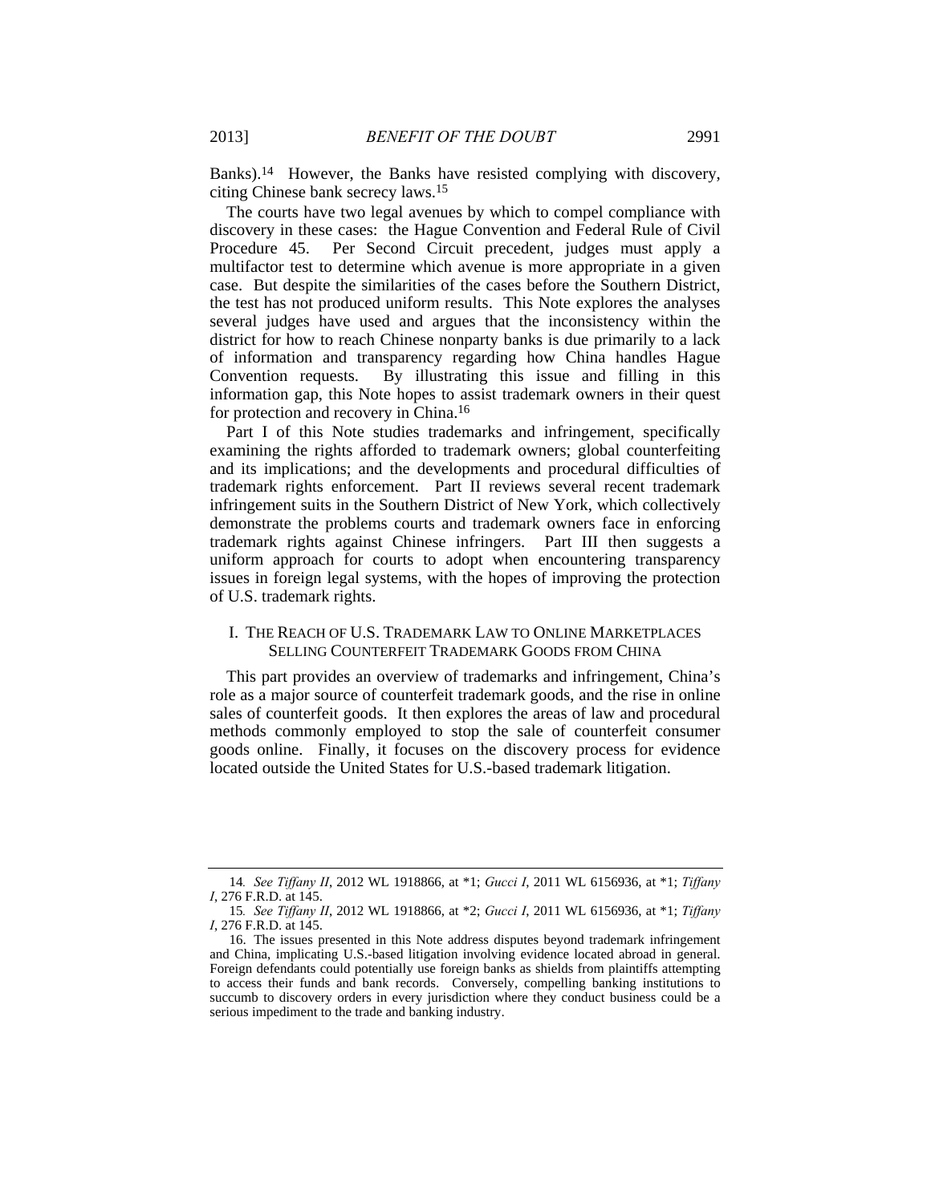Banks).[14] However, the Banks have resisted complying with discovery, citing Chinese bank secrecy laws.[15]

The courts have two legal avenues by which to compel compliance with discovery in these cases: the Hague Convention and Federal Rule of Civil Procedure 45. Per Second Circuit precedent, judges must apply a multifactor test to determine which avenue is more appropriate in a given case. But despite the similarities of the cases before the Southern District, the test has not produced uniform results. This Note explores the analyses several judges have used and argues that the inconsistency within the district for how to reach Chinese nonparty banks is due primarily to a lack of information and transparency regarding how China handles Hague Convention requests. By illustrating this issue and filling in this information gap, this Note hopes to assist trademark owners in their quest for protection and recovery in China.[16]

Part I of this Note studies trademarks and infringement, specifically examining the rights afforded to trademark owners; global counterfeiting and its implications; and the developments and procedural difficulties of trademark rights enforcement. Part II reviews several recent trademark infringement suits in the Southern District of New York, which collectively demonstrate the problems courts and trademark owners face in enforcing trademark rights against Chinese infringers. Part III then suggests a uniform approach for courts to adopt when encountering transparency issues in foreign legal systems, with the hopes of improving the protection of U.S. trademark rights.

## I. THE REACH OF U.S. TRADEMARK LAW TO ONLINE MARKETPLACES SELLING COUNTERFEIT TRADEMARK GOODS FROM CHINA

This part provides an overview of trademarks and infringement, China's role as a major source of counterfeit trademark goods, and the rise in online sales of counterfeit goods. It then explores the areas of law and procedural methods commonly employed to stop the sale of counterfeit consumer goods online. Finally, it focuses on the discovery process for evidence located outside the United States for U.S.-based trademark litigation.

---

14. *See Tiffany II*, 2012 WL 1918866, at \*1; *Gucci I*, 2011 WL 6156936, at \*1; *Tiffany I*, 276 F.R.D. at 145.

15. *See Tiffany II*, 2012 WL 1918866, at \*2; *Gucci I*, 2011 WL 6156936, at \*1; *Tiffany I*, 276 F.R.D. at 145.

16. The issues presented in this Note address disputes beyond trademark infringement and China, implicating U.S.-based litigation involving evidence located abroad in general. Foreign defendants could potentially use foreign banks as shields from plaintiffs attempting to access their funds and bank records. Conversely, compelling banking institutions to succumb to discovery orders in every jurisdiction where they conduct business could be a serious impediment to the trade and banking industry.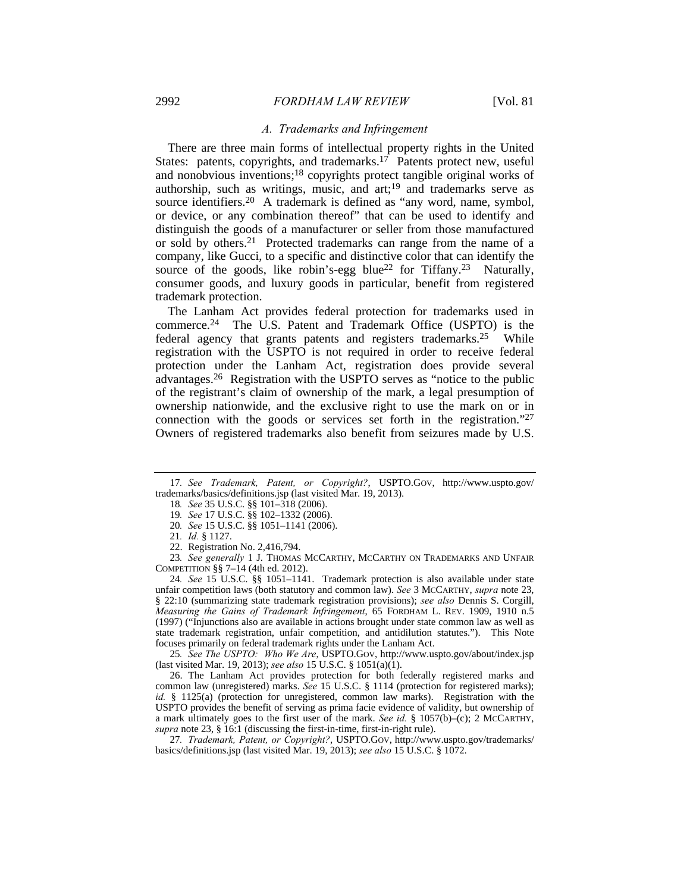### *A. Trademarks and Infringement*

There are three main forms of intellectual property rights in the United States: patents, copyrights, and trademarks.[17] Patents protect new, useful and nonobvious inventions;[18] copyrights protect tangible original works of authorship, such as writings, music, and art;[19] and trademarks serve as source identifiers.[20] A trademark is defined as "any word, name, symbol, or device, or any combination thereof" that can be used to identify and distinguish the goods of a manufacturer or seller from those manufactured or sold by others.[21] Protected trademarks can range from the name of a company, like Gucci, to a specific and distinctive color that can identify the source of the goods, like robin's-egg blue[22] for Tiffany.[23] Naturally, consumer goods, and luxury goods in particular, benefit from registered trademark protection.

The Lanham Act provides federal protection for trademarks used in commerce.[24] The U.S. Patent and Trademark Office (USPTO) is the federal agency that grants patents and registers trademarks.[25] While registration with the USPTO is not required in order to receive federal protection under the Lanham Act, registration does provide several advantages.[26] Registration with the USPTO serves as "notice to the public of the registrant's claim of ownership of the mark, a legal presumption of ownership nationwide, and the exclusive right to use the mark on or in connection with the goods or services set forth in the registration."[27] Owners of registered trademarks also benefit from seizures made by U.S.

---

17. *See Trademark, Patent, or Copyright?*, USPTO.GOV, http://www.uspto.gov/trademarks/basics/definitions.jsp (last visited Mar. 19, 2013).

18. *See* 35 U.S.C. §§ 101–318 (2006).

19. *See* 17 U.S.C. §§ 102–1332 (2006).

20. *See* 15 U.S.C. §§ 1051–1141 (2006).

21. *Id.* § 1127.

22. Registration No. 2,416,794.

23. *See generally* 1 J. THOMAS MCCARTHY, MCCARTHY ON TRADEMARKS AND UNFAIR COMPETITION §§ 7–14 (4th ed. 2012).

24. *See* 15 U.S.C. §§ 1051–1141. Trademark protection is also available under state unfair competition laws (both statutory and common law). *See* 3 MCCARTHY, *supra* note 23, § 22:10 (summarizing state trademark registration provisions); *see also* Dennis S. Corgill, *Measuring the Gains of Trademark Infringement*, 65 FORDHAM L. REV. 1909, 1910 n.5 (1997) ("Injunctions also are available in actions brought under state common law as well as state trademark registration, unfair competition, and antidilution statutes."). This Note focuses primarily on federal trademark rights under the Lanham Act.

25. *See The USPTO: Who We Are*, USPTO.GOV, http://www.uspto.gov/about/index.jsp (last visited Mar. 19, 2013); *see also* 15 U.S.C. § 1051(a)(1).

26. The Lanham Act provides protection for both federally registered marks and common law (unregistered) marks. *See* 15 U.S.C. § 1114 (protection for registered marks); *id.* § 1125(a) (protection for unregistered, common law marks). Registration with the USPTO provides the benefit of serving as prima facie evidence of validity, but ownership of a mark ultimately goes to the first user of the mark. *See id.* § 1057(b)–(c); 2 MCCARTHY, *supra* note 23, § 16:1 (discussing the first-in-time, first-in-right rule).

27. *Trademark, Patent, or Copyright?*, USPTO.GOV, http://www.uspto.gov/trademarks/basics/definitions.jsp (last visited Mar. 19, 2013); *see also* 15 U.S.C. § 1072.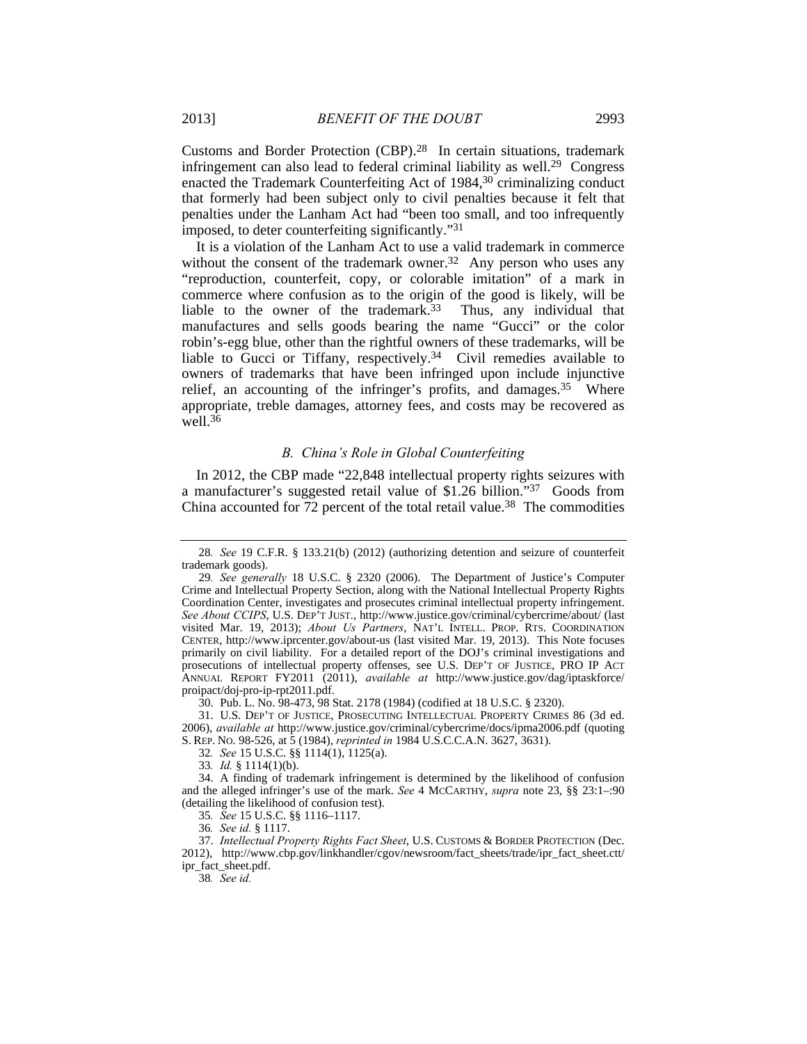Customs and Border Protection (CBP).[28] In certain situations, trademark infringement can also lead to federal criminal liability as well.[29] Congress enacted the Trademark Counterfeiting Act of 1984,[30] criminalizing conduct that formerly had been subject only to civil penalties because it felt that penalties under the Lanham Act had "been too small, and too infrequently imposed, to deter counterfeiting significantly."[31]

It is a violation of the Lanham Act to use a valid trademark in commerce without the consent of the trademark owner.[32] Any person who uses any "reproduction, counterfeit, copy, or colorable imitation" of a mark in commerce where confusion as to the origin of the good is likely, will be liable to the owner of the trademark.[33] Thus, any individual that manufactures and sells goods bearing the name "Gucci" or the color robin's-egg blue, other than the rightful owners of these trademarks, will be liable to Gucci or Tiffany, respectively.[34] Civil remedies available to owners of trademarks that have been infringed upon include injunctive relief, an accounting of the infringer's profits, and damages.[35] Where appropriate, treble damages, attorney fees, and costs may be recovered as well.[36]

### *B. China's Role in Global Counterfeiting*

In 2012, the CBP made "22,848 intellectual property rights seizures with a manufacturer's suggested retail value of $1.26 billion."[37] Goods from China accounted for 72 percent of the total retail value.[38] The commodities

---

28. *See* 19 C.F.R. § 133.21(b) (2012) (authorizing detention and seizure of counterfeit trademark goods).

29. *See generally* 18 U.S.C. § 2320 (2006). The Department of Justice's Computer Crime and Intellectual Property Section, along with the National Intellectual Property Rights Coordination Center, investigates and prosecutes criminal intellectual property infringement. *See About CCIPS*, U.S. DEP'T JUST., http://www.justice.gov/criminal/cybercrime/about/ (last visited Mar. 19, 2013); *About Us Partners*, NAT'L INTELL. PROP. RTS. COORDINATION CENTER, http://www.iprcenter.gov/about-us (last visited Mar. 19, 2013). This Note focuses primarily on civil liability. For a detailed report of the DOJ's criminal investigations and prosecutions of intellectual property offenses, see U.S. DEP'T OF JUSTICE, PRO IP ACT ANNUAL REPORT FY2011 (2011), *available at* http://www.justice.gov/dag/iptaskforce/proipact/doj-pro-ip-rpt2011.pdf.

30. Pub. L. No. 98-473, 98 Stat. 2178 (1984) (codified at 18 U.S.C. § 2320).

31. U.S. DEP'T OF JUSTICE, PROSECUTING INTELLECTUAL PROPERTY CRIMES 86 (3d ed. 2006), *available at* http://www.justice.gov/criminal/cybercrime/docs/ipma2006.pdf (quoting S. REP. NO. 98-526, at 5 (1984), *reprinted in* 1984 U.S.C.C.A.N. 3627, 3631).

32. *See* 15 U.S.C. §§ 1114(1), 1125(a).

33. *Id.* § 1114(1)(b).

34. A finding of trademark infringement is determined by the likelihood of confusion and the alleged infringer's use of the mark. *See* 4 MCCARTHY, *supra* note 23, §§ 23:1–:90 (detailing the likelihood of confusion test).

35. *See* 15 U.S.C. §§ 1116–1117.

36. *See id.* § 1117.

37. *Intellectual Property Rights Fact Sheet*, U.S. CUSTOMS & BORDER PROTECTION (Dec. 2012), http://www.cbp.gov/linkhandler/cgov/newsroom/fact_sheets/trade/ipr_fact_sheet.ctt/ipr_fact_sheet.pdf.

38. *See id.*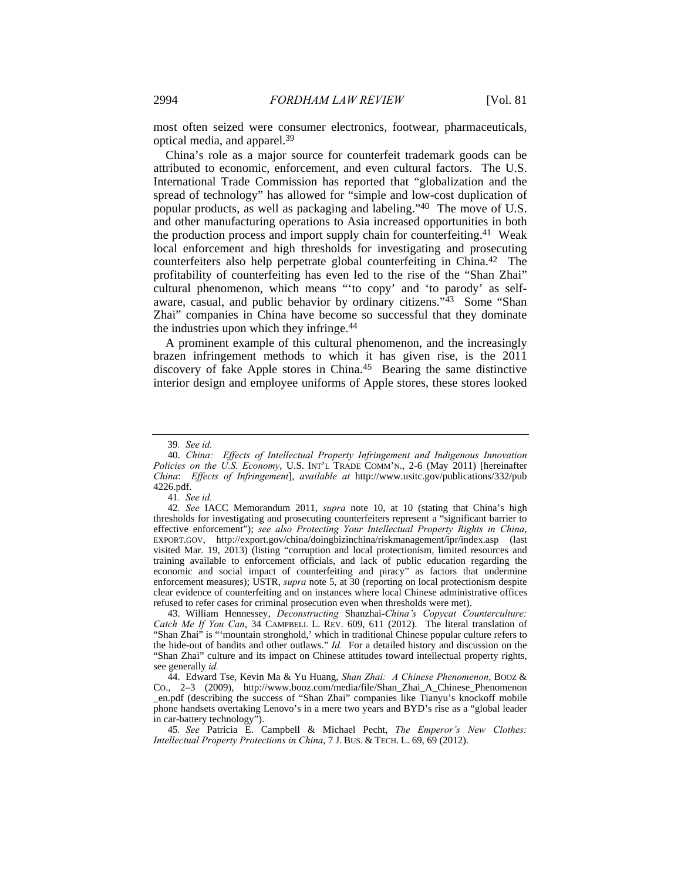most often seized were consumer electronics, footwear, pharmaceuticals, optical media, and apparel.[39]

China's role as a major source for counterfeit trademark goods can be attributed to economic, enforcement, and even cultural factors. The U.S. International Trade Commission has reported that "globalization and the spread of technology" has allowed for "simple and low-cost duplication of popular products, as well as packaging and labeling."[40] The move of U.S. and other manufacturing operations to Asia increased opportunities in both the production process and import supply chain for counterfeiting.[41] Weak local enforcement and high thresholds for investigating and prosecuting counterfeiters also help perpetrate global counterfeiting in China.[42] The profitability of counterfeiting has even led to the rise of the "Shan Zhai" cultural phenomenon, which means "'to copy' and 'to parody' as self-aware, casual, and public behavior by ordinary citizens."[43] Some "Shan Zhai" companies in China have become so successful that they dominate the industries upon which they infringe.[44]

A prominent example of this cultural phenomenon, and the increasingly brazen infringement methods to which it has given rise, is the 2011 discovery of fake Apple stores in China.[45] Bearing the same distinctive interior design and employee uniforms of Apple stores, these stores looked

---

39. *See id.*

40. *China: Effects of Intellectual Property Infringement and Indigenous Innovation Policies on the U.S. Economy*, U.S. INT'L TRADE COMM'N., 2-6 (May 2011) [hereinafter *China*: *Effects of Infringement*], *available at* http://www.usitc.gov/publications/332/pub4226.pdf.

41. *See id.*

42. *See* IACC Memorandum 2011, *supra* note 10, at 10 (stating that China's high thresholds for investigating and prosecuting counterfeiters represent a "significant barrier to effective enforcement"); *see also Protecting Your Intellectual Property Rights in China*, EXPORT.GOV, http://export.gov/china/doingbizinchina/riskmanagement/ipr/index.asp (last visited Mar. 19, 2013) (listing "corruption and local protectionism, limited resources and training available to enforcement officials, and lack of public education regarding the economic and social impact of counterfeiting and piracy" as factors that undermine enforcement measures); USTR, *supra* note 5, at 30 (reporting on local protectionism despite clear evidence of counterfeiting and on instances where local Chinese administrative offices refused to refer cases for criminal prosecution even when thresholds were met).

43. William Hennessey, *Deconstructing* Shanzhai-*China's Copycat Counterculture: Catch Me If You Can*, 34 CAMPBELL L. REV. 609, 611 (2012). The literal translation of "Shan Zhai" is "'mountain stronghold,' which in traditional Chinese popular culture refers to the hide-out of bandits and other outlaws." *Id.* For a detailed history and discussion on the "Shan Zhai" culture and its impact on Chinese attitudes toward intellectual property rights, see generally *id.*

44. Edward Tse, Kevin Ma & Yu Huang, *Shan Zhai: A Chinese Phenomenon*, BOOZ & CO., 2–3 (2009), http://www.booz.com/media/file/Shan_Zhai_A_Chinese_Phenomenon_en.pdf (describing the success of "Shan Zhai" companies like Tianyu's knockoff mobile phone handsets overtaking Lenovo's in a mere two years and BYD's rise as a "global leader in car-battery technology").

45. *See* Patricia E. Campbell & Michael Pecht, *The Emperor's New Clothes: Intellectual Property Protections in China*, 7 J. BUS. & TECH. L. 69, 69 (2012).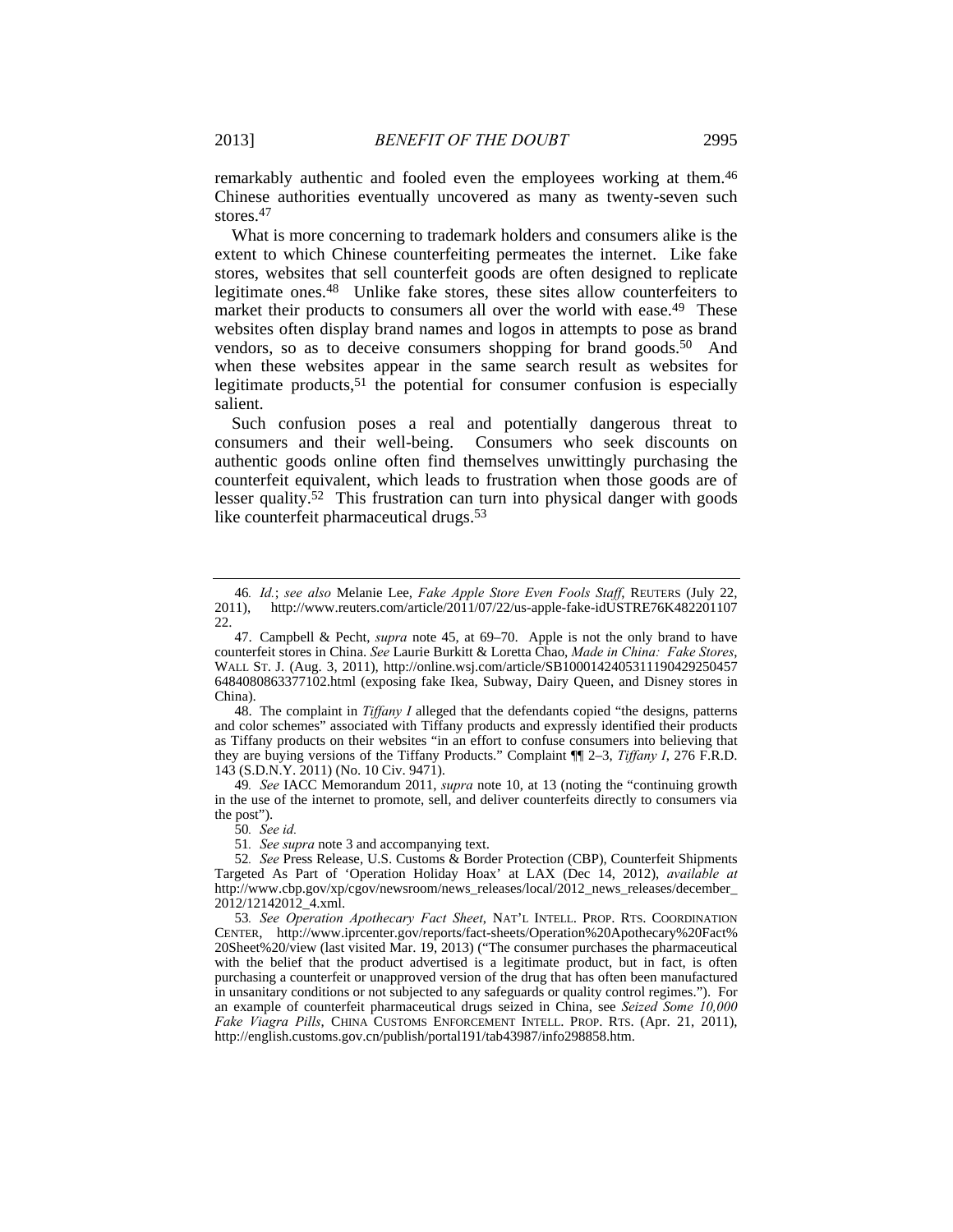remarkably authentic and fooled even the employees working at them.[46] Chinese authorities eventually uncovered as many as twenty-seven such stores.[47]

What is more concerning to trademark holders and consumers alike is the extent to which Chinese counterfeiting permeates the internet. Like fake stores, websites that sell counterfeit goods are often designed to replicate legitimate ones.[48] Unlike fake stores, these sites allow counterfeiters to market their products to consumers all over the world with ease.[49] These websites often display brand names and logos in attempts to pose as brand vendors, so as to deceive consumers shopping for brand goods.[50] And when these websites appear in the same search result as websites for legitimate products,[51] the potential for consumer confusion is especially salient.

Such confusion poses a real and potentially dangerous threat to consumers and their well-being. Consumers who seek discounts on authentic goods online often find themselves unwittingly purchasing the counterfeit equivalent, which leads to frustration when those goods are of lesser quality.[52] This frustration can turn into physical danger with goods like counterfeit pharmaceutical drugs.[53]

---

46. *Id.*; *see also* Melanie Lee, *Fake Apple Store Even Fools Staff*, REUTERS (July 22, 2011), http://www.reuters.com/article/2011/07/22/us-apple-fake-idUSTRE76K48220110722.

47. Campbell & Pecht, *supra* note 45, at 69–70. Apple is not the only brand to have counterfeit stores in China. *See* Laurie Burkitt & Loretta Chao, *Made in China: Fake Stores*, WALL ST. J. (Aug. 3, 2011), http://online.wsj.com/article/SB10001424053111904292504576484080863377102.html (exposing fake Ikea, Subway, Dairy Queen, and Disney stores in China).

48. The complaint in *Tiffany I* alleged that the defendants copied "the designs, patterns and color schemes" associated with Tiffany products and expressly identified their products as Tiffany products on their websites "in an effort to confuse consumers into believing that they are buying versions of the Tiffany Products." Complaint ¶¶ 2–3, *Tiffany I*, 276 F.R.D. 143 (S.D.N.Y. 2011) (No. 10 Civ. 9471).

49. *See* IACC Memorandum 2011, *supra* note 10, at 13 (noting the "continuing growth in the use of the internet to promote, sell, and deliver counterfeits directly to consumers via the post").

50. *See id.*

51. *See supra* note 3 and accompanying text.

52. *See* Press Release, U.S. Customs & Border Protection (CBP), Counterfeit Shipments Targeted As Part of 'Operation Holiday Hoax' at LAX (Dec 14, 2012), *available at* http://www.cbp.gov/xp/cgov/newsroom/news_releases/local/2012_news_releases/december_2012/12142012_4.xml.

53. *See Operation Apothecary Fact Sheet*, NAT'L INTELL. PROP. RTS. COORDINATION CENTER, http://www.iprcenter.gov/reports/fact-sheets/Operation%20Apothecary%20Fact%20Sheet%20/view (last visited Mar. 19, 2013) ("The consumer purchases the pharmaceutical with the belief that the product advertised is a legitimate product, but in fact, is often purchasing a counterfeit or unapproved version of the drug that has often been manufactured in unsanitary conditions or not subjected to any safeguards or quality control regimes."). For an example of counterfeit pharmaceutical drugs seized in China, see *Seized Some 10,000 Fake Viagra Pills*, CHINA CUSTOMS ENFORCEMENT INTELL. PROP. RTS. (Apr. 21, 2011), http://english.customs.gov.cn/publish/portal191/tab43987/info298858.htm.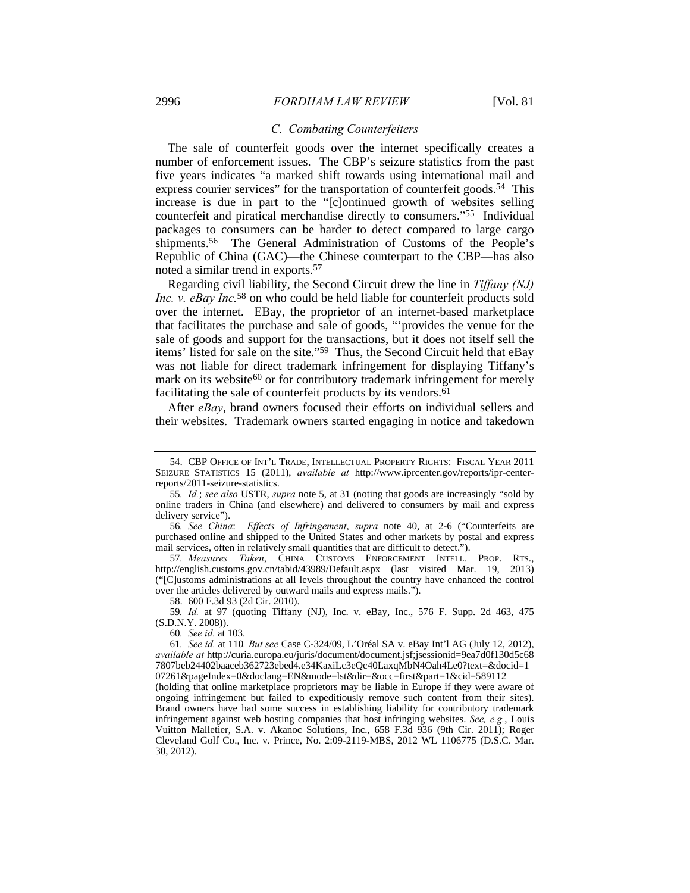### *C. Combating Counterfeiters*

The sale of counterfeit goods over the internet specifically creates a number of enforcement issues. The CBP's seizure statistics from the past five years indicates "a marked shift towards using international mail and express courier services" for the transportation of counterfeit goods.[54] This increase is due in part to the "[c]ontinued growth of websites selling counterfeit and piratical merchandise directly to consumers."[55] Individual packages to consumers can be harder to detect compared to large cargo shipments.[56] The General Administration of Customs of the People's Republic of China (GAC)—the Chinese counterpart to the CBP—has also noted a similar trend in exports.[57]

Regarding civil liability, the Second Circuit drew the line in *Tiffany (NJ) Inc. v. eBay Inc.*[58] on who could be held liable for counterfeit products sold over the internet. EBay, the proprietor of an internet-based marketplace that facilitates the purchase and sale of goods, "'provides the venue for the sale of goods and support for the transactions, but it does not itself sell the items' listed for sale on the site."[59] Thus, the Second Circuit held that eBay was not liable for direct trademark infringement for displaying Tiffany's mark on its website[60] or for contributory trademark infringement for merely facilitating the sale of counterfeit products by its vendors.[61]

After *eBay*, brand owners focused their efforts on individual sellers and their websites. Trademark owners started engaging in notice and takedown

---

54. CBP OFFICE OF INT'L TRADE, INTELLECTUAL PROPERTY RIGHTS: FISCAL YEAR 2011 SEIZURE STATISTICS 15 (2011), *available at* http://www.iprcenter.gov/reports/ipr-center-reports/2011-seizure-statistics.

55. *Id.*; *see also* USTR, *supra* note 5, at 31 (noting that goods are increasingly "sold by online traders in China (and elsewhere) and delivered to consumers by mail and express delivery service").

56. *See China*: *Effects of Infringement*, *supra* note 40, at 2-6 ("Counterfeits are purchased online and shipped to the United States and other markets by postal and express mail services, often in relatively small quantities that are difficult to detect.").

57. *Measures Taken*, CHINA CUSTOMS ENFORCEMENT INTELL. PROP. RTS., http://english.customs.gov.cn/tabid/43989/Default.aspx (last visited Mar. 19, 2013) ("[C]ustoms administrations at all levels throughout the country have enhanced the control over the articles delivered by outward mails and express mails.").

58. 600 F.3d 93 (2d Cir. 2010).

59. *Id.* at 97 (quoting Tiffany (NJ), Inc. v. eBay, Inc., 576 F. Supp. 2d 463, 475 (S.D.N.Y. 2008)).

60. *See id.* at 103.

61. *See id.* at 110. *But see* Case C-324/09, L'Oréal SA v. eBay Int'l AG (July 12, 2012), *available at* http://curia.europa.eu/juris/document/document.jsf;jsessionid=9ea7d0f130d5c687807beb24402baaceb362723ebed4.e34KaxiLc3eQc40LaxqMbN4Oah4Le0?text=&docid=107261&pageIndex=0&doclang=EN&mode=lst&dir=&occ=first&part=1&cid=589112 (holding that online marketplace proprietors may be liable in Europe if they were aware of ongoing infringement but failed to expeditiously remove such content from their sites). Brand owners have had some success in establishing liability for contributory trademark infringement against web hosting companies that host infringing websites. *See, e.g.*, Louis Vuitton Malletier, S.A. v. Akanoc Solutions, Inc., 658 F.3d 936 (9th Cir. 2011); Roger Cleveland Golf Co., Inc. v. Prince, No. 2:09-2119-MBS, 2012 WL 1106775 (D.S.C. Mar. 30, 2012).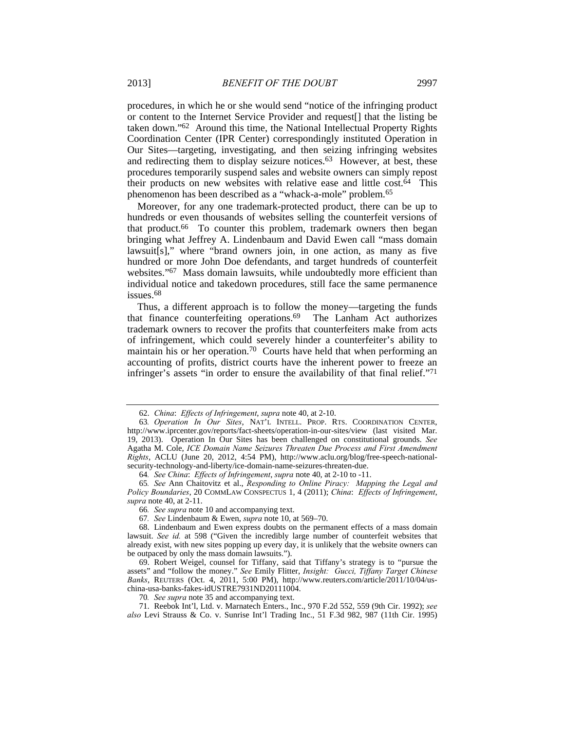procedures, in which he or she would send "notice of the infringing product or content to the Internet Service Provider and request[] that the listing be taken down."[62] Around this time, the National Intellectual Property Rights Coordination Center (IPR Center) correspondingly instituted Operation in Our Sites—targeting, investigating, and then seizing infringing websites and redirecting them to display seizure notices.[63] However, at best, these procedures temporarily suspend sales and website owners can simply repost their products on new websites with relative ease and little cost.[64] This phenomenon has been described as a "whack-a-mole" problem.[65]

Moreover, for any one trademark-protected product, there can be up to hundreds or even thousands of websites selling the counterfeit versions of that product.[66] To counter this problem, trademark owners then began bringing what Jeffrey A. Lindenbaum and David Ewen call "mass domain lawsuit[s]," where "brand owners join, in one action, as many as five hundred or more John Doe defendants, and target hundreds of counterfeit websites."[67] Mass domain lawsuits, while undoubtedly more efficient than individual notice and takedown procedures, still face the same permanence issues.[68]

Thus, a different approach is to follow the money—targeting the funds that finance counterfeiting operations.[69] The Lanham Act authorizes trademark owners to recover the profits that counterfeiters make from acts of infringement, which could severely hinder a counterfeiter's ability to maintain his or her operation.[70] Courts have held that when performing an accounting of profits, district courts have the inherent power to freeze an infringer's assets "in order to ensure the availability of that final relief."[71]

---

62. *China*: *Effects of Infringement*, *supra* note 40, at 2-10.

63. *Operation In Our Sites*, NAT'L INTELL. PROP. RTS. COORDINATION CENTER, http://www.iprcenter.gov/reports/fact-sheets/operation-in-our-sites/view (last visited Mar. 19, 2013). Operation In Our Sites has been challenged on constitutional grounds. *See* Agatha M. Cole, *ICE Domain Name Seizures Threaten Due Process and First Amendment Rights*, ACLU (June 20, 2012, 4:54 PM), http://www.aclu.org/blog/free-speech-national-security-technology-and-liberty/ice-domain-name-seizures-threaten-due.

64. *See China*: *Effects of Infringement*, *supra* note 40, at 2-10 to -11.

65. *See* Ann Chaitovitz et al., *Responding to Online Piracy: Mapping the Legal and Policy Boundaries*, 20 COMMLAW CONSPECTUS 1, 4 (2011); *China*: *Effects of Infringement*, *supra* note 40, at 2-11.

66. *See supra* note 10 and accompanying text.

67. *See* Lindenbaum & Ewen, *supra* note 10, at 569–70.

68. Lindenbaum and Ewen express doubts on the permanent effects of a mass domain lawsuit. *See id.* at 598 ("Given the incredibly large number of counterfeit websites that already exist, with new sites popping up every day, it is unlikely that the website owners can be outpaced by only the mass domain lawsuits.").

69. Robert Weigel, counsel for Tiffany, said that Tiffany's strategy is to "pursue the assets" and "follow the money." *See* Emily Flitter, *Insight: Gucci, Tiffany Target Chinese Banks*, REUTERS (Oct. 4, 2011, 5:00 PM), http://www.reuters.com/article/2011/10/04/us-china-usa-banks-fakes-idUSTRE7931ND20111004.

70. *See supra* note 35 and accompanying text.

71. Reebok Int'l, Ltd. v. Marnatech Enters., Inc., 970 F.2d 552, 559 (9th Cir. 1992); *see also* Levi Strauss & Co. v. Sunrise Int'l Trading Inc., 51 F.3d 982, 987 (11th Cir. 1995)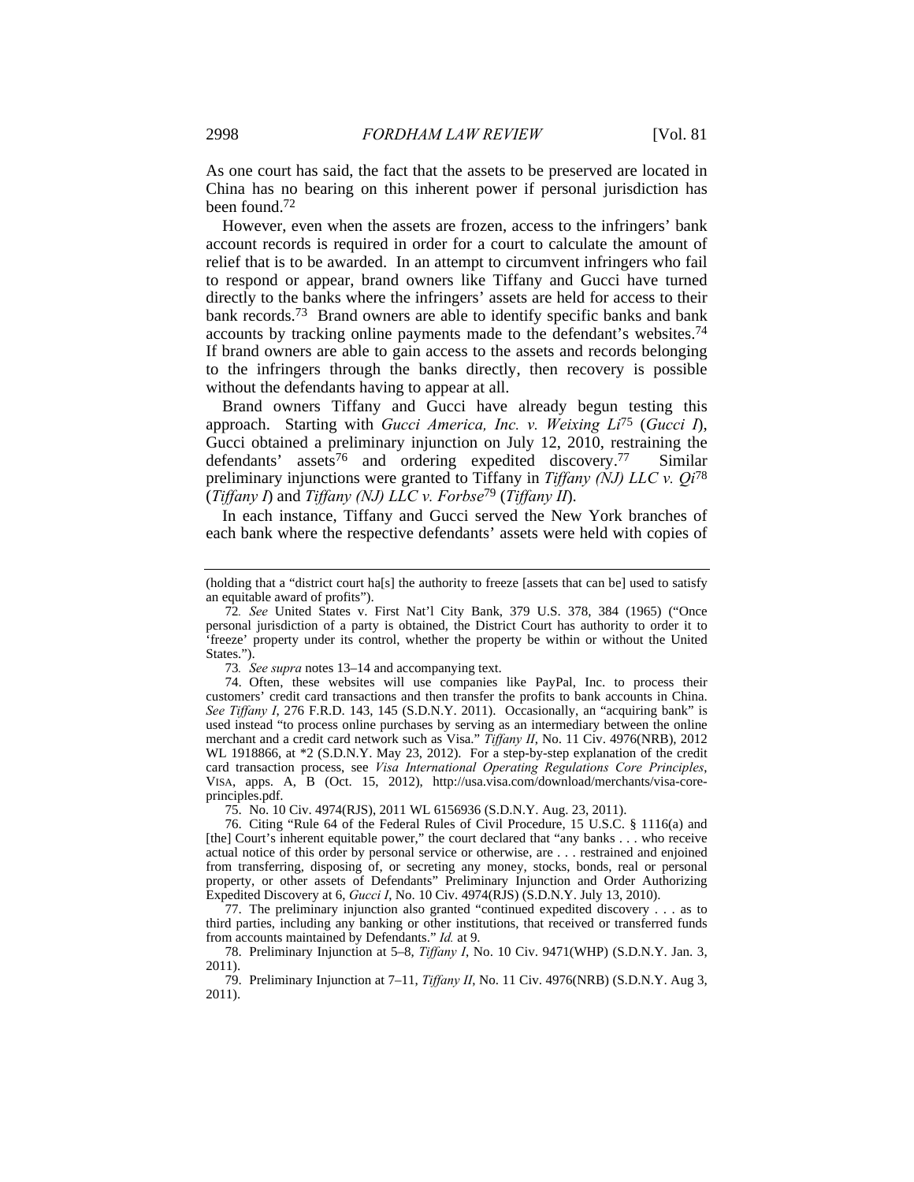As one court has said, the fact that the assets to be preserved are located in China has no bearing on this inherent power if personal jurisdiction has been found.[72]

However, even when the assets are frozen, access to the infringers' bank account records is required in order for a court to calculate the amount of relief that is to be awarded. In an attempt to circumvent infringers who fail to respond or appear, brand owners like Tiffany and Gucci have turned directly to the banks where the infringers' assets are held for access to their bank records.[73] Brand owners are able to identify specific banks and bank accounts by tracking online payments made to the defendant's websites.[74] If brand owners are able to gain access to the assets and records belonging to the infringers through the banks directly, then recovery is possible without the defendants having to appear at all.

Brand owners Tiffany and Gucci have already begun testing this approach. Starting with *Gucci America, Inc. v. Weixing Li*[75] (*Gucci I*), Gucci obtained a preliminary injunction on July 12, 2010, restraining the defendants' assets[76] and ordering expedited discovery.[77] Similar preliminary injunctions were granted to Tiffany in *Tiffany (NJ) LLC v. Qi*[78] (*Tiffany I*) and *Tiffany (NJ) LLC v. Forbse*[79] (*Tiffany II*).

In each instance, Tiffany and Gucci served the New York branches of each bank where the respective defendants' assets were held with copies of

---

(holding that a "district court ha[s] the authority to freeze [assets that can be] used to satisfy an equitable award of profits").

72. *See* United States v. First Nat'l City Bank, 379 U.S. 378, 384 (1965) ("Once personal jurisdiction of a party is obtained, the District Court has authority to order it to 'freeze' property under its control, whether the property be within or without the United States.").

73. *See supra* notes 13–14 and accompanying text.

74. Often, these websites will use companies like PayPal, Inc. to process their customers' credit card transactions and then transfer the profits to bank accounts in China. *See Tiffany I*, 276 F.R.D. 143, 145 (S.D.N.Y. 2011). Occasionally, an "acquiring bank" is used instead "to process online purchases by serving as an intermediary between the online merchant and a credit card network such as Visa." *Tiffany II*, No. 11 Civ. 4976(NRB), 2012 WL 1918866, at *2 (S.D.N.Y. May 23, 2012). For a step-by-step explanation of the credit card transaction process, see *Visa International Operating Regulations Core Principles*, VISA, apps. A, B (Oct. 15, 2012), http://usa.visa.com/download/merchants/visa-core-principles.pdf.

75. No. 10 Civ. 4974(RJS), 2011 WL 6156936 (S.D.N.Y. Aug. 23, 2011).

76. Citing "Rule 64 of the Federal Rules of Civil Procedure, 15 U.S.C. § 1116(a) and [the] Court's inherent equitable power," the court declared that "any banks . . . who receive actual notice of this order by personal service or otherwise, are . . . restrained and enjoined from transferring, disposing of, or secreting any money, stocks, bonds, real or personal property, or other assets of Defendants" Preliminary Injunction and Order Authorizing Expedited Discovery at 6, *Gucci I*, No. 10 Civ. 4974(RJS) (S.D.N.Y. July 13, 2010).

77. The preliminary injunction also granted "continued expedited discovery . . . as to third parties, including any banking or other institutions, that received or transferred funds from accounts maintained by Defendants." *Id.* at 9.

78. Preliminary Injunction at 5–8, *Tiffany I*, No. 10 Civ. 9471(WHP) (S.D.N.Y. Jan. 3, 2011).

79. Preliminary Injunction at 7–11, *Tiffany II*, No. 11 Civ. 4976(NRB) (S.D.N.Y. Aug 3, 2011).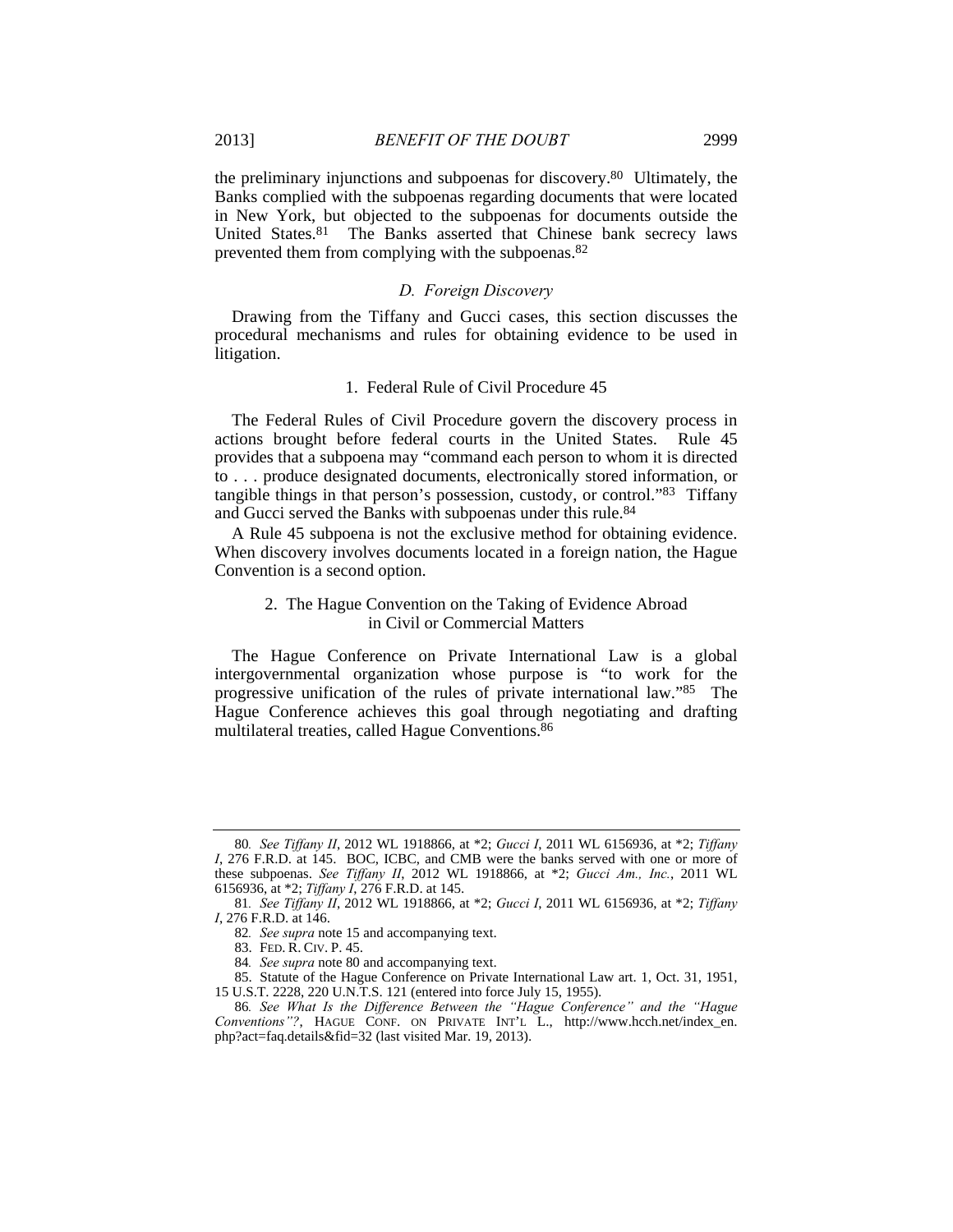the preliminary injunctions and subpoenas for discovery.[80] Ultimately, the Banks complied with the subpoenas regarding documents that were located in New York, but objected to the subpoenas for documents outside the United States.[81] The Banks asserted that Chinese bank secrecy laws prevented them from complying with the subpoenas.[82]

### *D. Foreign Discovery*

Drawing from the Tiffany and Gucci cases, this section discusses the procedural mechanisms and rules for obtaining evidence to be used in litigation.

#### 1. Federal Rule of Civil Procedure 45

The Federal Rules of Civil Procedure govern the discovery process in actions brought before federal courts in the United States. Rule 45 provides that a subpoena may "command each person to whom it is directed to . . . produce designated documents, electronically stored information, or tangible things in that person's possession, custody, or control."[83] Tiffany and Gucci served the Banks with subpoenas under this rule.[84]

A Rule 45 subpoena is not the exclusive method for obtaining evidence. When discovery involves documents located in a foreign nation, the Hague Convention is a second option.

#### 2. The Hague Convention on the Taking of Evidence Abroad in Civil or Commercial Matters

The Hague Conference on Private International Law is a global intergovernmental organization whose purpose is "to work for the progressive unification of the rules of private international law."[85] The Hague Conference achieves this goal through negotiating and drafting multilateral treaties, called Hague Conventions.[86]

---

80. *See Tiffany II*, 2012 WL 1918866, at *2; *Gucci I*, 2011 WL 6156936, at *2; *Tiffany I*, 276 F.R.D. at 145. BOC, ICBC, and CMB were the banks served with one or more of these subpoenas. *See Tiffany II*, 2012 WL 1918866, at *2; *Gucci Am., Inc.*, 2011 WL 6156936, at *2; *Tiffany I*, 276 F.R.D. at 145.

81. *See Tiffany II*, 2012 WL 1918866, at *2; *Gucci I*, 2011 WL 6156936, at *2; *Tiffany I*, 276 F.R.D. at 146.

82. *See supra* note 15 and accompanying text.

83. FED. R. CIV. P. 45.

84. *See supra* note 80 and accompanying text.

85. Statute of the Hague Conference on Private International Law art. 1, Oct. 31, 1951, 15 U.S.T. 2228, 220 U.N.T.S. 121 (entered into force July 15, 1955).

86. *See What Is the Difference Between the "Hague Conference" and the "Hague Conventions"?*, HAGUE CONF. ON PRIVATE INT'L L., http://www.hcch.net/index_en.php?act=faq.details&fid=32 (last visited Mar. 19, 2013).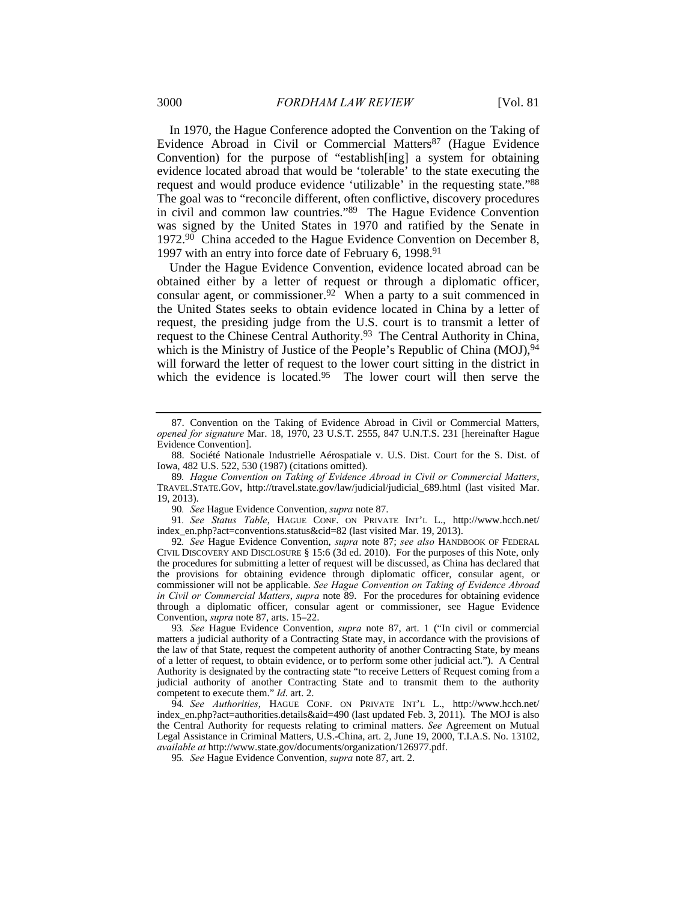In 1970, the Hague Conference adopted the Convention on the Taking of Evidence Abroad in Civil or Commercial Matters[87] (Hague Evidence Convention) for the purpose of "establish[ing] a system for obtaining evidence located abroad that would be 'tolerable' to the state executing the request and would produce evidence 'utilizable' in the requesting state."[88] The goal was to "reconcile different, often conflictive, discovery procedures in civil and common law countries."[89] The Hague Evidence Convention was signed by the United States in 1970 and ratified by the Senate in 1972.[90] China acceded to the Hague Evidence Convention on December 8, 1997 with an entry into force date of February 6, 1998.[91]

Under the Hague Evidence Convention, evidence located abroad can be obtained either by a letter of request or through a diplomatic officer, consular agent, or commissioner.[92] When a party to a suit commenced in the United States seeks to obtain evidence located in China by a letter of request, the presiding judge from the U.S. court is to transmit a letter of request to the Chinese Central Authority.[93] The Central Authority in China, which is the Ministry of Justice of the People's Republic of China (MOJ),[94] will forward the letter of request to the lower court sitting in the district in which the evidence is located.[95] The lower court will then serve the

---

87. Convention on the Taking of Evidence Abroad in Civil or Commercial Matters, *opened for signature* Mar. 18, 1970, 23 U.S.T. 2555, 847 U.N.T.S. 231 [hereinafter Hague Evidence Convention].

88. Société Nationale Industrielle Aérospatiale v. U.S. Dist. Court for the S. Dist. of Iowa, 482 U.S. 522, 530 (1987) (citations omitted).

89. *Hague Convention on Taking of Evidence Abroad in Civil or Commercial Matters*, TRAVEL.STATE.GOV, http://travel.state.gov/law/judicial/judicial_689.html (last visited Mar. 19, 2013).

90. *See* Hague Evidence Convention, *supra* note 87.

91. *See Status Table*, HAGUE CONF. ON PRIVATE INT'L L., http://www.hcch.net/index_en.php?act=conventions.status&cid=82 (last visited Mar. 19, 2013).

92. *See* Hague Evidence Convention, *supra* note 87; *see also* HANDBOOK OF FEDERAL CIVIL DISCOVERY AND DISCLOSURE § 15:6 (3d ed. 2010). For the purposes of this Note, only the procedures for submitting a letter of request will be discussed, as China has declared that the provisions for obtaining evidence through diplomatic officer, consular agent, or commissioner will not be applicable. *See Hague Convention on Taking of Evidence Abroad in Civil or Commercial Matters*, *supra* note 89. For the procedures for obtaining evidence through a diplomatic officer, consular agent or commissioner, see Hague Evidence Convention, *supra* note 87, arts. 15–22.

93. *See* Hague Evidence Convention, *supra* note 87, art. 1 ("In civil or commercial matters a judicial authority of a Contracting State may, in accordance with the provisions of the law of that State, request the competent authority of another Contracting State, by means of a letter of request, to obtain evidence, or to perform some other judicial act."). A Central Authority is designated by the contracting state "to receive Letters of Request coming from a judicial authority of another Contracting State and to transmit them to the authority competent to execute them." *Id*. art. 2.

94. *See Authorities*, HAGUE CONF. ON PRIVATE INT'L L., http://www.hcch.net/index_en.php?act=authorities.details&aid=490 (last updated Feb. 3, 2011). The MOJ is also the Central Authority for requests relating to criminal matters. *See* Agreement on Mutual Legal Assistance in Criminal Matters, U.S.-China, art. 2, June 19, 2000, T.I.A.S. No. 13102, *available at* http://www.state.gov/documents/organization/126977.pdf.

95. *See* Hague Evidence Convention, *supra* note 87, art. 2.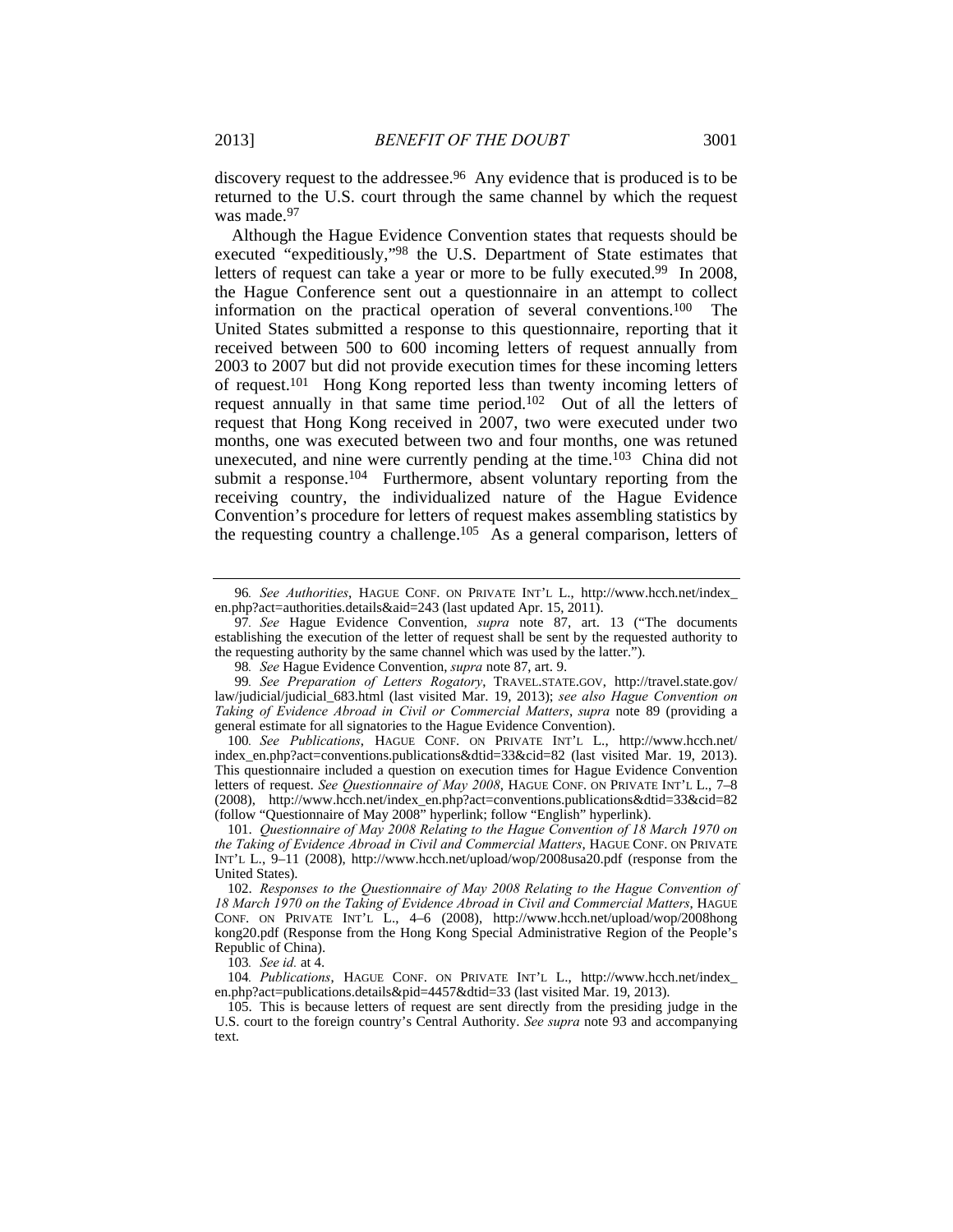discovery request to the addressee.[96] Any evidence that is produced is to be returned to the U.S. court through the same channel by which the request was made.[97]

Although the Hague Evidence Convention states that requests should be executed "expeditiously,"[98] the U.S. Department of State estimates that letters of request can take a year or more to be fully executed.[99] In 2008, the Hague Conference sent out a questionnaire in an attempt to collect information on the practical operation of several conventions.[100] The United States submitted a response to this questionnaire, reporting that it received between 500 to 600 incoming letters of request annually from 2003 to 2007 but did not provide execution times for these incoming letters of request.[101] Hong Kong reported less than twenty incoming letters of request annually in that same time period.[102] Out of all the letters of request that Hong Kong received in 2007, two were executed under two months, one was executed between two and four months, one was retuned unexecuted, and nine were currently pending at the time.[103] China did not submit a response.[104] Furthermore, absent voluntary reporting from the receiving country, the individualized nature of the Hague Evidence Convention's procedure for letters of request makes assembling statistics by the requesting country a challenge.[105] As a general comparison, letters of

---

96. *See Authorities*, HAGUE CONF. ON PRIVATE INT'L L., http://www.hcch.net/index_en.php?act=authorities.details&aid=243 (last updated Apr. 15, 2011).

97. *See* Hague Evidence Convention, *supra* note 87, art. 13 ("The documents establishing the execution of the letter of request shall be sent by the requested authority to the requesting authority by the same channel which was used by the latter.").

98. *See* Hague Evidence Convention, *supra* note 87, art. 9.

99. *See Preparation of Letters Rogatory*, TRAVEL.STATE.GOV, http://travel.state.gov/law/judicial/judicial_683.html (last visited Mar. 19, 2013); *see also Hague Convention on Taking of Evidence Abroad in Civil or Commercial Matters*, *supra* note 89 (providing a general estimate for all signatories to the Hague Evidence Convention).

100. *See Publications*, HAGUE CONF. ON PRIVATE INT'L L., http://www.hcch.net/index_en.php?act=conventions.publications&dtid=33&cid=82 (last visited Mar. 19, 2013). This questionnaire included a question on execution times for Hague Evidence Convention letters of request. *See Questionnaire of May 2008*, HAGUE CONF. ON PRIVATE INT'L L., 7–8 (2008), http://www.hcch.net/index_en.php?act=conventions.publications&dtid=33&cid=82 (follow "Questionnaire of May 2008" hyperlink; follow "English" hyperlink).

101. *Questionnaire of May 2008 Relating to the Hague Convention of 18 March 1970 on the Taking of Evidence Abroad in Civil and Commercial Matters*, HAGUE CONF. ON PRIVATE INT'L L., 9–11 (2008), http://www.hcch.net/upload/wop/2008usa20.pdf (response from the United States).

102. *Responses to the Questionnaire of May 2008 Relating to the Hague Convention of 18 March 1970 on the Taking of Evidence Abroad in Civil and Commercial Matters*, HAGUE CONF. ON PRIVATE INT'L L., 4–6 (2008), http://www.hcch.net/upload/wop/2008hongkong20.pdf (Response from the Hong Kong Special Administrative Region of the People's Republic of China).

103. *See id.* at 4.

104. *Publications*, HAGUE CONF. ON PRIVATE INT'L L., http://www.hcch.net/index_en.php?act=publications.details&pid=4457&dtid=33 (last visited Mar. 19, 2013).

105. This is because letters of request are sent directly from the presiding judge in the U.S. court to the foreign country's Central Authority. *See supra* note 93 and accompanying text.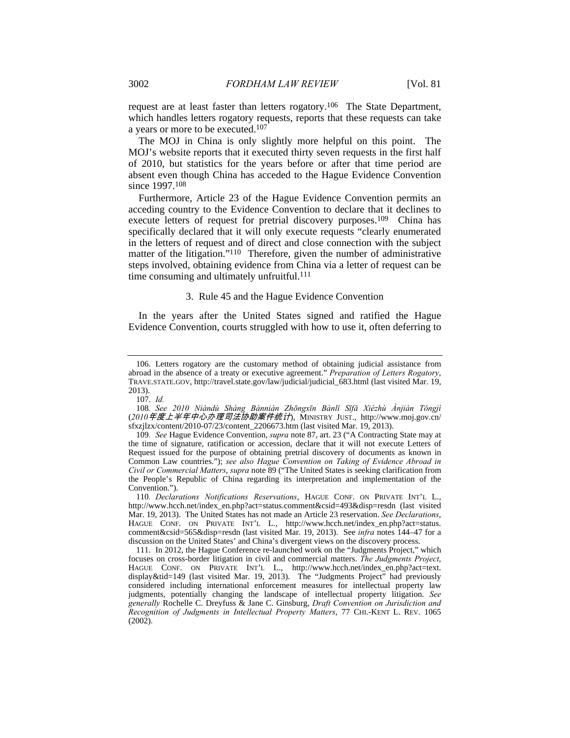request are at least faster than letters rogatory.[106] The State Department, which handles letters rogatory requests, reports that these requests can take a years or more to be executed.[107]

The MOJ in China is only slightly more helpful on this point. The MOJ's website reports that it executed thirty seven requests in the first half of 2010, but statistics for the years before or after that time period are absent even though China has acceded to the Hague Evidence Convention since 1997.[108]

Furthermore, Article 23 of the Hague Evidence Convention permits an acceding country to the Evidence Convention to declare that it declines to execute letters of request for pretrial discovery purposes.[109] China has specifically declared that it will only execute requests "clearly enumerated in the letters of request and of direct and close connection with the subject matter of the litigation."[110] Therefore, given the number of administrative steps involved, obtaining evidence from China via a letter of request can be time consuming and ultimately unfruitful.[111]

### 3. Rule 45 and the Hague Evidence Convention

In the years after the United States signed and ratified the Hague Evidence Convention, courts struggled with how to use it, often deferring to

---

106. Letters rogatory are the customary method of obtaining judicial assistance from abroad in the absence of a treaty or executive agreement." *Preparation of Letters Rogatory*, TRAVE.STATE.GOV, http://travel.state.gov/law/judicial/judicial_683.html (last visited Mar. 19, 2013).

107. *Id.*

108. *See 2010 Niándù Shàng Bànnián Zhōngxīn Bànlǐ Sīfǎ Xiézhù Ànjiàn Tǒngjì* (*2010年度上半年中心办理司法协助案件统计*), MINISTRY JUST., http://www.moj.gov.cn/sfxzjlzx/content/2010-07/23/content_2206673.htm (last visited Mar. 19, 2013).

109. *See* Hague Evidence Convention, *supra* note 87, art. 23 ("A Contracting State may at the time of signature, ratification or accession, declare that it will not execute Letters of Request issued for the purpose of obtaining pretrial discovery of documents as known in Common Law countries."); *see also Hague Convention on Taking of Evidence Abroad in Civil or Commercial Matters*, *supra* note 89 ("The United States is seeking clarification from the People's Republic of China regarding its interpretation and implementation of the Convention.").

110. *Declarations Notifications Reservations*, HAGUE CONF. ON PRIVATE INT'L L., http://www.hcch.net/index_en.php?act=status.comment&csid=493&disp=resdn (last visited Mar. 19, 2013). The United States has not made an Article 23 reservation. *See Declarations*, HAGUE CONF. ON PRIVATE INT'L L., http://www.hcch.net/index_en.php?act=status.comment&csid=565&disp=resdn (last visited Mar. 19, 2013). See *infra* notes 144–47 for a discussion on the United States' and China's divergent views on the discovery process.

111. In 2012, the Hague Conference re-launched work on the "Judgments Project," which focuses on cross-border litigation in civil and commercial matters. *The Judgments Project*, HAGUE CONF. ON PRIVATE INT'L L., http://www.hcch.net/index_en.php?act=text.display&tid=149 (last visited Mar. 19, 2013). The "Judgments Project" had previously considered including international enforcement measures for intellectual property law judgments, potentially changing the landscape of intellectual property litigation. *See generally* Rochelle C. Dreyfuss & Jane C. Ginsburg, *Draft Convention on Jurisdiction and Recognition of Judgments in Intellectual Property Matters*, 77 CHI.-KENT L. REV. 1065 (2002).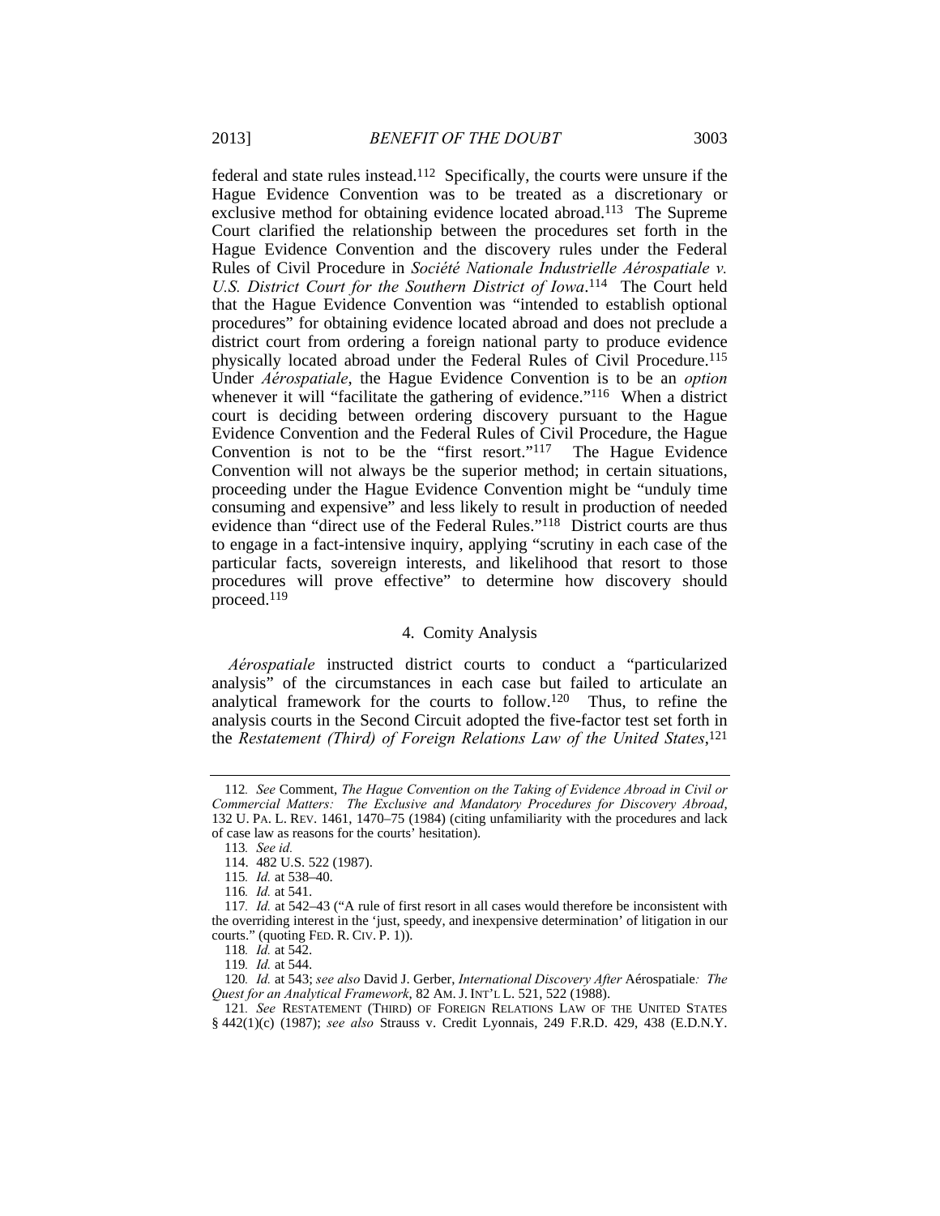federal and state rules instead.[112] Specifically, the courts were unsure if the Hague Evidence Convention was to be treated as a discretionary or exclusive method for obtaining evidence located abroad.[113] The Supreme Court clarified the relationship between the procedures set forth in the Hague Evidence Convention and the discovery rules under the Federal Rules of Civil Procedure in *Société Nationale Industrielle Aérospatiale v. U.S. District Court for the Southern District of Iowa*.[114] The Court held that the Hague Evidence Convention was "intended to establish optional procedures" for obtaining evidence located abroad and does not preclude a district court from ordering a foreign national party to produce evidence physically located abroad under the Federal Rules of Civil Procedure.[115] Under *Aérospatiale*, the Hague Evidence Convention is to be an *option* whenever it will "facilitate the gathering of evidence."[116] When a district court is deciding between ordering discovery pursuant to the Hague Evidence Convention and the Federal Rules of Civil Procedure, the Hague Convention is not to be the "first resort."[117] The Hague Evidence Convention will not always be the superior method; in certain situations, proceeding under the Hague Evidence Convention might be "unduly time consuming and expensive" and less likely to result in production of needed evidence than "direct use of the Federal Rules."[118] District courts are thus to engage in a fact-intensive inquiry, applying "scrutiny in each case of the particular facts, sovereign interests, and likelihood that resort to those procedures will prove effective" to determine how discovery should proceed.[119]

#### 4. Comity Analysis

*Aérospatiale* instructed district courts to conduct a "particularized analysis" of the circumstances in each case but failed to articulate an analytical framework for the courts to follow.[120] Thus, to refine the analysis courts in the Second Circuit adopted the five-factor test set forth in the *Restatement (Third) of Foreign Relations Law of the United States*,[121]

---

112. *See* Comment, *The Hague Convention on the Taking of Evidence Abroad in Civil or Commercial Matters: The Exclusive and Mandatory Procedures for Discovery Abroad*, 132 U. PA. L. REV. 1461, 1470–75 (1984) (citing unfamiliarity with the procedures and lack of case law as reasons for the courts' hesitation).

113. *See id.*

114. 482 U.S. 522 (1987).

115. *Id.* at 538–40.

116. *Id.* at 541.

117. *Id.* at 542–43 ("A rule of first resort in all cases would therefore be inconsistent with the overriding interest in the 'just, speedy, and inexpensive determination' of litigation in our courts." (quoting FED. R. CIV. P. 1)).

118. *Id.* at 542.

119. *Id.* at 544.

120. *Id.* at 543; *see also* David J. Gerber, *International Discovery After* Aérospatiale*: The Quest for an Analytical Framework*, 82 AM. J. INT'L L. 521, 522 (1988).

121. *See* RESTATEMENT (THIRD) OF FOREIGN RELATIONS LAW OF THE UNITED STATES § 442(1)(c) (1987); *see also* Strauss v. Credit Lyonnais, 249 F.R.D. 429, 438 (E.D.N.Y.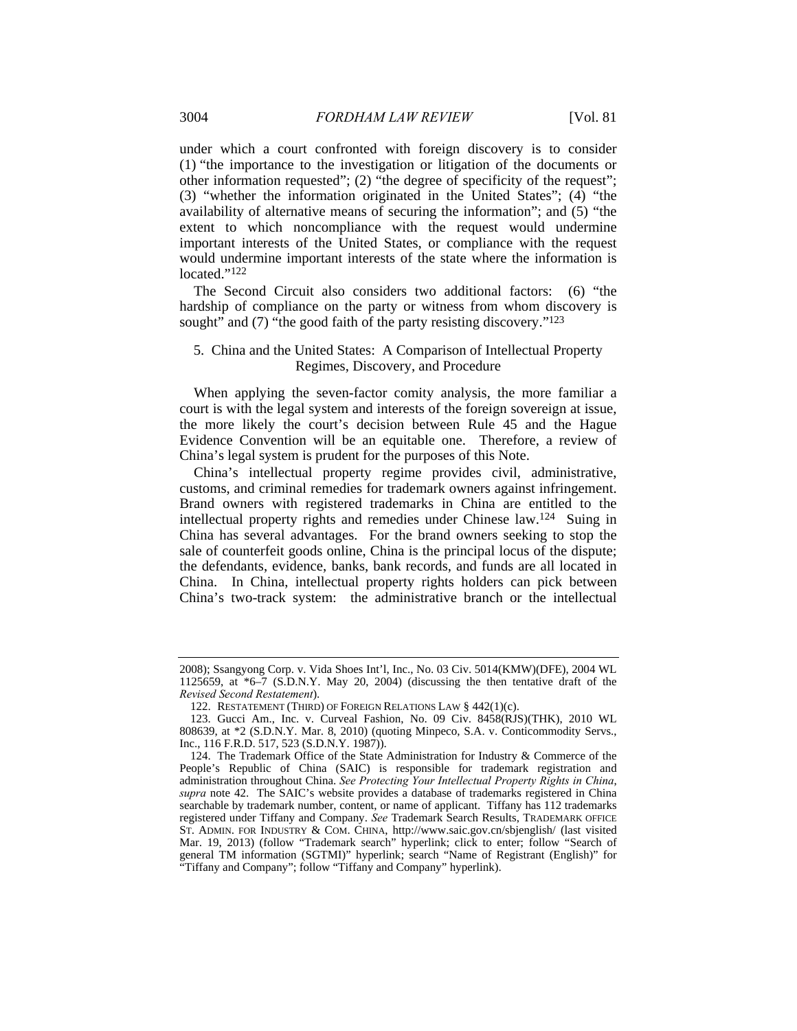under which a court confronted with foreign discovery is to consider (1) "the importance to the investigation or litigation of the documents or other information requested"; (2) "the degree of specificity of the request"; (3) "whether the information originated in the United States"; (4) "the availability of alternative means of securing the information"; and (5) "the extent to which noncompliance with the request would undermine important interests of the United States, or compliance with the request would undermine important interests of the state where the information is located."[122]

The Second Circuit also considers two additional factors: (6) "the hardship of compliance on the party or witness from whom discovery is sought" and (7) "the good faith of the party resisting discovery."[123]

### 5. China and the United States: A Comparison of Intellectual Property Regimes, Discovery, and Procedure

When applying the seven-factor comity analysis, the more familiar a court is with the legal system and interests of the foreign sovereign at issue, the more likely the court's decision between Rule 45 and the Hague Evidence Convention will be an equitable one. Therefore, a review of China's legal system is prudent for the purposes of this Note.

China's intellectual property regime provides civil, administrative, customs, and criminal remedies for trademark owners against infringement. Brand owners with registered trademarks in China are entitled to the intellectual property rights and remedies under Chinese law.[124] Suing in China has several advantages. For the brand owners seeking to stop the sale of counterfeit goods online, China is the principal locus of the dispute; the defendants, evidence, banks, bank records, and funds are all located in China. In China, intellectual property rights holders can pick between China's two-track system: the administrative branch or the intellectual

---

2008); Ssangyong Corp. v. Vida Shoes Int'l, Inc., No. 03 Civ. 5014(KMW)(DFE), 2004 WL 1125659, at *6–7 (S.D.N.Y. May 20, 2004) (discussing the then tentative draft of the *Revised Second Restatement*).

122. RESTATEMENT (THIRD) OF FOREIGN RELATIONS LAW § 442(1)(c).

123. Gucci Am., Inc. v. Curveal Fashion, No. 09 Civ. 8458(RJS)(THK), 2010 WL 808639, at *2 (S.D.N.Y. Mar. 8, 2010) (quoting Minpeco, S.A. v. Conticommodity Servs., Inc., 116 F.R.D. 517, 523 (S.D.N.Y. 1987)).

124. The Trademark Office of the State Administration for Industry & Commerce of the People's Republic of China (SAIC) is responsible for trademark registration and administration throughout China. *See Protecting Your Intellectual Property Rights in China*, *supra* note 42. The SAIC's website provides a database of trademarks registered in China searchable by trademark number, content, or name of applicant. Tiffany has 112 trademarks registered under Tiffany and Company. *See* Trademark Search Results, TRADEMARK OFFICE ST. ADMIN. FOR INDUSTRY & COM. CHINA, http://www.saic.gov.cn/sbjenglish/ (last visited Mar. 19, 2013) (follow "Trademark search" hyperlink; click to enter; follow "Search of general TM information (SGTMI)" hyperlink; search "Name of Registrant (English)" for "Tiffany and Company"; follow "Tiffany and Company" hyperlink).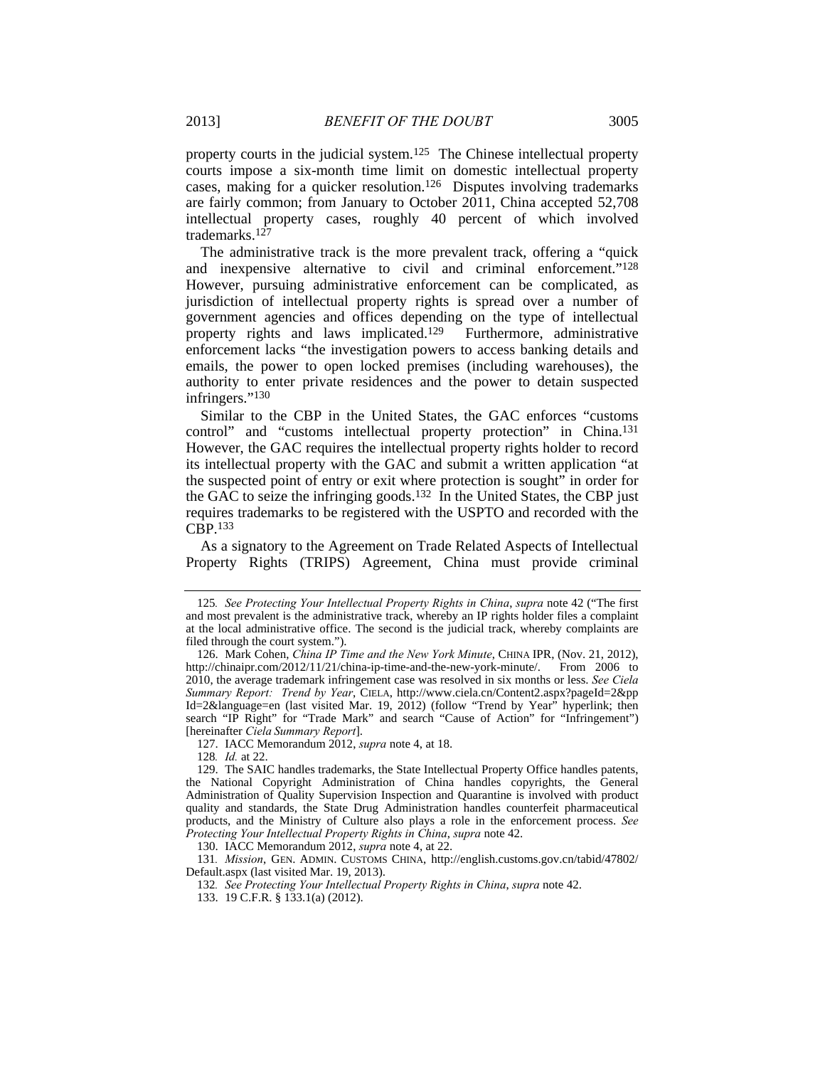property courts in the judicial system.[125] The Chinese intellectual property courts impose a six-month time limit on domestic intellectual property cases, making for a quicker resolution.[126] Disputes involving trademarks are fairly common; from January to October 2011, China accepted 52,708 intellectual property cases, roughly 40 percent of which involved trademarks.[127]

The administrative track is the more prevalent track, offering a "quick and inexpensive alternative to civil and criminal enforcement."[128] However, pursuing administrative enforcement can be complicated, as jurisdiction of intellectual property rights is spread over a number of government agencies and offices depending on the type of intellectual property rights and laws implicated.[129] Furthermore, administrative enforcement lacks "the investigation powers to access banking details and emails, the power to open locked premises (including warehouses), the authority to enter private residences and the power to detain suspected infringers."[130]

Similar to the CBP in the United States, the GAC enforces "customs control" and "customs intellectual property protection" in China.[131] However, the GAC requires the intellectual property rights holder to record its intellectual property with the GAC and submit a written application "at the suspected point of entry or exit where protection is sought" in order for the GAC to seize the infringing goods.[132] In the United States, the CBP just requires trademarks to be registered with the USPTO and recorded with the CBP.[133]

As a signatory to the Agreement on Trade Related Aspects of Intellectual Property Rights (TRIPS) Agreement, China must provide criminal

---

125. *See Protecting Your Intellectual Property Rights in China*, *supra* note 42 ("The first and most prevalent is the administrative track, whereby an IP rights holder files a complaint at the local administrative office. The second is the judicial track, whereby complaints are filed through the court system.").

126. Mark Cohen, *China IP Time and the New York Minute*, CHINA IPR, (Nov. 21, 2012), http://chinaipr.com/2012/11/21/china-ip-time-and-the-new-york-minute/. From 2006 to 2010, the average trademark infringement case was resolved in six months or less. *See Ciela Summary Report: Trend by Year*, CIELA, http://www.ciela.cn/Content2.aspx?pageId=2&ppId=2&language=en (last visited Mar. 19, 2012) (follow "Trend by Year" hyperlink; then search "IP Right" for "Trade Mark" and search "Cause of Action" for "Infringement") [hereinafter *Ciela Summary Report*].

127. IACC Memorandum 2012, *supra* note 4, at 18.

128. *Id.* at 22.

129. The SAIC handles trademarks, the State Intellectual Property Office handles patents, the National Copyright Administration of China handles copyrights, the General Administration of Quality Supervision Inspection and Quarantine is involved with product quality and standards, the State Drug Administration handles counterfeit pharmaceutical products, and the Ministry of Culture also plays a role in the enforcement process. *See Protecting Your Intellectual Property Rights in China*, *supra* note 42.

130. IACC Memorandum 2012, *supra* note 4, at 22.

131. *Mission*, GEN. ADMIN. CUSTOMS CHINA, http://english.customs.gov.cn/tabid/47802/Default.aspx (last visited Mar. 19, 2013).

132. *See Protecting Your Intellectual Property Rights in China*, *supra* note 42.

133. 19 C.F.R. § 133.1(a) (2012).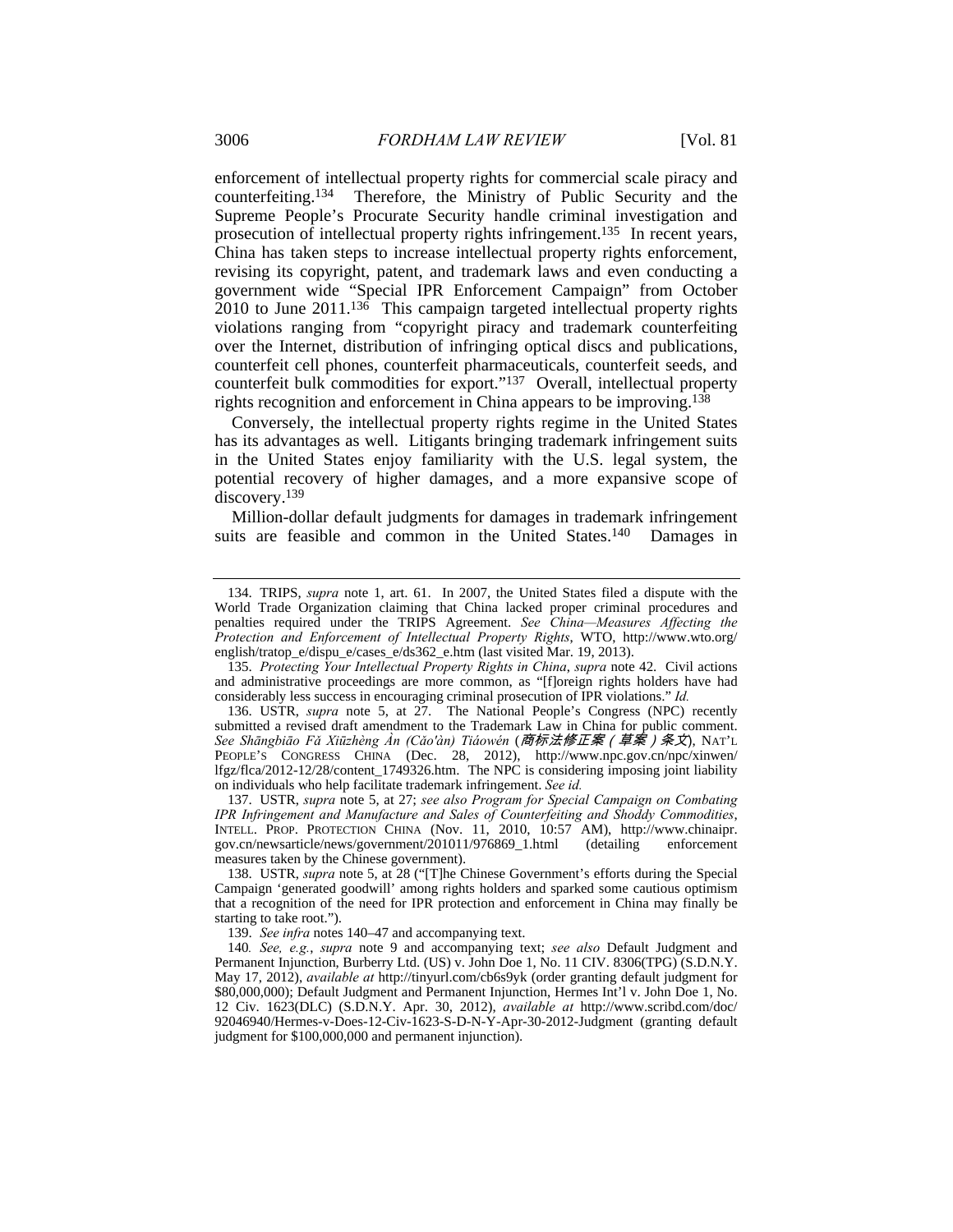enforcement of intellectual property rights for commercial scale piracy and counterfeiting.[134] Therefore, the Ministry of Public Security and the Supreme People's Procurate Security handle criminal investigation and prosecution of intellectual property rights infringement.[135] In recent years, China has taken steps to increase intellectual property rights enforcement, revising its copyright, patent, and trademark laws and even conducting a government wide "Special IPR Enforcement Campaign" from October 2010 to June 2011.[136] This campaign targeted intellectual property rights violations ranging from "copyright piracy and trademark counterfeiting over the Internet, distribution of infringing optical discs and publications, counterfeit cell phones, counterfeit pharmaceuticals, counterfeit seeds, and counterfeit bulk commodities for export."[137] Overall, intellectual property rights recognition and enforcement in China appears to be improving.[138]

Conversely, the intellectual property rights regime in the United States has its advantages as well. Litigants bringing trademark infringement suits in the United States enjoy familiarity with the U.S. legal system, the potential recovery of higher damages, and a more expansive scope of discovery.[139]

Million-dollar default judgments for damages in trademark infringement suits are feasible and common in the United States.[140] Damages in

---

134. TRIPS, *supra* note 1, art. 61. In 2007, the United States filed a dispute with the World Trade Organization claiming that China lacked proper criminal procedures and penalties required under the TRIPS Agreement. *See China—Measures Affecting the Protection and Enforcement of Intellectual Property Rights*, WTO, http://www.wto.org/english/tratop_e/dispu_e/cases_e/ds362_e.htm (last visited Mar. 19, 2013).

135. *Protecting Your Intellectual Property Rights in China*, *supra* note 42. Civil actions and administrative proceedings are more common, as "[f]oreign rights holders have had considerably less success in encouraging criminal prosecution of IPR violations." *Id.*

136. USTR, *supra* note 5, at 27. The National People's Congress (NPC) recently submitted a revised draft amendment to the Trademark Law in China for public comment. *See Shāngbiāo Fǎ Xiūzhèng Àn (Cǎo'àn) Tiáowén* (*商标法修正案（草案）条文*), NAT'L PEOPLE'S CONGRESS CHINA (Dec. 28, 2012), http://www.npc.gov.cn/npc/xinwen/lfgz/flca/2012-12/28/content_1749326.htm. The NPC is considering imposing joint liability on individuals who help facilitate trademark infringement. *See id.*

137. USTR, *supra* note 5, at 27; *see also Program for Special Campaign on Combating IPR Infringement and Manufacture and Sales of Counterfeiting and Shoddy Commodities*, INTELL. PROP. PROTECTION CHINA (Nov. 11, 2010, 10:57 AM), http://www.chinaipr.gov.cn/newsarticle/news/government/201011/976869_1.html (detailing enforcement measures taken by the Chinese government).

138. USTR, *supra* note 5, at 28 ("[T]he Chinese Government's efforts during the Special Campaign 'generated goodwill' among rights holders and sparked some cautious optimism that a recognition of the need for IPR protection and enforcement in China may finally be starting to take root.").

139. *See infra* notes 140–47 and accompanying text.

140. *See, e.g.*, *supra* note 9 and accompanying text; *see also* Default Judgment and Permanent Injunction, Burberry Ltd. (US) v. John Doe 1, No. 11 CIV. 8306(TPG) (S.D.N.Y. May 17, 2012), *available at* http://tinyurl.com/cb6s9yk (order granting default judgment for $80,000,000); Default Judgment and Permanent Injunction, Hermes Int'l v. John Doe 1, No. 12 Civ. 1623(DLC) (S.D.N.Y. Apr. 30, 2012), *available at* http://www.scribd.com/doc/92046940/Hermes-v-Does-12-Civ-1623-S-D-N-Y-Apr-30-2012-Judgment (granting default judgment for $100,000,000 and permanent injunction).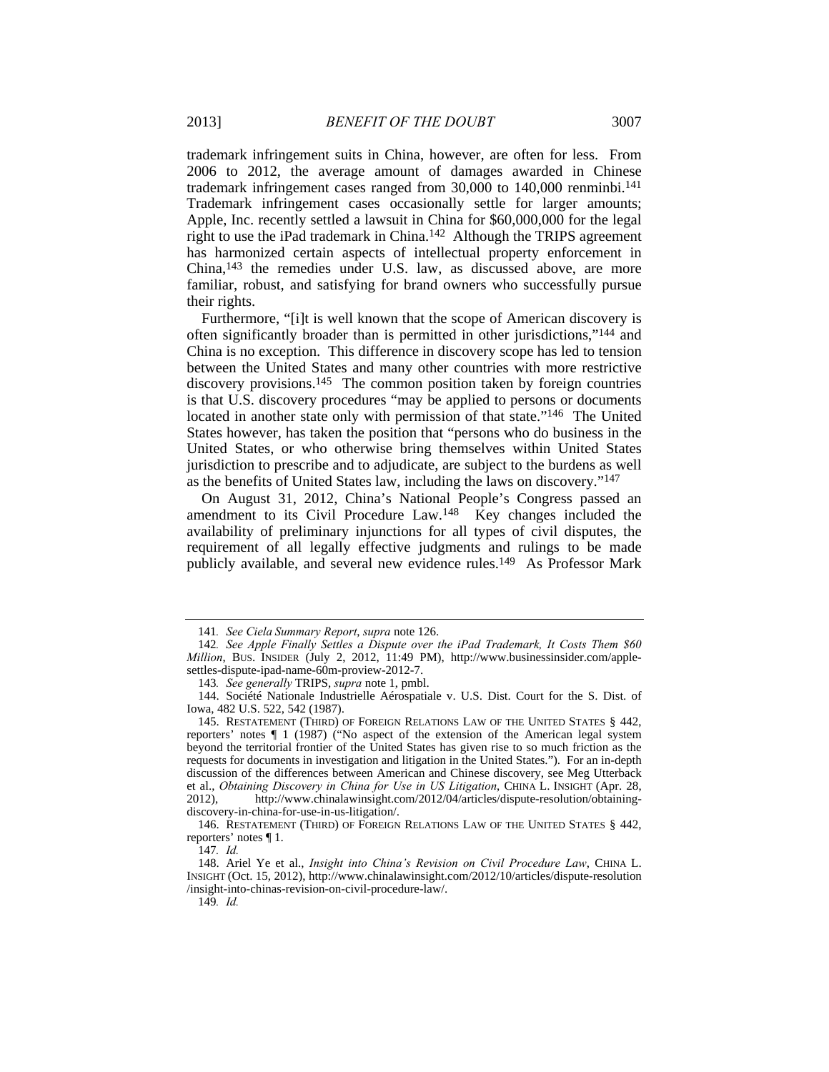trademark infringement suits in China, however, are often for less. From 2006 to 2012, the average amount of damages awarded in Chinese trademark infringement cases ranged from 30,000 to 140,000 renminbi.[141] Trademark infringement cases occasionally settle for larger amounts; Apple, Inc. recently settled a lawsuit in China for $60,000,000 for the legal right to use the iPad trademark in China.[142] Although the TRIPS agreement has harmonized certain aspects of intellectual property enforcement in China,[143] the remedies under U.S. law, as discussed above, are more familiar, robust, and satisfying for brand owners who successfully pursue their rights.

Furthermore, "[i]t is well known that the scope of American discovery is often significantly broader than is permitted in other jurisdictions,"[144] and China is no exception. This difference in discovery scope has led to tension between the United States and many other countries with more restrictive discovery provisions.[145] The common position taken by foreign countries is that U.S. discovery procedures "may be applied to persons or documents located in another state only with permission of that state."[146] The United States however, has taken the position that "persons who do business in the United States, or who otherwise bring themselves within United States jurisdiction to prescribe and to adjudicate, are subject to the burdens as well as the benefits of United States law, including the laws on discovery."[147]

On August 31, 2012, China's National People's Congress passed an amendment to its Civil Procedure Law.[148] Key changes included the availability of preliminary injunctions for all types of civil disputes, the requirement of all legally effective judgments and rulings to be made publicly available, and several new evidence rules.[149] As Professor Mark

---

141. *See Ciela Summary Report*, *supra* note 126.

142. *See Apple Finally Settles a Dispute over the iPad Trademark, It Costs Them $60 Million*, BUS. INSIDER (July 2, 2012, 11:49 PM), http://www.businessinsider.com/apple-settles-dispute-ipad-name-60m-proview-2012-7.

143. *See generally* TRIPS, *supra* note 1, pmbl.

144. Société Nationale Industrielle Aérospatiale v. U.S. Dist. Court for the S. Dist. of Iowa, 482 U.S. 522, 542 (1987).

145. RESTATEMENT (THIRD) OF FOREIGN RELATIONS LAW OF THE UNITED STATES § 442, reporters' notes ¶ 1 (1987) ("No aspect of the extension of the American legal system beyond the territorial frontier of the United States has given rise to so much friction as the requests for documents in investigation and litigation in the United States."). For an in-depth discussion of the differences between American and Chinese discovery, see Meg Utterback et al., *Obtaining Discovery in China for Use in US Litigation*, CHINA L. INSIGHT (Apr. 28, 2012), http://www.chinalawinsight.com/2012/04/articles/dispute-resolution/obtaining-discovery-in-china-for-use-in-us-litigation/.

146. RESTATEMENT (THIRD) OF FOREIGN RELATIONS LAW OF THE UNITED STATES § 442, reporters' notes ¶ 1.

147. *Id.*

148. Ariel Ye et al., *Insight into China's Revision on Civil Procedure Law*, CHINA L. INSIGHT (Oct. 15, 2012), http://www.chinalawinsight.com/2012/10/articles/dispute-resolution/insight-into-chinas-revision-on-civil-procedure-law/.

149. *Id.*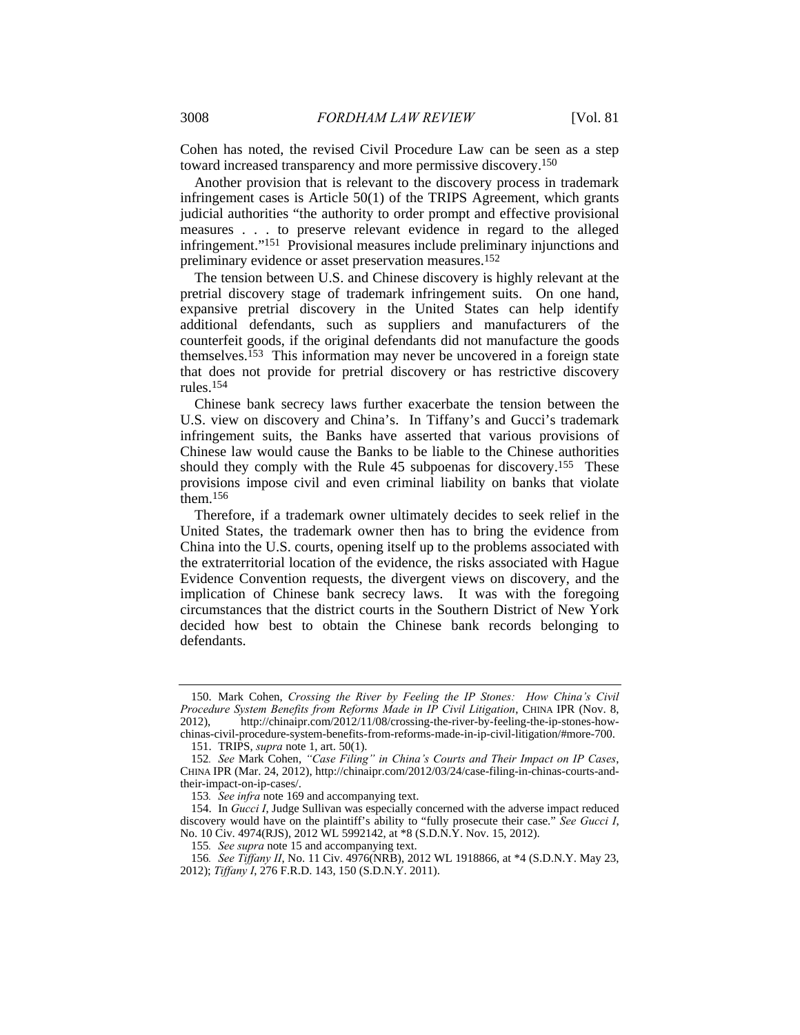Cohen has noted, the revised Civil Procedure Law can be seen as a step toward increased transparency and more permissive discovery.[150]

Another provision that is relevant to the discovery process in trademark infringement cases is Article 50(1) of the TRIPS Agreement, which grants judicial authorities "the authority to order prompt and effective provisional measures . . . to preserve relevant evidence in regard to the alleged infringement."[151] Provisional measures include preliminary injunctions and preliminary evidence or asset preservation measures.[152]

The tension between U.S. and Chinese discovery is highly relevant at the pretrial discovery stage of trademark infringement suits. On one hand, expansive pretrial discovery in the United States can help identify additional defendants, such as suppliers and manufacturers of the counterfeit goods, if the original defendants did not manufacture the goods themselves.[153] This information may never be uncovered in a foreign state that does not provide for pretrial discovery or has restrictive discovery rules.[154]

Chinese bank secrecy laws further exacerbate the tension between the U.S. view on discovery and China's. In Tiffany's and Gucci's trademark infringement suits, the Banks have asserted that various provisions of Chinese law would cause the Banks to be liable to the Chinese authorities should they comply with the Rule 45 subpoenas for discovery.[155] These provisions impose civil and even criminal liability on banks that violate them.[156]

Therefore, if a trademark owner ultimately decides to seek relief in the United States, the trademark owner then has to bring the evidence from China into the U.S. courts, opening itself up to the problems associated with the extraterritorial location of the evidence, the risks associated with Hague Evidence Convention requests, the divergent views on discovery, and the implication of Chinese bank secrecy laws. It was with the foregoing circumstances that the district courts in the Southern District of New York decided how best to obtain the Chinese bank records belonging to defendants.

---

150. Mark Cohen, *Crossing the River by Feeling the IP Stones: How China's Civil Procedure System Benefits from Reforms Made in IP Civil Litigation*, CHINA IPR (Nov. 8, 2012), http://chinaipr.com/2012/11/08/crossing-the-river-by-feeling-the-ip-stones-how-chinas-civil-procedure-system-benefits-from-reforms-made-in-ip-civil-litigation/#more-700.

151. TRIPS, *supra* note 1, art. 50(1).

152. *See* Mark Cohen, *"Case Filing" in China's Courts and Their Impact on IP Cases*, CHINA IPR (Mar. 24, 2012), http://chinaipr.com/2012/03/24/case-filing-in-chinas-courts-and-their-impact-on-ip-cases/.

153. *See infra* note 169 and accompanying text.

154. In *Gucci I*, Judge Sullivan was especially concerned with the adverse impact reduced discovery would have on the plaintiff's ability to "fully prosecute their case." *See Gucci I*, No. 10 Civ. 4974(RJS), 2012 WL 5992142, at *8 (S.D.N.Y. Nov. 15, 2012).

155. *See supra* note 15 and accompanying text.

156. *See Tiffany II*, No. 11 Civ. 4976(NRB), 2012 WL 1918866, at *4 (S.D.N.Y. May 23, 2012); *Tiffany I*, 276 F.R.D. 143, 150 (S.D.N.Y. 2011).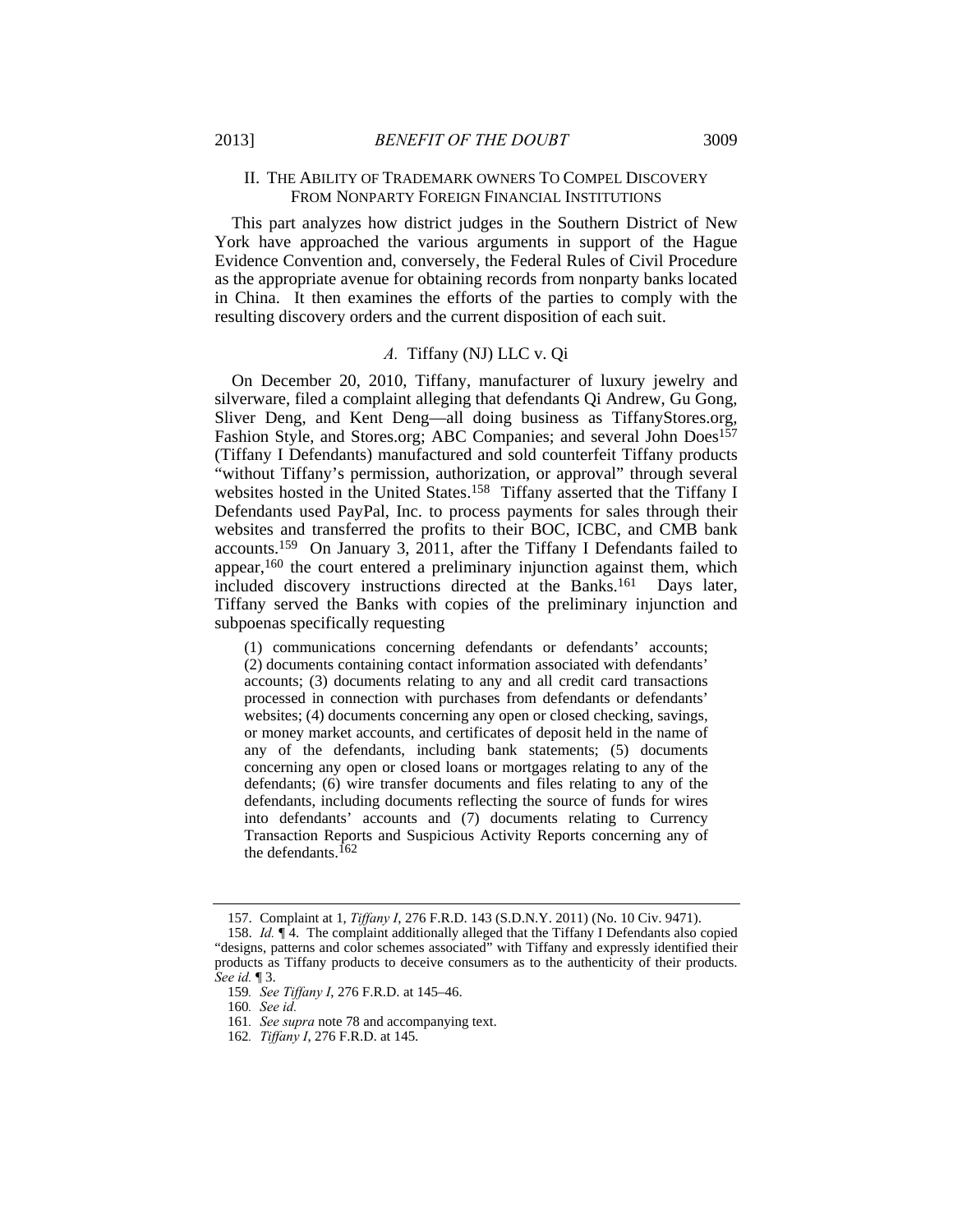## II. THE ABILITY OF TRADEMARK OWNERS TO COMPEL DISCOVERY FROM NONPARTY FOREIGN FINANCIAL INSTITUTIONS

This part analyzes how district judges in the Southern District of New York have approached the various arguments in support of the Hague Evidence Convention and, conversely, the Federal Rules of Civil Procedure as the appropriate avenue for obtaining records from nonparty banks located in China. It then examines the efforts of the parties to comply with the resulting discovery orders and the current disposition of each suit.

### *A.* Tiffany (NJ) LLC v. Qi

On December 20, 2010, Tiffany, manufacturer of luxury jewelry and silverware, filed a complaint alleging that defendants Qi Andrew, Gu Gong, Sliver Deng, and Kent Deng—all doing business as TiffanyStores.org, Fashion Style, and Stores.org; ABC Companies; and several John Does[157] (Tiffany I Defendants) manufactured and sold counterfeit Tiffany products "without Tiffany's permission, authorization, or approval" through several websites hosted in the United States.[158] Tiffany asserted that the Tiffany I Defendants used PayPal, Inc. to process payments for sales through their websites and transferred the profits to their BOC, ICBC, and CMB bank accounts.[159] On January 3, 2011, after the Tiffany I Defendants failed to appear,[160] the court entered a preliminary injunction against them, which included discovery instructions directed at the Banks.[161] Days later, Tiffany served the Banks with copies of the preliminary injunction and subpoenas specifically requesting

> (1) communications concerning defendants or defendants' accounts; (2) documents containing contact information associated with defendants' accounts; (3) documents relating to any and all credit card transactions processed in connection with purchases from defendants or defendants' websites; (4) documents concerning any open or closed checking, savings, or money market accounts, and certificates of deposit held in the name of any of the defendants, including bank statements; (5) documents concerning any open or closed loans or mortgages relating to any of the defendants; (6) wire transfer documents and files relating to any of the defendants, including documents reflecting the source of funds for wires into defendants' accounts and (7) documents relating to Currency Transaction Reports and Suspicious Activity Reports concerning any of the defendants.[162]

---

157. Complaint at 1, *Tiffany I*, 276 F.R.D. 143 (S.D.N.Y. 2011) (No. 10 Civ. 9471).

158. *Id.* ¶ 4. The complaint additionally alleged that the Tiffany I Defendants also copied "designs, patterns and color schemes associated" with Tiffany and expressly identified their products as Tiffany products to deceive consumers as to the authenticity of their products. *See id.* ¶ 3.

159. *See Tiffany I*, 276 F.R.D. at 145–46.

160. *See id.*

161. *See supra* note 78 and accompanying text.

162. *Tiffany I*, 276 F.R.D. at 145.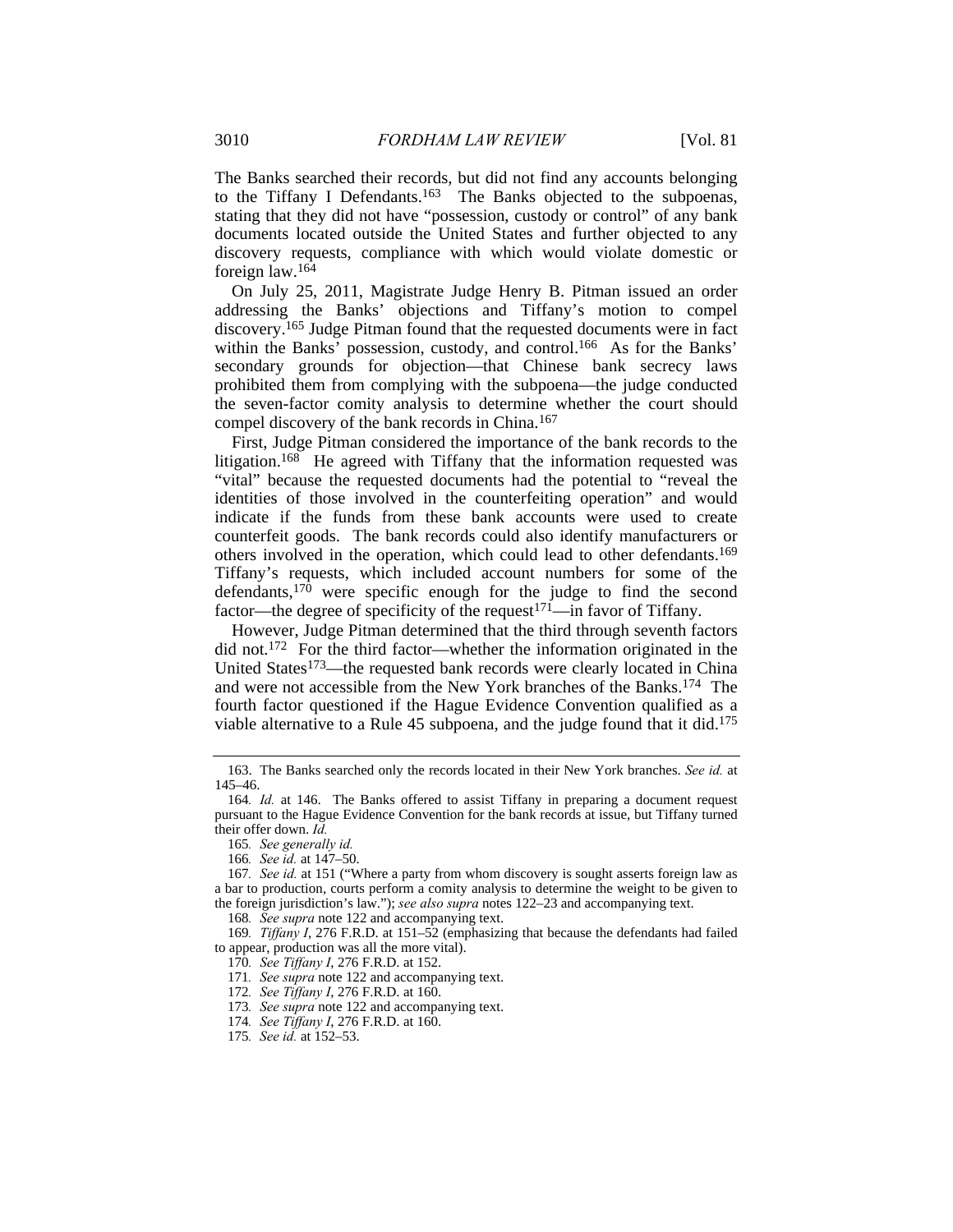The Banks searched their records, but did not find any accounts belonging to the Tiffany I Defendants.[163] The Banks objected to the subpoenas, stating that they did not have "possession, custody or control" of any bank documents located outside the United States and further objected to any discovery requests, compliance with which would violate domestic or foreign law.[164]

On July 25, 2011, Magistrate Judge Henry B. Pitman issued an order addressing the Banks' objections and Tiffany's motion to compel discovery.[165] Judge Pitman found that the requested documents were in fact within the Banks' possession, custody, and control.[166] As for the Banks' secondary grounds for objection—that Chinese bank secrecy laws prohibited them from complying with the subpoena—the judge conducted the seven-factor comity analysis to determine whether the court should compel discovery of the bank records in China.[167]

First, Judge Pitman considered the importance of the bank records to the litigation.[168] He agreed with Tiffany that the information requested was "vital" because the requested documents had the potential to "reveal the identities of those involved in the counterfeiting operation" and would indicate if the funds from these bank accounts were used to create counterfeit goods. The bank records could also identify manufacturers or others involved in the operation, which could lead to other defendants.[169] Tiffany's requests, which included account numbers for some of the defendants,[170] were specific enough for the judge to find the second factor—the degree of specificity of the request[171]—in favor of Tiffany.

However, Judge Pitman determined that the third through seventh factors did not.[172] For the third factor—whether the information originated in the United States[173]—the requested bank records were clearly located in China and were not accessible from the New York branches of the Banks.[174] The fourth factor questioned if the Hague Evidence Convention qualified as a viable alternative to a Rule 45 subpoena, and the judge found that it did.[175]

---

163. The Banks searched only the records located in their New York branches. *See id.* at 145–46.

164. *Id.* at 146. The Banks offered to assist Tiffany in preparing a document request pursuant to the Hague Evidence Convention for the bank records at issue, but Tiffany turned their offer down. *Id.*

165. *See generally id.*

166. *See id.* at 147–50.

167. *See id.* at 151 ("Where a party from whom discovery is sought asserts foreign law as a bar to production, courts perform a comity analysis to determine the weight to be given to the foreign jurisdiction's law."); *see also supra* notes 122–23 and accompanying text.

168. *See supra* note 122 and accompanying text.

169. *Tiffany I*, 276 F.R.D. at 151–52 (emphasizing that because the defendants had failed to appear, production was all the more vital).

170. *See Tiffany I*, 276 F.R.D. at 152.

171. *See supra* note 122 and accompanying text.

172. *See Tiffany I*, 276 F.R.D. at 160.

173. *See supra* note 122 and accompanying text.

174. *See Tiffany I*, 276 F.R.D. at 160.

175. *See id.* at 152–53.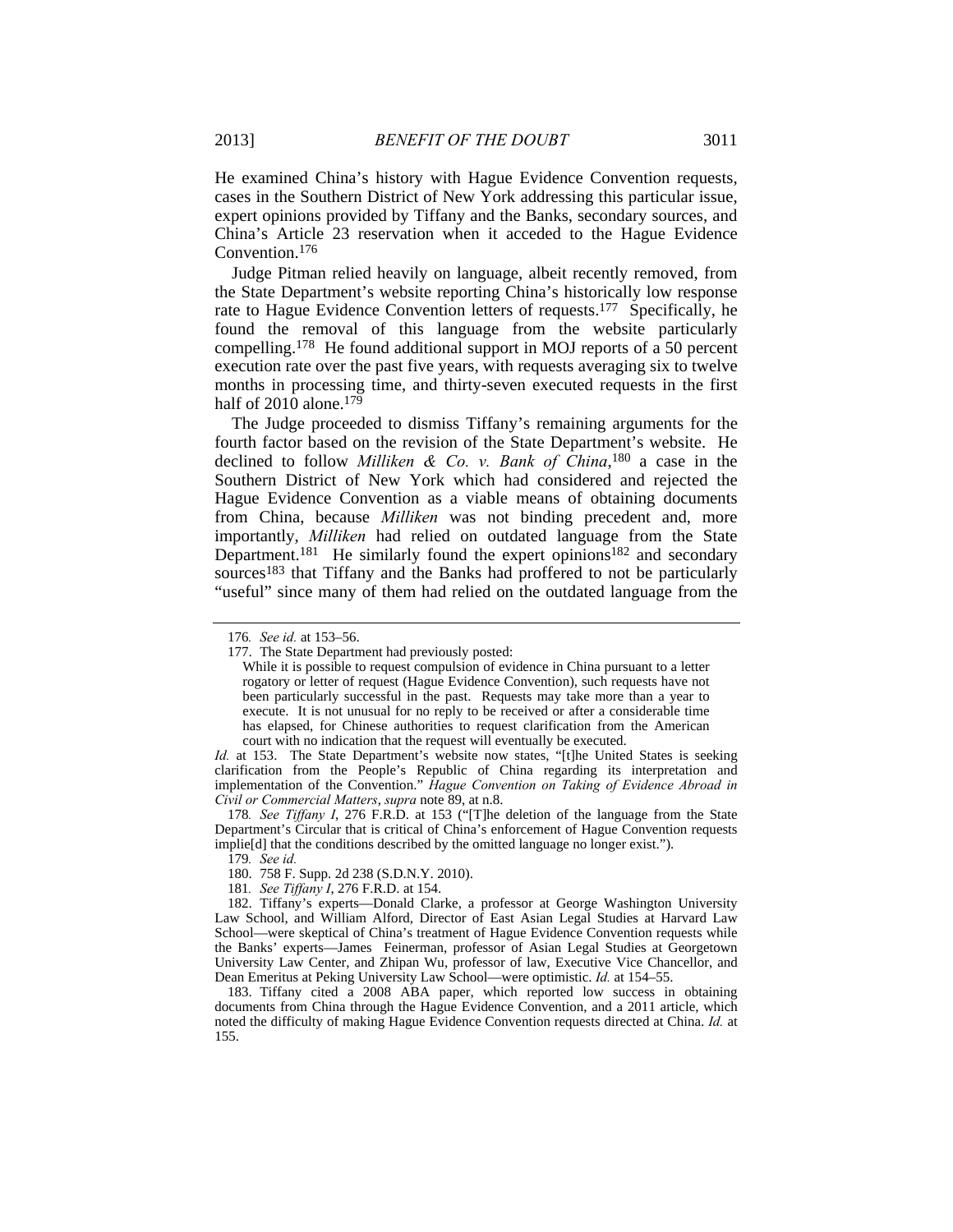He examined China's history with Hague Evidence Convention requests, cases in the Southern District of New York addressing this particular issue, expert opinions provided by Tiffany and the Banks, secondary sources, and China's Article 23 reservation when it acceded to the Hague Evidence Convention.[176]

Judge Pitman relied heavily on language, albeit recently removed, from the State Department's website reporting China's historically low response rate to Hague Evidence Convention letters of requests.[177] Specifically, he found the removal of this language from the website particularly compelling.[178] He found additional support in MOJ reports of a 50 percent execution rate over the past five years, with requests averaging six to twelve months in processing time, and thirty-seven executed requests in the first half of 2010 alone.[179]

The Judge proceeded to dismiss Tiffany's remaining arguments for the fourth factor based on the revision of the State Department's website. He declined to follow *Milliken & Co. v. Bank of China*,[180] a case in the Southern District of New York which had considered and rejected the Hague Evidence Convention as a viable means of obtaining documents from China, because *Milliken* was not binding precedent and, more importantly, *Milliken* had relied on outdated language from the State Department.[181] He similarly found the expert opinions[182] and secondary sources[183] that Tiffany and the Banks had proffered to not be particularly "useful" since many of them had relied on the outdated language from the

---

176. *See id.* at 153–56.

177. The State Department had previously posted:

> While it is possible to request compulsion of evidence in China pursuant to a letter rogatory or letter of request (Hague Evidence Convention), such requests have not been particularly successful in the past. Requests may take more than a year to execute. It is not unusual for no reply to be received or after a considerable time has elapsed, for Chinese authorities to request clarification from the American court with no indication that the request will eventually be executed.

*Id.* at 153. The State Department's website now states, "[t]he United States is seeking clarification from the People's Republic of China regarding its interpretation and implementation of the Convention." *Hague Convention on Taking of Evidence Abroad in Civil or Commercial Matters*, *supra* note 89, at n.8.

178. *See Tiffany I*, 276 F.R.D. at 153 ("[T]he deletion of the language from the State Department's Circular that is critical of China's enforcement of Hague Convention requests implie[d] that the conditions described by the omitted language no longer exist.").

179. *See id.*

180. 758 F. Supp. 2d 238 (S.D.N.Y. 2010).

181. *See Tiffany I*, 276 F.R.D. at 154.

182. Tiffany's experts—Donald Clarke, a professor at George Washington University Law School, and William Alford, Director of East Asian Legal Studies at Harvard Law School—were skeptical of China's treatment of Hague Evidence Convention requests while the Banks' experts—James Feinerman, professor of Asian Legal Studies at Georgetown University Law Center, and Zhipan Wu, professor of law, Executive Vice Chancellor, and Dean Emeritus at Peking University Law School—were optimistic. *Id.* at 154–55.

183. Tiffany cited a 2008 ABA paper, which reported low success in obtaining documents from China through the Hague Evidence Convention, and a 2011 article, which noted the difficulty of making Hague Evidence Convention requests directed at China. *Id.* at 155.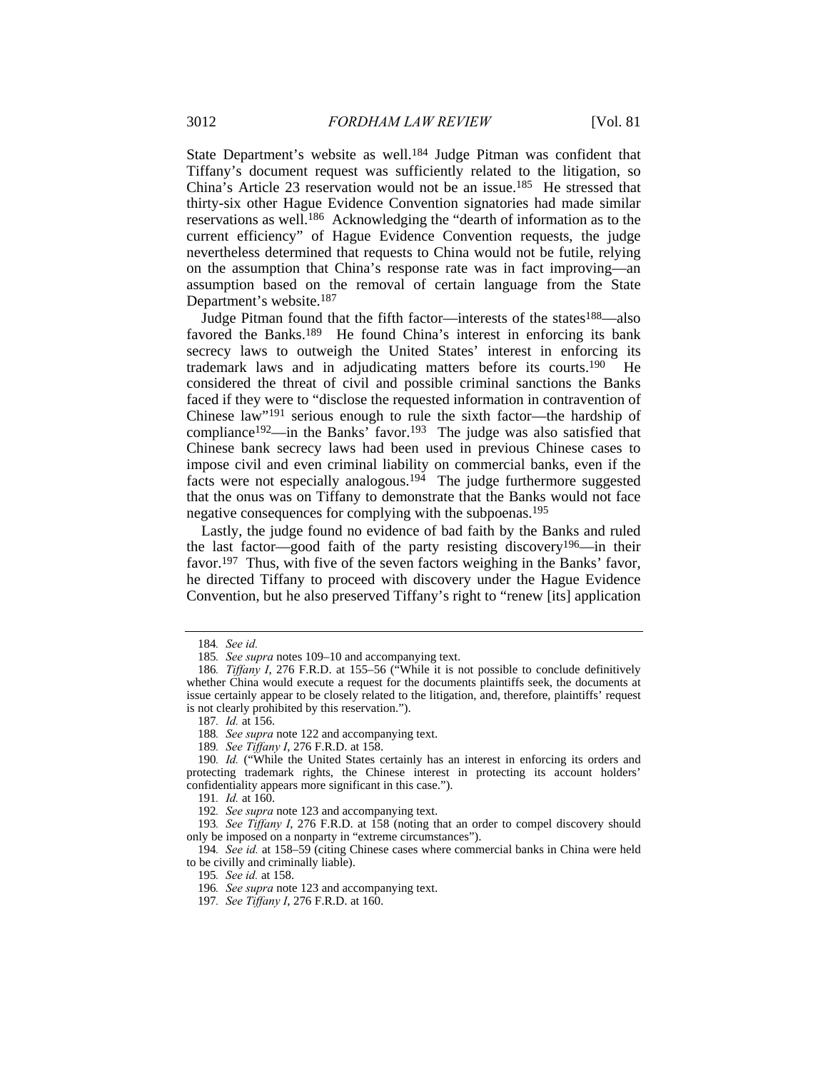State Department's website as well.[184] Judge Pitman was confident that Tiffany's document request was sufficiently related to the litigation, so China's Article 23 reservation would not be an issue.[185] He stressed that thirty-six other Hague Evidence Convention signatories had made similar reservations as well.[186] Acknowledging the "dearth of information as to the current efficiency" of Hague Evidence Convention requests, the judge nevertheless determined that requests to China would not be futile, relying on the assumption that China's response rate was in fact improving—an assumption based on the removal of certain language from the State Department's website.[187]

Judge Pitman found that the fifth factor—interests of the states[188]—also favored the Banks.[189] He found China's interest in enforcing its bank secrecy laws to outweigh the United States' interest in enforcing its trademark laws and in adjudicating matters before its courts.[190] He considered the threat of civil and possible criminal sanctions the Banks faced if they were to "disclose the requested information in contravention of Chinese law"[191] serious enough to rule the sixth factor—the hardship of compliance[192]—in the Banks' favor.[193] The judge was also satisfied that Chinese bank secrecy laws had been used in previous Chinese cases to impose civil and even criminal liability on commercial banks, even if the facts were not especially analogous.[194] The judge furthermore suggested that the onus was on Tiffany to demonstrate that the Banks would not face negative consequences for complying with the subpoenas.[195]

Lastly, the judge found no evidence of bad faith by the Banks and ruled the last factor—good faith of the party resisting discovery[196]—in their favor.[197] Thus, with five of the seven factors weighing in the Banks' favor, he directed Tiffany to proceed with discovery under the Hague Evidence Convention, but he also preserved Tiffany's right to "renew [its] application

---

184. *See id.*

185. *See supra* notes 109–10 and accompanying text.

186. *Tiffany I*, 276 F.R.D. at 155–56 ("While it is not possible to conclude definitively whether China would execute a request for the documents plaintiffs seek, the documents at issue certainly appear to be closely related to the litigation, and, therefore, plaintiffs' request is not clearly prohibited by this reservation.").

187. *Id.* at 156.

188. *See supra* note 122 and accompanying text.

189. *See Tiffany I*, 276 F.R.D. at 158.

190. *Id.* ("While the United States certainly has an interest in enforcing its orders and protecting trademark rights, the Chinese interest in protecting its account holders' confidentiality appears more significant in this case.").

191. *Id.* at 160.

192. *See supra* note 123 and accompanying text.

193. *See Tiffany I*, 276 F.R.D. at 158 (noting that an order to compel discovery should only be imposed on a nonparty in "extreme circumstances").

194. *See id.* at 158–59 (citing Chinese cases where commercial banks in China were held to be civilly and criminally liable).

195. *See id.* at 158.

196. *See supra* note 123 and accompanying text.

197. *See Tiffany I*, 276 F.R.D. at 160.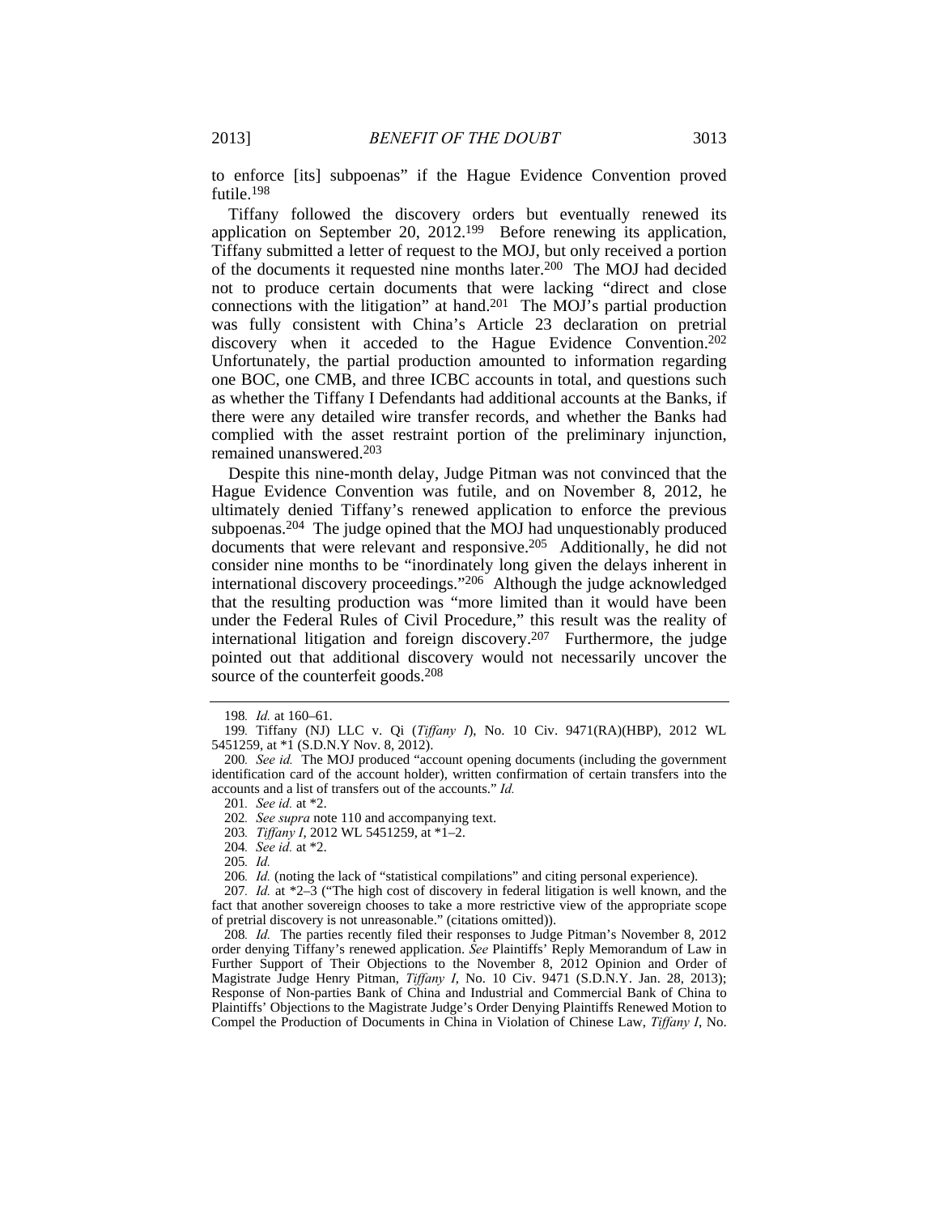to enforce [its] subpoenas" if the Hague Evidence Convention proved futile.[198]

Tiffany followed the discovery orders but eventually renewed its application on September 20, 2012.[199] Before renewing its application, Tiffany submitted a letter of request to the MOJ, but only received a portion of the documents it requested nine months later.[200] The MOJ had decided not to produce certain documents that were lacking "direct and close connections with the litigation" at hand.[201] The MOJ's partial production was fully consistent with China's Article 23 declaration on pretrial discovery when it acceded to the Hague Evidence Convention.[202] Unfortunately, the partial production amounted to information regarding one BOC, one CMB, and three ICBC accounts in total, and questions such as whether the Tiffany I Defendants had additional accounts at the Banks, if there were any detailed wire transfer records, and whether the Banks had complied with the asset restraint portion of the preliminary injunction, remained unanswered.[203]

Despite this nine-month delay, Judge Pitman was not convinced that the Hague Evidence Convention was futile, and on November 8, 2012, he ultimately denied Tiffany's renewed application to enforce the previous subpoenas.[204] The judge opined that the MOJ had unquestionably produced documents that were relevant and responsive.[205] Additionally, he did not consider nine months to be "inordinately long given the delays inherent in international discovery proceedings."[206] Although the judge acknowledged that the resulting production was "more limited than it would have been under the Federal Rules of Civil Procedure," this result was the reality of international litigation and foreign discovery.[207] Furthermore, the judge pointed out that additional discovery would not necessarily uncover the source of the counterfeit goods.[208]

---

198. *Id.* at 160–61.

199. Tiffany (NJ) LLC v. Qi (*Tiffany I*), No. 10 Civ. 9471(RA)(HBP), 2012 WL 5451259, at *1 (S.D.N.Y Nov. 8, 2012).

200. *See id.* The MOJ produced "account opening documents (including the government identification card of the account holder), written confirmation of certain transfers into the accounts and a list of transfers out of the accounts." *Id.*

201. *See id.* at *2.

202. *See supra* note 110 and accompanying text.

203. *Tiffany I*, 2012 WL 5451259, at *1–2.

204. *See id.* at *2.

205. *Id.*

206. *Id.* (noting the lack of "statistical compilations" and citing personal experience).

207. *Id.* at *2–3 ("The high cost of discovery in federal litigation is well known, and the fact that another sovereign chooses to take a more restrictive view of the appropriate scope of pretrial discovery is not unreasonable." (citations omitted)).

208. *Id.* The parties recently filed their responses to Judge Pitman's November 8, 2012 order denying Tiffany's renewed application. *See* Plaintiffs' Reply Memorandum of Law in Further Support of Their Objections to the November 8, 2012 Opinion and Order of Magistrate Judge Henry Pitman, *Tiffany I*, No. 10 Civ. 9471 (S.D.N.Y. Jan. 28, 2013); Response of Non-parties Bank of China and Industrial and Commercial Bank of China to Plaintiffs' Objections to the Magistrate Judge's Order Denying Plaintiffs Renewed Motion to Compel the Production of Documents in China in Violation of Chinese Law, *Tiffany I*, No.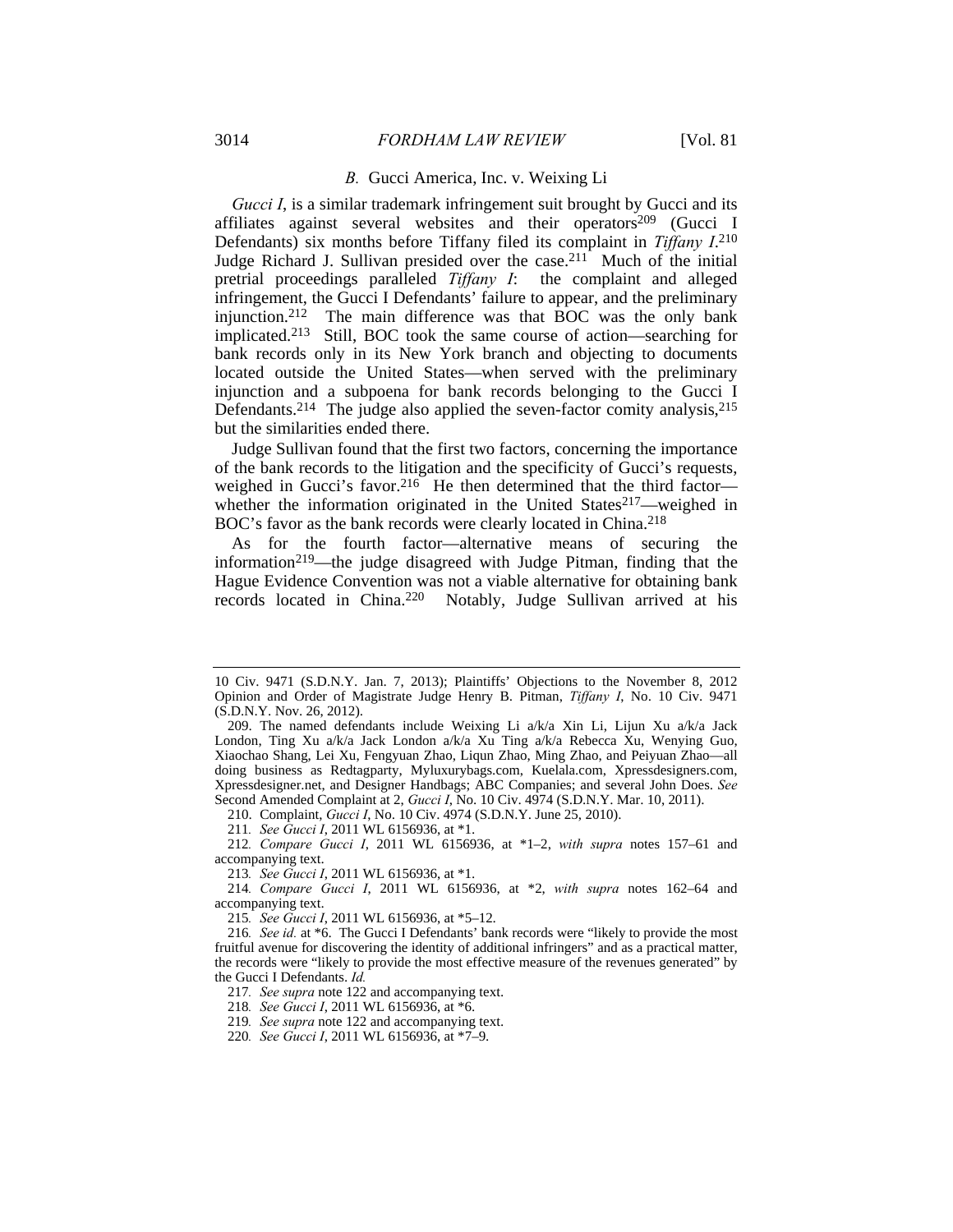### *B. Gucci America, Inc. v. Weixing Li*

*Gucci I*, is a similar trademark infringement suit brought by Gucci and its affiliates against several websites and their operators[209] (Gucci I Defendants) six months before Tiffany filed its complaint in *Tiffany I*.[210] Judge Richard J. Sullivan presided over the case.[211] Much of the initial pretrial proceedings paralleled *Tiffany I*: the complaint and alleged infringement, the Gucci I Defendants' failure to appear, and the preliminary injunction.[212] The main difference was that BOC was the only bank implicated.[213] Still, BOC took the same course of action—searching for bank records only in its New York branch and objecting to documents located outside the United States—when served with the preliminary injunction and a subpoena for bank records belonging to the Gucci I Defendants.[214] The judge also applied the seven-factor comity analysis,[215] but the similarities ended there.

Judge Sullivan found that the first two factors, concerning the importance of the bank records to the litigation and the specificity of Gucci's requests, weighed in Gucci's favor.[216] He then determined that the third factor—whether the information originated in the United States[217]—weighed in BOC's favor as the bank records were clearly located in China.[218]

As for the fourth factor—alternative means of securing the information[219]—the judge disagreed with Judge Pitman, finding that the Hague Evidence Convention was not a viable alternative for obtaining bank records located in China.[220] Notably, Judge Sullivan arrived at his

---

10 Civ. 9471 (S.D.N.Y. Jan. 7, 2013); Plaintiffs' Objections to the November 8, 2012 Opinion and Order of Magistrate Judge Henry B. Pitman, *Tiffany I*, No. 10 Civ. 9471 (S.D.N.Y. Nov. 26, 2012).

209. The named defendants include Weixing Li a/k/a Xin Li, Lijun Xu a/k/a Jack London, Ting Xu a/k/a Jack London a/k/a Xu Ting a/k/a Rebecca Xu, Wenying Guo, Xiaochao Shang, Lei Xu, Fengyuan Zhao, Liqun Zhao, Ming Zhao, and Peiyuan Zhao—all doing business as Redtagparty, Myluxurybags.com, Kuelala.com, Xpressdesigners.com, Xpressdesigner.net, and Designer Handbags; ABC Companies; and several John Does. *See* Second Amended Complaint at 2, *Gucci I*, No. 10 Civ. 4974 (S.D.N.Y. Mar. 10, 2011).

210. Complaint, *Gucci I*, No. 10 Civ. 4974 (S.D.N.Y. June 25, 2010).

211. *See Gucci I*, 2011 WL 6156936, at *1.

212. *Compare Gucci I*, 2011 WL 6156936, at *1–2, *with supra* notes 157–61 and accompanying text.

213. *See Gucci I*, 2011 WL 6156936, at *1.

214. *Compare Gucci I*, 2011 WL 6156936, at *2, *with supra* notes 162–64 and accompanying text.

215. *See Gucci I*, 2011 WL 6156936, at *5–12.

216. *See id.* at *6. The Gucci I Defendants' bank records were "likely to provide the most fruitful avenue for discovering the identity of additional infringers" and as a practical matter, the records were "likely to provide the most effective measure of the revenues generated" by the Gucci I Defendants. *Id.*

217. *See supra* note 122 and accompanying text.

218. *See Gucci I*, 2011 WL 6156936, at *6.

219. *See supra* note 122 and accompanying text.

220. *See Gucci I*, 2011 WL 6156936, at *7–9.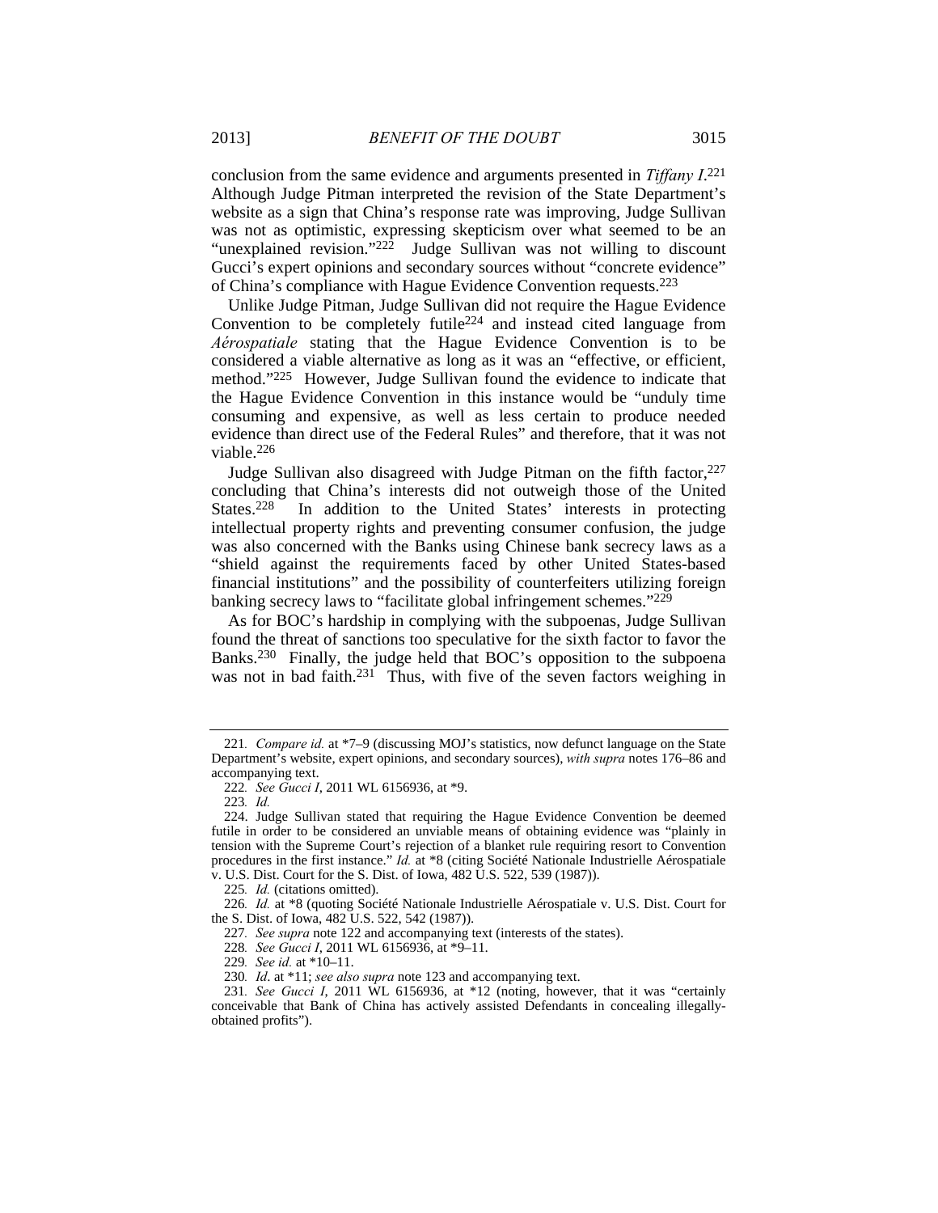conclusion from the same evidence and arguments presented in *Tiffany I*.[221] Although Judge Pitman interpreted the revision of the State Department's website as a sign that China's response rate was improving, Judge Sullivan was not as optimistic, expressing skepticism over what seemed to be an "unexplained revision."[222] Judge Sullivan was not willing to discount Gucci's expert opinions and secondary sources without "concrete evidence" of China's compliance with Hague Evidence Convention requests.[223]

Unlike Judge Pitman, Judge Sullivan did not require the Hague Evidence Convention to be completely futile[224] and instead cited language from *Aérospatiale* stating that the Hague Evidence Convention is to be considered a viable alternative as long as it was an "effective, or efficient, method."[225] However, Judge Sullivan found the evidence to indicate that the Hague Evidence Convention in this instance would be "unduly time consuming and expensive, as well as less certain to produce needed evidence than direct use of the Federal Rules" and therefore, that it was not viable.[226]

Judge Sullivan also disagreed with Judge Pitman on the fifth factor,[227] concluding that China's interests did not outweigh those of the United States.[228] In addition to the United States' interests in protecting intellectual property rights and preventing consumer confusion, the judge was also concerned with the Banks using Chinese bank secrecy laws as a "shield against the requirements faced by other United States-based financial institutions" and the possibility of counterfeiters utilizing foreign banking secrecy laws to "facilitate global infringement schemes."[229]

As for BOC's hardship in complying with the subpoenas, Judge Sullivan found the threat of sanctions too speculative for the sixth factor to favor the Banks.[230] Finally, the judge held that BOC's opposition to the subpoena was not in bad faith.[231] Thus, with five of the seven factors weighing in

---

221. *Compare id.* at *7–9 (discussing MOJ's statistics, now defunct language on the State Department's website, expert opinions, and secondary sources), *with supra* notes 176–86 and accompanying text.

222. *See Gucci I*, 2011 WL 6156936, at *9.

223. *Id.*

224. Judge Sullivan stated that requiring the Hague Evidence Convention be deemed futile in order to be considered an unviable means of obtaining evidence was "plainly in tension with the Supreme Court's rejection of a blanket rule requiring resort to Convention procedures in the first instance." *Id.* at *8 (citing Société Nationale Industrielle Aérospatiale v. U.S. Dist. Court for the S. Dist. of Iowa, 482 U.S. 522, 539 (1987)).

225. *Id.* (citations omitted).

226. *Id.* at *8 (quoting Société Nationale Industrielle Aérospatiale v. U.S. Dist. Court for the S. Dist. of Iowa, 482 U.S. 522, 542 (1987)).

227. *See supra* note 122 and accompanying text (interests of the states).

228. *See Gucci I*, 2011 WL 6156936, at *9–11.

229. *See id.* at *10–11.

230. *Id*. at *11; *see also supra* note 123 and accompanying text.

231. *See Gucci I*, 2011 WL 6156936, at *12 (noting, however, that it was "certainly conceivable that Bank of China has actively assisted Defendants in concealing illegally-obtained profits").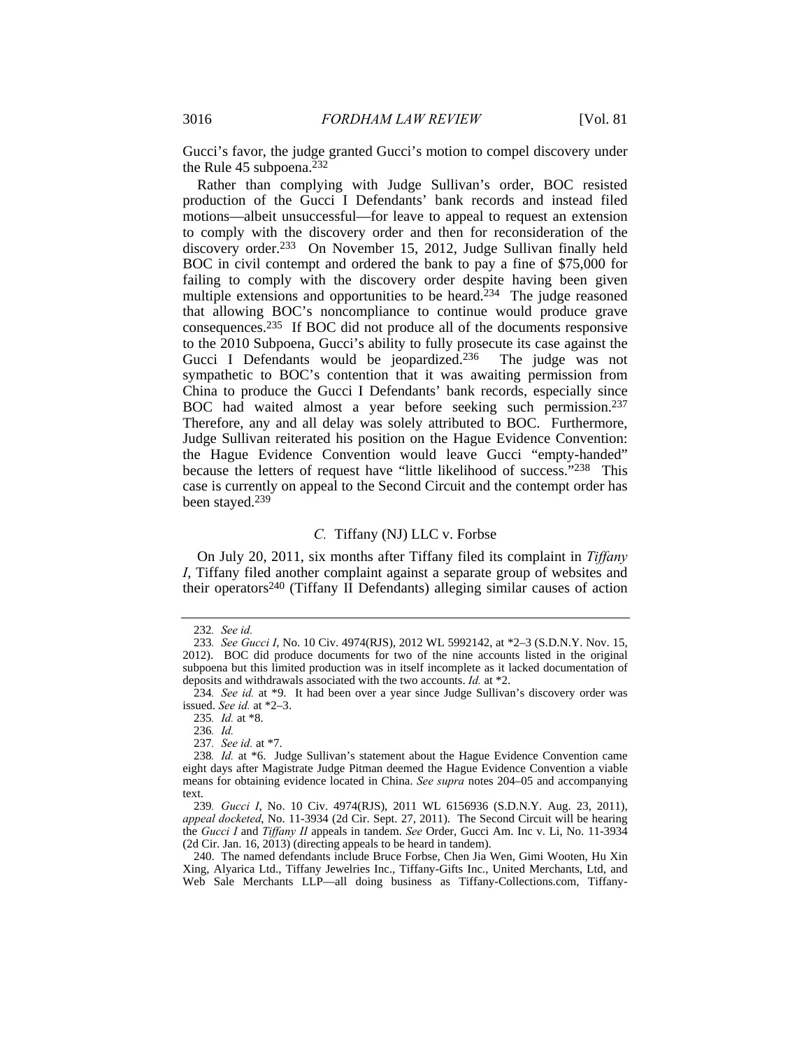Gucci's favor, the judge granted Gucci's motion to compel discovery under the Rule 45 subpoena.[232]

Rather than complying with Judge Sullivan's order, BOC resisted production of the Gucci I Defendants' bank records and instead filed motions—albeit unsuccessful—for leave to appeal to request an extension to comply with the discovery order and then for reconsideration of the discovery order.[233] On November 15, 2012, Judge Sullivan finally held BOC in civil contempt and ordered the bank to pay a fine of $75,000 for failing to comply with the discovery order despite having been given multiple extensions and opportunities to be heard.[234] The judge reasoned that allowing BOC's noncompliance to continue would produce grave consequences.[235] If BOC did not produce all of the documents responsive to the 2010 Subpoena, Gucci's ability to fully prosecute its case against the Gucci I Defendants would be jeopardized.[236] The judge was not sympathetic to BOC's contention that it was awaiting permission from China to produce the Gucci I Defendants' bank records, especially since BOC had waited almost a year before seeking such permission.[237] Therefore, any and all delay was solely attributed to BOC. Furthermore, Judge Sullivan reiterated his position on the Hague Evidence Convention: the Hague Evidence Convention would leave Gucci "empty-handed" because the letters of request have "little likelihood of success."[238] This case is currently on appeal to the Second Circuit and the contempt order has been stayed.[239]

### *C.* Tiffany (NJ) LLC v. Forbse

On July 20, 2011, six months after Tiffany filed its complaint in *Tiffany I*, Tiffany filed another complaint against a separate group of websites and their operators[240] (Tiffany II Defendants) alleging similar causes of action

---

232. *See id.*

233. *See Gucci I*, No. 10 Civ. 4974(RJS), 2012 WL 5992142, at *2–3 (S.D.N.Y. Nov. 15, 2012). BOC did produce documents for two of the nine accounts listed in the original subpoena but this limited production was in itself incomplete as it lacked documentation of deposits and withdrawals associated with the two accounts. *Id.* at *2.

234. *See id.* at *9. It had been over a year since Judge Sullivan's discovery order was issued. *See id.* at *2–3.

235. *Id.* at *8.

236. *Id.*

237. *See id.* at *7.

238. *Id.* at *6. Judge Sullivan's statement about the Hague Evidence Convention came eight days after Magistrate Judge Pitman deemed the Hague Evidence Convention a viable means for obtaining evidence located in China. *See supra* notes 204–05 and accompanying text.

239. *Gucci I*, No. 10 Civ. 4974(RJS), 2011 WL 6156936 (S.D.N.Y. Aug. 23, 2011), *appeal docketed*, No. 11-3934 (2d Cir. Sept. 27, 2011). The Second Circuit will be hearing the *Gucci I* and *Tiffany II* appeals in tandem. *See* Order, Gucci Am. Inc v. Li, No. 11-3934 (2d Cir. Jan. 16, 2013) (directing appeals to be heard in tandem).

240. The named defendants include Bruce Forbse, Chen Jia Wen, Gimi Wooten, Hu Xin Xing, Alyarica Ltd., Tiffany Jewelries Inc., Tiffany-Gifts Inc., United Merchants, Ltd, and Web Sale Merchants LLP—all doing business as Tiffany-Collections.com, Tiffany-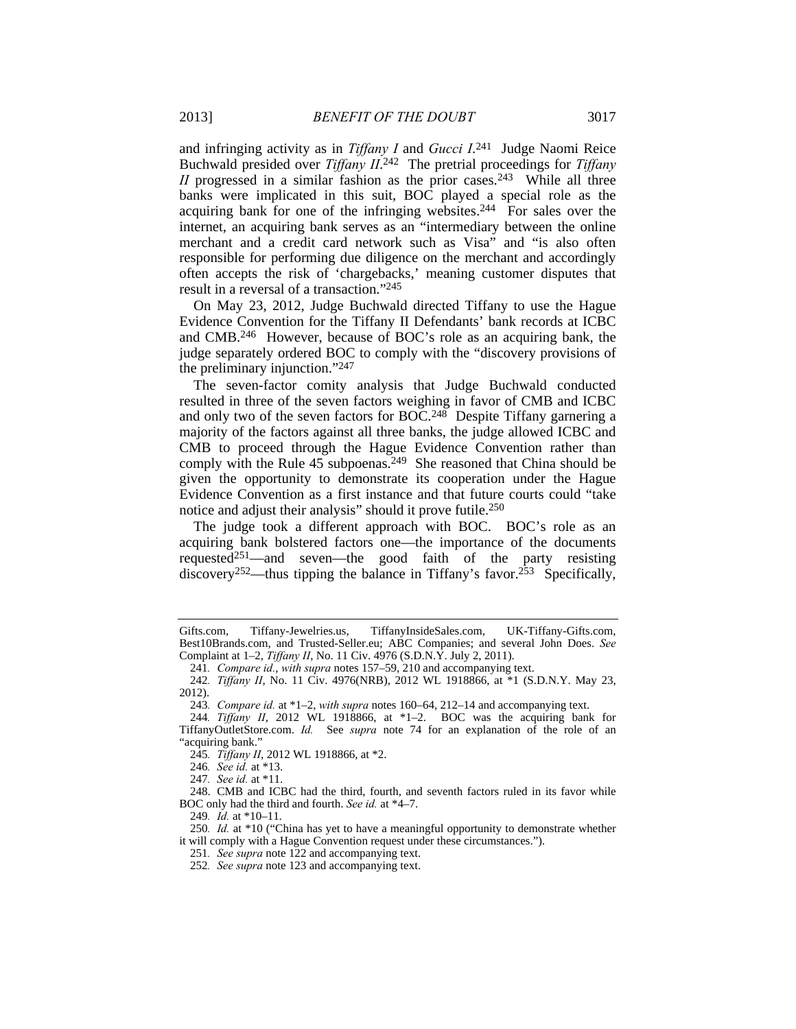and infringing activity as in *Tiffany I* and *Gucci I*.[241] Judge Naomi Reice Buchwald presided over *Tiffany II*.[242] The pretrial proceedings for *Tiffany II* progressed in a similar fashion as the prior cases.[243] While all three banks were implicated in this suit, BOC played a special role as the acquiring bank for one of the infringing websites.[244] For sales over the internet, an acquiring bank serves as an "intermediary between the online merchant and a credit card network such as Visa" and "is also often responsible for performing due diligence on the merchant and accordingly often accepts the risk of 'chargebacks,' meaning customer disputes that result in a reversal of a transaction."[245]

On May 23, 2012, Judge Buchwald directed Tiffany to use the Hague Evidence Convention for the Tiffany II Defendants' bank records at ICBC and CMB.[246] However, because of BOC's role as an acquiring bank, the judge separately ordered BOC to comply with the "discovery provisions of the preliminary injunction."[247]

The seven-factor comity analysis that Judge Buchwald conducted resulted in three of the seven factors weighing in favor of CMB and ICBC and only two of the seven factors for BOC.[248] Despite Tiffany garnering a majority of the factors against all three banks, the judge allowed ICBC and CMB to proceed through the Hague Evidence Convention rather than comply with the Rule 45 subpoenas.[249] She reasoned that China should be given the opportunity to demonstrate its cooperation under the Hague Evidence Convention as a first instance and that future courts could "take notice and adjust their analysis" should it prove futile.[250]

The judge took a different approach with BOC. BOC's role as an acquiring bank bolstered factors one—the importance of the documents requested[251]—and seven—the good faith of the party resisting discovery[252]—thus tipping the balance in Tiffany's favor.[253] Specifically,

---

Gifts.com, Tiffany-Jewelries.us, TiffanyInsideSales.com, UK-Tiffany-Gifts.com, Best10Brands.com, and Trusted-Seller.eu; ABC Companies; and several John Does. *See* Complaint at 1–2, *Tiffany II*, No. 11 Civ. 4976 (S.D.N.Y. July 2, 2011).

241. *Compare id.*, *with supra* notes 157–59, 210 and accompanying text.

242. *Tiffany II*, No. 11 Civ. 4976(NRB), 2012 WL 1918866, at *1 (S.D.N.Y. May 23, 2012).

243. *Compare id.* at *1–2, *with supra* notes 160–64, 212–14 and accompanying text.

244. *Tiffany II*, 2012 WL 1918866, at *1–2. BOC was the acquiring bank for TiffanyOutletStore.com. *Id.* See *supra* note 74 for an explanation of the role of an "acquiring bank."

245. *Tiffany II*, 2012 WL 1918866, at *2.

246. *See id.* at *13.

247. *See id.* at *11.

248. CMB and ICBC had the third, fourth, and seventh factors ruled in its favor while BOC only had the third and fourth. *See id.* at *4–7.

249. *Id.* at *10–11.

250. *Id.* at *10 ("China has yet to have a meaningful opportunity to demonstrate whether it will comply with a Hague Convention request under these circumstances.").

251. *See supra* note 122 and accompanying text.

252. *See supra* note 123 and accompanying text.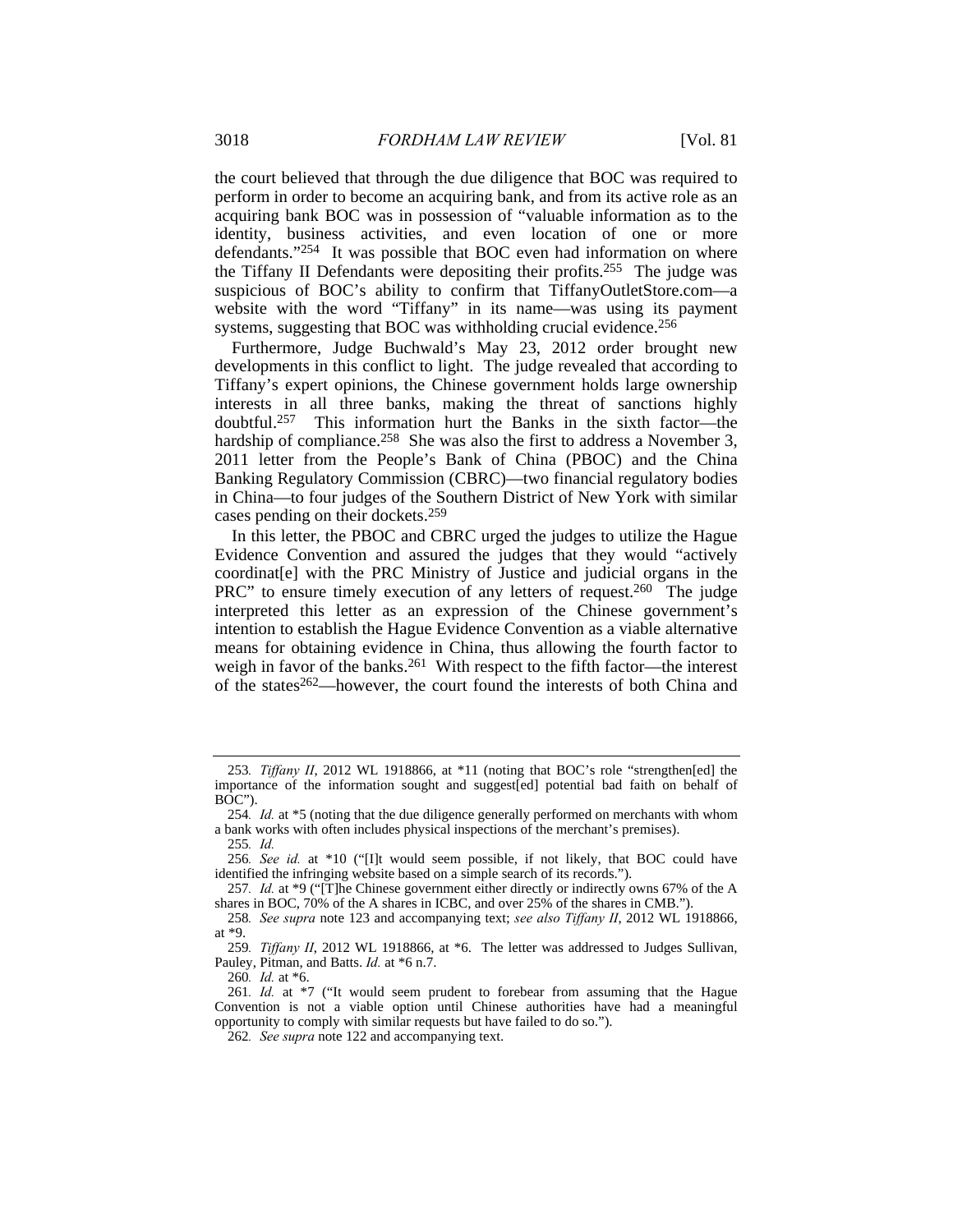the court believed that through the due diligence that BOC was required to perform in order to become an acquiring bank, and from its active role as an acquiring bank BOC was in possession of "valuable information as to the identity, business activities, and even location of one or more defendants."[254] It was possible that BOC even had information on where the Tiffany II Defendants were depositing their profits.[255] The judge was suspicious of BOC's ability to confirm that TiffanyOutletStore.com—a website with the word "Tiffany" in its name—was using its payment systems, suggesting that BOC was withholding crucial evidence.[256]

Furthermore, Judge Buchwald's May 23, 2012 order brought new developments in this conflict to light. The judge revealed that according to Tiffany's expert opinions, the Chinese government holds large ownership interests in all three banks, making the threat of sanctions highly doubtful.[257] This information hurt the Banks in the sixth factor—the hardship of compliance.[258] She was also the first to address a November 3, 2011 letter from the People's Bank of China (PBOC) and the China Banking Regulatory Commission (CBRC)—two financial regulatory bodies in China—to four judges of the Southern District of New York with similar cases pending on their dockets.[259]

In this letter, the PBOC and CBRC urged the judges to utilize the Hague Evidence Convention and assured the judges that they would "actively coordinat[e] with the PRC Ministry of Justice and judicial organs in the PRC" to ensure timely execution of any letters of request.[260] The judge interpreted this letter as an expression of the Chinese government's intention to establish the Hague Evidence Convention as a viable alternative means for obtaining evidence in China, thus allowing the fourth factor to weigh in favor of the banks.[261] With respect to the fifth factor—the interest of the states[262]—however, the court found the interests of both China and

---

253. *Tiffany II*, 2012 WL 1918866, at *11 (noting that BOC's role "strengthen[ed] the importance of the information sought and suggest[ed] potential bad faith on behalf of BOC").

254. *Id.* at *5 (noting that the due diligence generally performed on merchants with whom a bank works with often includes physical inspections of the merchant's premises).

255. *Id.*

256. *See id.* at *10 ("[I]t would seem possible, if not likely, that BOC could have identified the infringing website based on a simple search of its records.").

257. *Id.* at *9 ("[T]he Chinese government either directly or indirectly owns 67% of the A shares in BOC, 70% of the A shares in ICBC, and over 25% of the shares in CMB.").

258. *See supra* note 123 and accompanying text; *see also Tiffany II*, 2012 WL 1918866, at *9.

259. *Tiffany II*, 2012 WL 1918866, at *6. The letter was addressed to Judges Sullivan, Pauley, Pitman, and Batts. *Id.* at *6 n.7.

260. *Id.* at *6.

261. *Id.* at *7 ("It would seem prudent to forebear from assuming that the Hague Convention is not a viable option until Chinese authorities have had a meaningful opportunity to comply with similar requests but have failed to do so.").

262. *See supra* note 122 and accompanying text.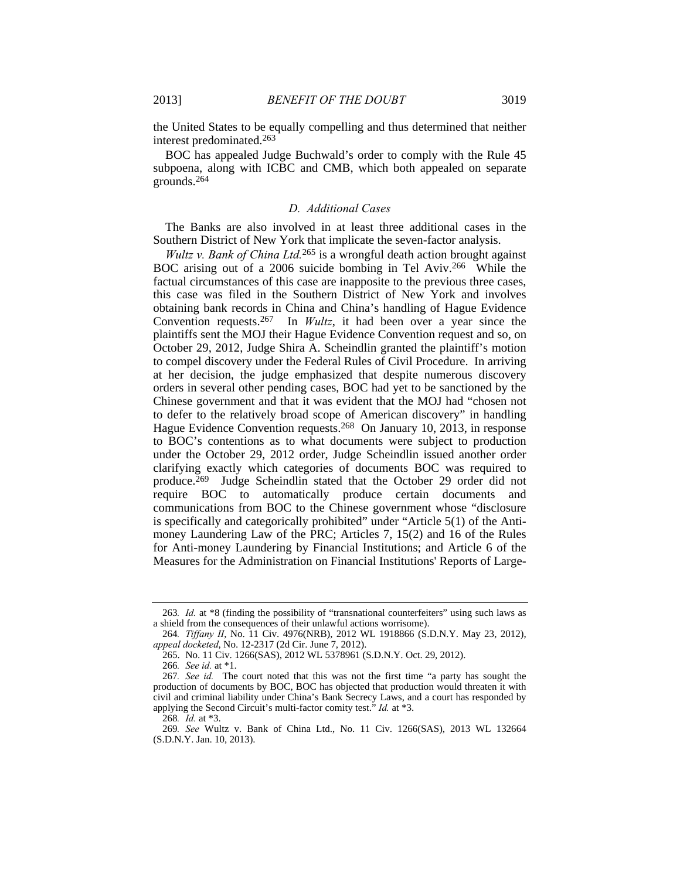the United States to be equally compelling and thus determined that neither interest predominated.[263]

BOC has appealed Judge Buchwald's order to comply with the Rule 45 subpoena, along with ICBC and CMB, which both appealed on separate grounds.[264]

### *D. Additional Cases*

The Banks are also involved in at least three additional cases in the Southern District of New York that implicate the seven-factor analysis.

*Wultz v. Bank of China Ltd.*[265] is a wrongful death action brought against BOC arising out of a 2006 suicide bombing in Tel Aviv.[266] While the factual circumstances of this case are inapposite to the previous three cases, this case was filed in the Southern District of New York and involves obtaining bank records in China and China's handling of Hague Evidence Convention requests.[267] In *Wultz*, it had been over a year since the plaintiffs sent the MOJ their Hague Evidence Convention request and so, on October 29, 2012, Judge Shira A. Scheindlin granted the plaintiff's motion to compel discovery under the Federal Rules of Civil Procedure. In arriving at her decision, the judge emphasized that despite numerous discovery orders in several other pending cases, BOC had yet to be sanctioned by the Chinese government and that it was evident that the MOJ had "chosen not to defer to the relatively broad scope of American discovery" in handling Hague Evidence Convention requests.[268] On January 10, 2013, in response to BOC's contentions as to what documents were subject to production under the October 29, 2012 order, Judge Scheindlin issued another order clarifying exactly which categories of documents BOC was required to produce.[269] Judge Scheindlin stated that the October 29 order did not require BOC to automatically produce certain documents and communications from BOC to the Chinese government whose "disclosure is specifically and categorically prohibited" under "Article 5(1) of the Anti-money Laundering Law of the PRC; Articles 7, 15(2) and 16 of the Rules for Anti-money Laundering by Financial Institutions; and Article 6 of the Measures for the Administration on Financial Institutions' Reports of Large-

---

263. *Id.* at *8 (finding the possibility of "transnational counterfeiters" using such laws as a shield from the consequences of their unlawful actions worrisome).

264. *Tiffany II*, No. 11 Civ. 4976(NRB), 2012 WL 1918866 (S.D.N.Y. May 23, 2012), *appeal docketed*, No. 12-2317 (2d Cir. June 7, 2012).

265. No. 11 Civ. 1266(SAS), 2012 WL 5378961 (S.D.N.Y. Oct. 29, 2012).

266. *See id.* at *1.

267. *See id.* The court noted that this was not the first time "a party has sought the production of documents by BOC, BOC has objected that production would threaten it with civil and criminal liability under China's Bank Secrecy Laws, and a court has responded by applying the Second Circuit's multi-factor comity test." *Id.* at *3.

268. *Id.* at *3.

269. *See* Wultz v. Bank of China Ltd., No. 11 Civ. 1266(SAS), 2013 WL 132664 (S.D.N.Y. Jan. 10, 2013).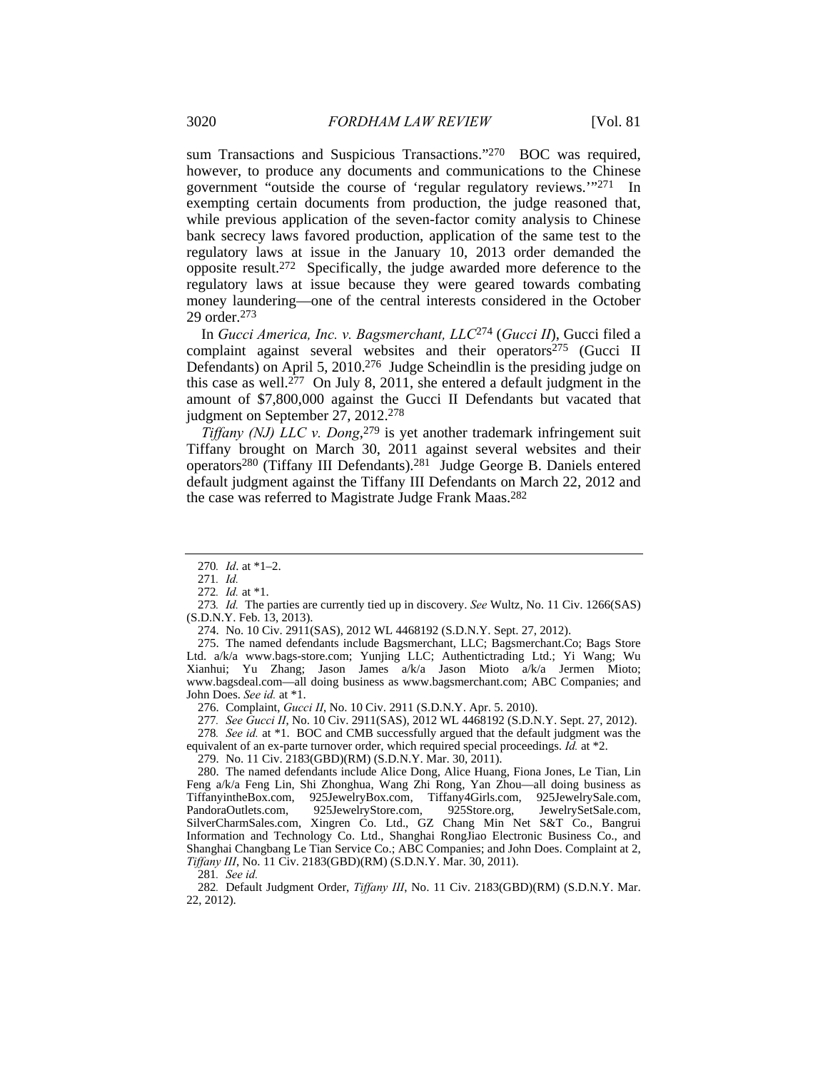sum Transactions and Suspicious Transactions."[270] BOC was required, however, to produce any documents and communications to the Chinese government "outside the course of 'regular regulatory reviews.'"[271] In exempting certain documents from production, the judge reasoned that, while previous application of the seven-factor comity analysis to Chinese bank secrecy laws favored production, application of the same test to the regulatory laws at issue in the January 10, 2013 order demanded the opposite result.[272] Specifically, the judge awarded more deference to the regulatory laws at issue because they were geared towards combating money laundering—one of the central interests considered in the October 29 order.[273]

In *Gucci America, Inc. v. Bagsmerchant, LLC*[274] (*Gucci II*), Gucci filed a complaint against several websites and their operators[275] (Gucci II Defendants) on April 5, 2010.[276] Judge Scheindlin is the presiding judge on this case as well.[277] On July 8, 2011, she entered a default judgment in the amount of $7,800,000 against the Gucci II Defendants but vacated that judgment on September 27, 2012.[278]

*Tiffany (NJ) LLC v. Dong*,[279] is yet another trademark infringement suit Tiffany brought on March 30, 2011 against several websites and their operators[280] (Tiffany III Defendants).[281] Judge George B. Daniels entered default judgment against the Tiffany III Defendants on March 22, 2012 and the case was referred to Magistrate Judge Frank Maas.[282]

---

270. *Id*. at *1–2.

271. *Id.*

272. *Id.* at *1.

273. *Id.* The parties are currently tied up in discovery. *See* Wultz, No. 11 Civ. 1266(SAS) (S.D.N.Y. Feb. 13, 2013).

274. No. 10 Civ. 2911(SAS), 2012 WL 4468192 (S.D.N.Y. Sept. 27, 2012).

275. The named defendants include Bagsmerchant, LLC; Bagsmerchant.Co; Bags Store Ltd. a/k/a www.bags-store.com; Yunjing LLC; Authentictrading Ltd.; Yi Wang; Wu Xianhui; Yu Zhang; Jason James a/k/a Jason Mioto a/k/a Jermen Mioto; www.bagsdeal.com—all doing business as www.bagsmerchant.com; ABC Companies; and John Does. *See id.* at *1.

276. Complaint, *Gucci II*, No. 10 Civ. 2911 (S.D.N.Y. Apr. 5. 2010).

277. *See Gucci II*, No. 10 Civ. 2911(SAS), 2012 WL 4468192 (S.D.N.Y. Sept. 27, 2012).

278. *See id.* at *1. BOC and CMB successfully argued that the default judgment was the equivalent of an ex-parte turnover order, which required special proceedings. *Id.* at *2.

279. No. 11 Civ. 2183(GBD)(RM) (S.D.N.Y. Mar. 30, 2011).

280. The named defendants include Alice Dong, Alice Huang, Fiona Jones, Le Tian, Lin Feng a/k/a Feng Lin, Shi Zhonghua, Wang Zhi Rong, Yan Zhou—all doing business as TiffanyintheBox.com, 925JewelryBox.com, Tiffany4Girls.com, 925JewelrySale.com, PandoraOutlets.com, 925JewelryStore.com, 925Store.org, JewelrySetSale.com, SilverCharmSales.com, Xingren Co. Ltd., GZ Chang Min Net S&T Co., Bangrui Information and Technology Co. Ltd., Shanghai RongJiao Electronic Business Co., and Shanghai Changbang Le Tian Service Co.; ABC Companies; and John Does. Complaint at 2, *Tiffany III*, No. 11 Civ. 2183(GBD)(RM) (S.D.N.Y. Mar. 30, 2011).

281. *See id.*

282. Default Judgment Order, *Tiffany III*, No. 11 Civ. 2183(GBD)(RM) (S.D.N.Y. Mar. 22, 2012).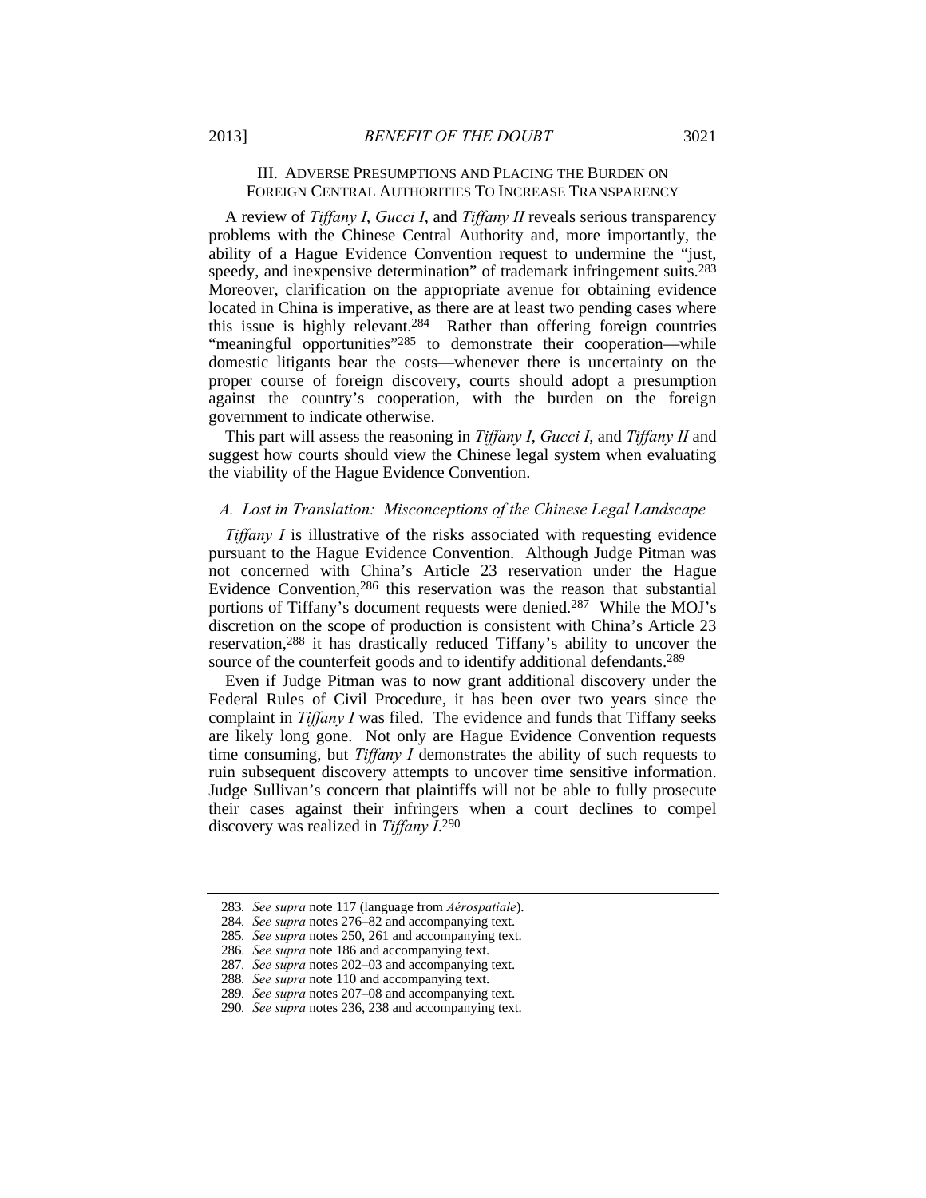## III. ADVERSE PRESUMPTIONS AND PLACING THE BURDEN ON FOREIGN CENTRAL AUTHORITIES TO INCREASE TRANSPARENCY

A review of *Tiffany I*, *Gucci I*, and *Tiffany II* reveals serious transparency problems with the Chinese Central Authority and, more importantly, the ability of a Hague Evidence Convention request to undermine the "just, speedy, and inexpensive determination" of trademark infringement suits.[283] Moreover, clarification on the appropriate avenue for obtaining evidence located in China is imperative, as there are at least two pending cases where this issue is highly relevant.[284] Rather than offering foreign countries "meaningful opportunities"[285] to demonstrate their cooperation—while domestic litigants bear the costs—whenever there is uncertainty on the proper course of foreign discovery, courts should adopt a presumption against the country's cooperation, with the burden on the foreign government to indicate otherwise.

This part will assess the reasoning in *Tiffany I*, *Gucci I*, and *Tiffany II* and suggest how courts should view the Chinese legal system when evaluating the viability of the Hague Evidence Convention.

### *A. Lost in Translation: Misconceptions of the Chinese Legal Landscape*

*Tiffany I* is illustrative of the risks associated with requesting evidence pursuant to the Hague Evidence Convention. Although Judge Pitman was not concerned with China's Article 23 reservation under the Hague Evidence Convention,[286] this reservation was the reason that substantial portions of Tiffany's document requests were denied.[287] While the MOJ's discretion on the scope of production is consistent with China's Article 23 reservation,[288] it has drastically reduced Tiffany's ability to uncover the source of the counterfeit goods and to identify additional defendants.[289]

Even if Judge Pitman was to now grant additional discovery under the Federal Rules of Civil Procedure, it has been over two years since the complaint in *Tiffany I* was filed. The evidence and funds that Tiffany seeks are likely long gone. Not only are Hague Evidence Convention requests time consuming, but *Tiffany I* demonstrates the ability of such requests to ruin subsequent discovery attempts to uncover time sensitive information. Judge Sullivan's concern that plaintiffs will not be able to fully prosecute their cases against their infringers when a court declines to compel discovery was realized in *Tiffany I*.[290]

---

283. *See supra* note 117 (language from *Aérospatiale*).

284. *See supra* notes 276–82 and accompanying text.

285. *See supra* notes 250, 261 and accompanying text.

286. *See supra* note 186 and accompanying text.

287. *See supra* notes 202–03 and accompanying text.

288. *See supra* note 110 and accompanying text.

289. *See supra* notes 207–08 and accompanying text.

290. *See supra* notes 236, 238 and accompanying text.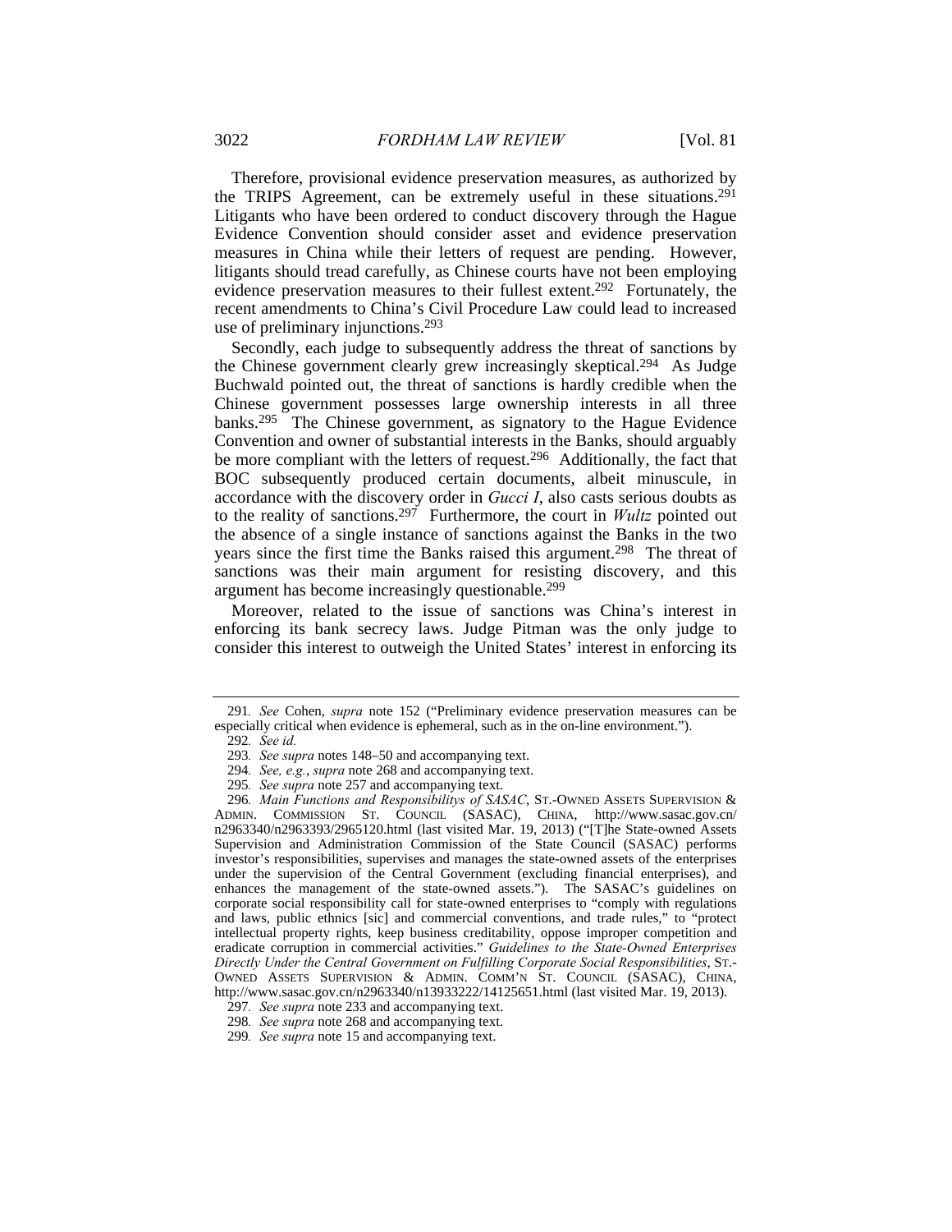Therefore, provisional evidence preservation measures, as authorized by the TRIPS Agreement, can be extremely useful in these situations.[291] Litigants who have been ordered to conduct discovery through the Hague Evidence Convention should consider asset and evidence preservation measures in China while their letters of request are pending. However, litigants should tread carefully, as Chinese courts have not been employing evidence preservation measures to their fullest extent.[292] Fortunately, the recent amendments to China's Civil Procedure Law could lead to increased use of preliminary injunctions.[293]

Secondly, each judge to subsequently address the threat of sanctions by the Chinese government clearly grew increasingly skeptical.[294] As Judge Buchwald pointed out, the threat of sanctions is hardly credible when the Chinese government possesses large ownership interests in all three banks.[295] The Chinese government, as signatory to the Hague Evidence Convention and owner of substantial interests in the Banks, should arguably be more compliant with the letters of request.[296] Additionally, the fact that BOC subsequently produced certain documents, albeit minuscule, in accordance with the discovery order in *Gucci I*, also casts serious doubts as to the reality of sanctions.[297] Furthermore, the court in *Wultz* pointed out the absence of a single instance of sanctions against the Banks in the two years since the first time the Banks raised this argument.[298] The threat of sanctions was their main argument for resisting discovery, and this argument has become increasingly questionable.[299]

Moreover, related to the issue of sanctions was China's interest in enforcing its bank secrecy laws. Judge Pitman was the only judge to consider this interest to outweigh the United States' interest in enforcing its

---

291. *See* Cohen, *supra* note 152 ("Preliminary evidence preservation measures can be especially critical when evidence is ephemeral, such as in the on-line environment.").

292. *See id.*

293. *See supra* notes 148–50 and accompanying text.

294. *See, e.g.*, *supra* note 268 and accompanying text.

295. *See supra* note 257 and accompanying text.

296. *Main Functions and Responsibilitys of SASAC*, ST.-OWNED ASSETS SUPERVISION & ADMIN. COMMISSION ST. COUNCIL (SASAC), CHINA, http://www.sasac.gov.cn/n2963340/n2963393/2965120.html (last visited Mar. 19, 2013) ("[T]he State-owned Assets Supervision and Administration Commission of the State Council (SASAC) performs investor's responsibilities, supervises and manages the state-owned assets of the enterprises under the supervision of the Central Government (excluding financial enterprises), and enhances the management of the state-owned assets."). The SASAC's guidelines on corporate social responsibility call for state-owned enterprises to "comply with regulations and laws, public ethnics [sic] and commercial conventions, and trade rules," to "protect intellectual property rights, keep business creditability, oppose improper competition and eradicate corruption in commercial activities." *Guidelines to the State-Owned Enterprises Directly Under the Central Government on Fulfilling Corporate Social Responsibilities*, ST.-OWNED ASSETS SUPERVISION & ADMIN. COMM'N ST. COUNCIL (SASAC), CHINA, http://www.sasac.gov.cn/n2963340/n13933222/14125651.html (last visited Mar. 19, 2013).

297. *See supra* note 233 and accompanying text.

298. *See supra* note 268 and accompanying text.

299. *See supra* note 15 and accompanying text.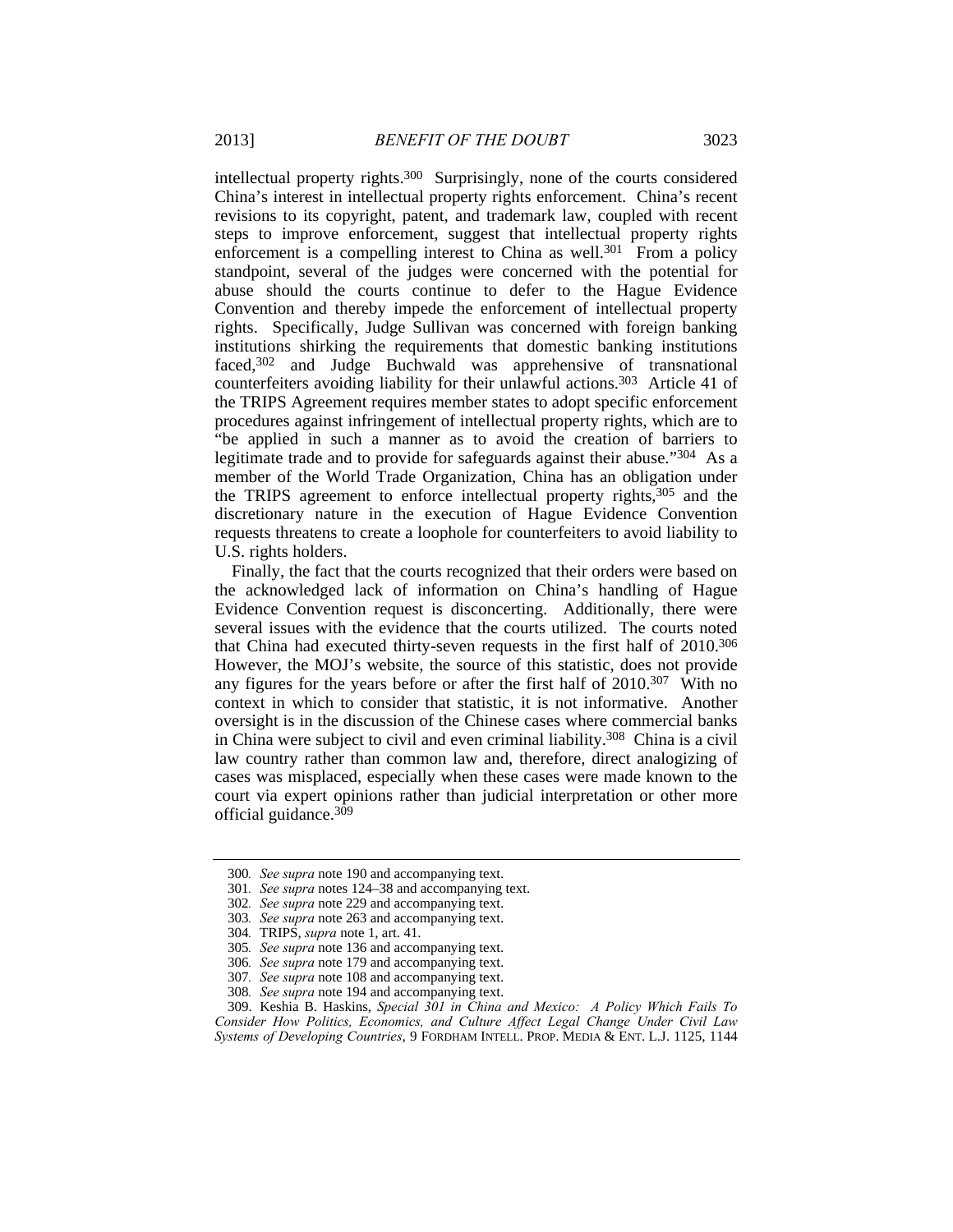intellectual property rights.[300] Surprisingly, none of the courts considered China's interest in intellectual property rights enforcement. China's recent revisions to its copyright, patent, and trademark law, coupled with recent steps to improve enforcement, suggest that intellectual property rights enforcement is a compelling interest to China as well.[301] From a policy standpoint, several of the judges were concerned with the potential for abuse should the courts continue to defer to the Hague Evidence Convention and thereby impede the enforcement of intellectual property rights. Specifically, Judge Sullivan was concerned with foreign banking institutions shirking the requirements that domestic banking institutions faced,[302] and Judge Buchwald was apprehensive of transnational counterfeiters avoiding liability for their unlawful actions.[303] Article 41 of the TRIPS Agreement requires member states to adopt specific enforcement procedures against infringement of intellectual property rights, which are to "be applied in such a manner as to avoid the creation of barriers to legitimate trade and to provide for safeguards against their abuse."[304] As a member of the World Trade Organization, China has an obligation under the TRIPS agreement to enforce intellectual property rights,[305] and the discretionary nature in the execution of Hague Evidence Convention requests threatens to create a loophole for counterfeiters to avoid liability to U.S. rights holders.

Finally, the fact that the courts recognized that their orders were based on the acknowledged lack of information on China's handling of Hague Evidence Convention request is disconcerting. Additionally, there were several issues with the evidence that the courts utilized. The courts noted that China had executed thirty-seven requests in the first half of 2010.[306] However, the MOJ's website, the source of this statistic, does not provide any figures for the years before or after the first half of 2010.[307] With no context in which to consider that statistic, it is not informative. Another oversight is in the discussion of the Chinese cases where commercial banks in China were subject to civil and even criminal liability.[308] China is a civil law country rather than common law and, therefore, direct analogizing of cases was misplaced, especially when these cases were made known to the court via expert opinions rather than judicial interpretation or other more official guidance.[309]

---

300. *See supra* note 190 and accompanying text.

301. *See supra* notes 124–38 and accompanying text.

302. *See supra* note 229 and accompanying text.

303. *See supra* note 263 and accompanying text.

304. TRIPS, *supra* note 1, art. 41.

305. *See supra* note 136 and accompanying text.

306. *See supra* note 179 and accompanying text.

307. *See supra* note 108 and accompanying text.

308. *See supra* note 194 and accompanying text.

309. Keshia B. Haskins, *Special 301 in China and Mexico: A Policy Which Fails To Consider How Politics, Economics, and Culture Affect Legal Change Under Civil Law Systems of Developing Countries*, 9 FORDHAM INTELL. PROP. MEDIA & ENT. L.J. 1125, 1144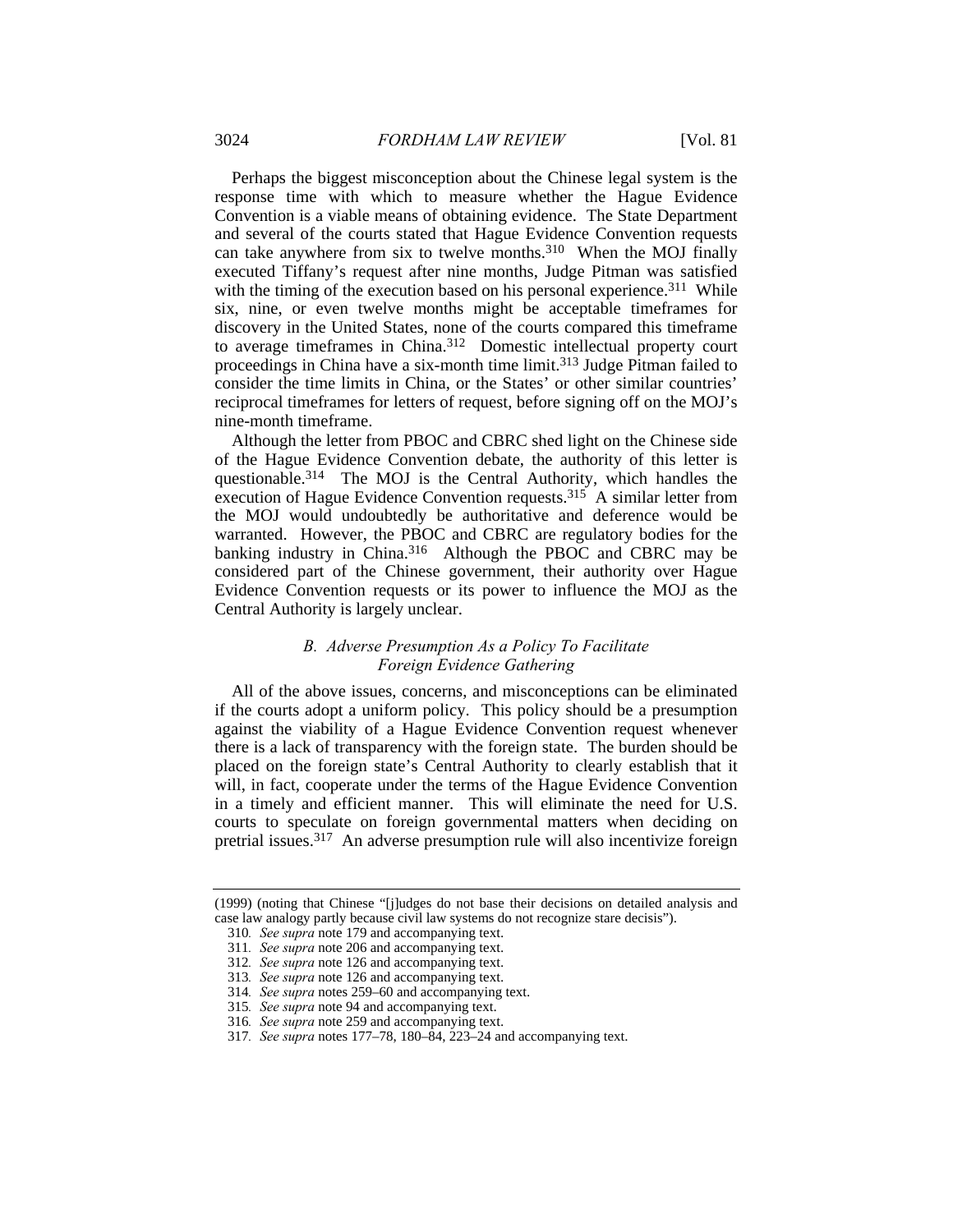Perhaps the biggest misconception about the Chinese legal system is the response time with which to measure whether the Hague Evidence Convention is a viable means of obtaining evidence. The State Department and several of the courts stated that Hague Evidence Convention requests can take anywhere from six to twelve months.[310] When the MOJ finally executed Tiffany's request after nine months, Judge Pitman was satisfied with the timing of the execution based on his personal experience.[311] While six, nine, or even twelve months might be acceptable timeframes for discovery in the United States, none of the courts compared this timeframe to average timeframes in China.[312] Domestic intellectual property court proceedings in China have a six-month time limit.[313] Judge Pitman failed to consider the time limits in China, or the States' or other similar countries' reciprocal timeframes for letters of request, before signing off on the MOJ's nine-month timeframe.

Although the letter from PBOC and CBRC shed light on the Chinese side of the Hague Evidence Convention debate, the authority of this letter is questionable.[314] The MOJ is the Central Authority, which handles the execution of Hague Evidence Convention requests.[315] A similar letter from the MOJ would undoubtedly be authoritative and deference would be warranted. However, the PBOC and CBRC are regulatory bodies for the banking industry in China.[316] Although the PBOC and CBRC may be considered part of the Chinese government, their authority over Hague Evidence Convention requests or its power to influence the MOJ as the Central Authority is largely unclear.

### *B. Adverse Presumption As a Policy To Facilitate Foreign Evidence Gathering*

All of the above issues, concerns, and misconceptions can be eliminated if the courts adopt a uniform policy. This policy should be a presumption against the viability of a Hague Evidence Convention request whenever there is a lack of transparency with the foreign state. The burden should be placed on the foreign state's Central Authority to clearly establish that it will, in fact, cooperate under the terms of the Hague Evidence Convention in a timely and efficient manner. This will eliminate the need for U.S. courts to speculate on foreign governmental matters when deciding on pretrial issues.[317] An adverse presumption rule will also incentivize foreign

---

(1999) (noting that Chinese "[j]udges do not base their decisions on detailed analysis and case law analogy partly because civil law systems do not recognize stare decisis").

310. *See supra* note 179 and accompanying text.

311. *See supra* note 206 and accompanying text.

312. *See supra* note 126 and accompanying text.

313. *See supra* note 126 and accompanying text.

314. *See supra* notes 259–60 and accompanying text.

315. *See supra* note 94 and accompanying text.

316. *See supra* note 259 and accompanying text.

317. *See supra* notes 177–78, 180–84, 223–24 and accompanying text.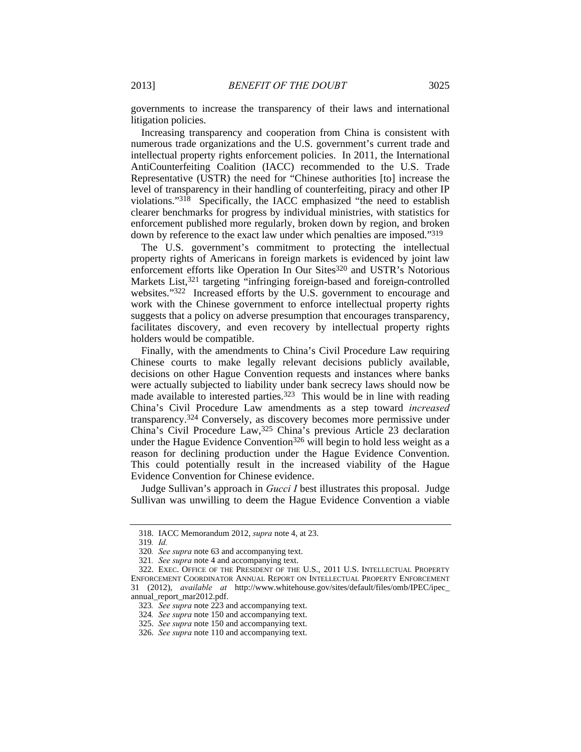governments to increase the transparency of their laws and international litigation policies.

Increasing transparency and cooperation from China is consistent with numerous trade organizations and the U.S. government's current trade and intellectual property rights enforcement policies. In 2011, the International AntiCounterfeiting Coalition (IACC) recommended to the U.S. Trade Representative (USTR) the need for "Chinese authorities [to] increase the level of transparency in their handling of counterfeiting, piracy and other IP violations."[318] Specifically, the IACC emphasized "the need to establish clearer benchmarks for progress by individual ministries, with statistics for enforcement published more regularly, broken down by region, and broken down by reference to the exact law under which penalties are imposed."[319]

The U.S. government's commitment to protecting the intellectual property rights of Americans in foreign markets is evidenced by joint law enforcement efforts like Operation In Our Sites[320] and USTR's Notorious Markets List,[321] targeting "infringing foreign-based and foreign-controlled websites."[322] Increased efforts by the U.S. government to encourage and work with the Chinese government to enforce intellectual property rights suggests that a policy on adverse presumption that encourages transparency, facilitates discovery, and even recovery by intellectual property rights holders would be compatible.

Finally, with the amendments to China's Civil Procedure Law requiring Chinese courts to make legally relevant decisions publicly available, decisions on other Hague Convention requests and instances where banks were actually subjected to liability under bank secrecy laws should now be made available to interested parties.[323] This would be in line with reading China's Civil Procedure Law amendments as a step toward *increased* transparency.[324] Conversely, as discovery becomes more permissive under China's Civil Procedure Law,[325] China's previous Article 23 declaration under the Hague Evidence Convention[326] will begin to hold less weight as a reason for declining production under the Hague Evidence Convention. This could potentially result in the increased viability of the Hague Evidence Convention for Chinese evidence.

Judge Sullivan's approach in *Gucci I* best illustrates this proposal. Judge Sullivan was unwilling to deem the Hague Evidence Convention a viable

318. IACC Memorandum 2012, *supra* note 4, at 23.

319. *Id.*

320. *See supra* note 63 and accompanying text.

321. *See supra* note 4 and accompanying text.

322. EXEC. OFFICE OF THE PRESIDENT OF THE U.S., 2011 U.S. INTELLECTUAL PROPERTY ENFORCEMENT COORDINATOR ANNUAL REPORT ON INTELLECTUAL PROPERTY ENFORCEMENT 31 (2012), *available at* http://www.whitehouse.gov/sites/default/files/omb/IPEC/ipec_annual_report_mar2012.pdf.

323. *See supra* note 223 and accompanying text.

324. *See supra* note 150 and accompanying text.

325. *See supra* note 150 and accompanying text.

326. *See supra* note 110 and accompanying text.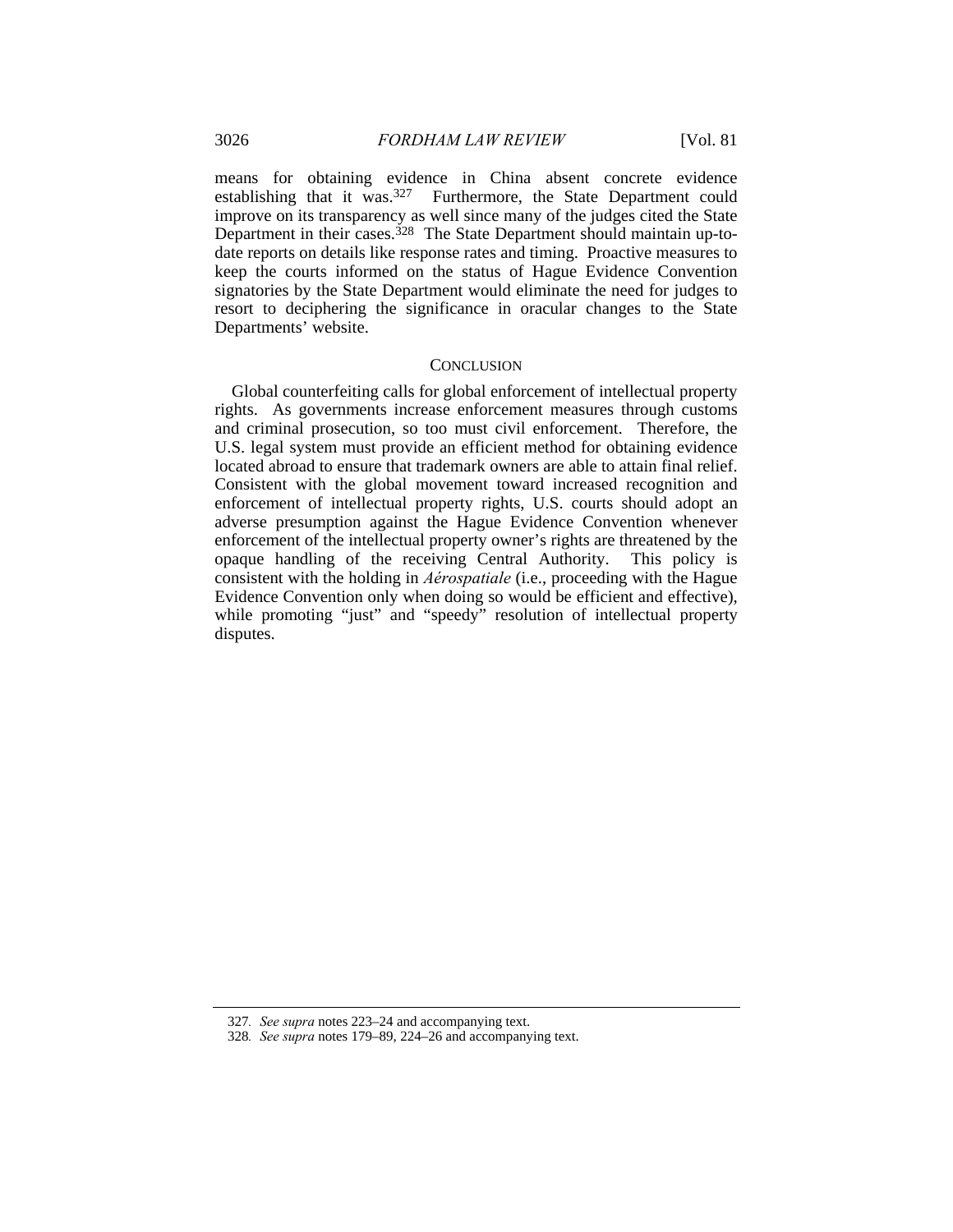means for obtaining evidence in China absent concrete evidence establishing that it was.[327] Furthermore, the State Department could improve on its transparency as well since many of the judges cited the State Department in their cases.[328] The State Department should maintain up-to-date reports on details like response rates and timing. Proactive measures to keep the courts informed on the status of Hague Evidence Convention signatories by the State Department would eliminate the need for judges to resort to deciphering the significance in oracular changes to the State Departments' website.

## CONCLUSION

Global counterfeiting calls for global enforcement of intellectual property rights. As governments increase enforcement measures through customs and criminal prosecution, so too must civil enforcement. Therefore, the U.S. legal system must provide an efficient method for obtaining evidence located abroad to ensure that trademark owners are able to attain final relief. Consistent with the global movement toward increased recognition and enforcement of intellectual property rights, U.S. courts should adopt an adverse presumption against the Hague Evidence Convention whenever enforcement of the intellectual property owner's rights are threatened by the opaque handling of the receiving Central Authority. This policy is consistent with the holding in *Aérospatiale* (i.e., proceeding with the Hague Evidence Convention only when doing so would be efficient and effective), while promoting "just" and "speedy" resolution of intellectual property disputes.

---

327. *See supra* notes 223–24 and accompanying text.

328. *See supra* notes 179–89, 224–26 and accompanying text.